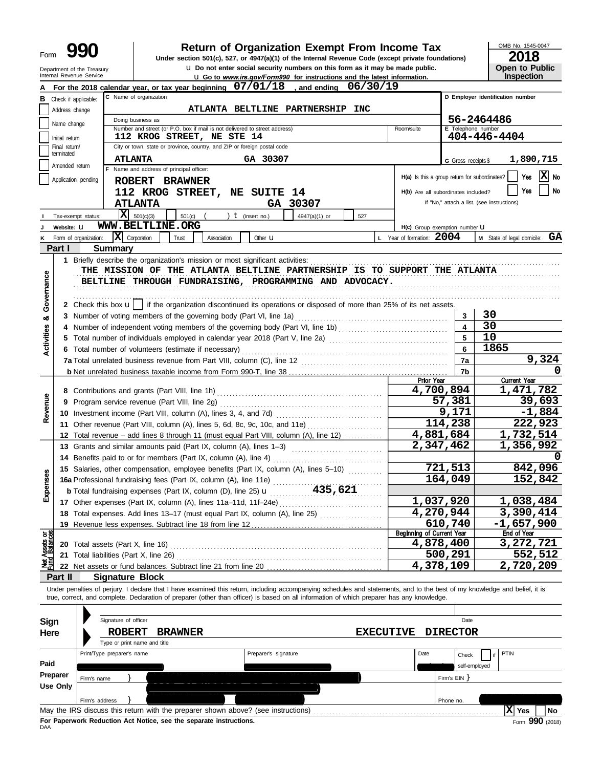Form **990**

# Return of Organization Exempt From Income Tax

Under section 501(c), 527, or 4947(a)(1) of the Internal Revenue Code (except private foundations)

u Do not enter social security numbers on this form as it may be made public.

u Go to *www.irs.gov/Form990* for instructions and the latest information.

Department of the Treasury
Internal Revenue Service

OMB No. 1545-0047

**2018**

**Open to Public Inspection**

**A** For the 2018 calendar year, or tax year beginning 07/01/18 , and ending 06/30/19

**B** Check if applicable:
- Address change
- Name change
- Initial return
- Final return/terminated
- Amended return
- Application pending

**C** Name of organization: ATLANTA BELTLINE PARTNERSHIP INC

Doing business as

Number and street (or P.O. box if mail is not delivered to street address): 112 KROG STREET, NE STE 14 — Room/suite

City or town, state or province, country, and ZIP or foreign postal code: ATLANTA GA 30307

**D** Employer identification number: 56-2464486

**E** Telephone number: 404-446-4404

**G** Gross receipts $ 1,890,715

**F** Name and address of principal officer:
ROBERT BRAWNER
112 KROG STREET, NE SUITE 14
ATLANTA GA 30307

H(a) Is this a group return for subordinates? Yes [ ] No [X]

H(b) Are all subordinates included? Yes [ ] No [ ]

If "No," attach a list. (see instructions)

**I** Tax-exempt status: [X] 501(c)(3) [ ] 501(c) ( ) t (insert no.) [ ] 4947(a)(1) or [ ] 527

**J** Website: u WWW.BELTLINE.ORG

H(c) Group exemption number u

**K** Form of organization: [X] Corporation [ ] Trust [ ] Association [ ] Other u

**L** Year of formation: 2004

**M** State of legal domicile: GA

## Part I Summary

**Activities & Governance**

1 Briefly describe the organization's mission or most significant activities:
THE MISSION OF THE ATLANTA BELTLINE PARTNERSHIP IS TO SUPPORT THE ATLANTA BELTLINE THROUGH FUNDRAISING, PROGRAMMING AND ADVOCACY.

2 Check this box u [ ] if the organization discontinued its operations or disposed of more than 25% of its net assets.

| | Line | Value |
|---|---|---|
| 3 Number of voting members of the governing body (Part VI, line 1a) | 3 | 30 |
| 4 Number of independent voting members of the governing body (Part VI, line 1b) | 4 | 30 |
| 5 Total number of individuals employed in calendar year 2018 (Part V, line 2a) | 5 | 10 |
| 6 Total number of volunteers (estimate if necessary) | 6 | 1865 |
| 7a Total unrelated business revenue from Part VIII, column (C), line 12 | 7a | 9,324 |
| b Net unrelated business taxable income from Form 990-T, line 38 | 7b | 0 |

| | Prior Year | Current Year |
|---|---|---|
| **Revenue** | | |
| 8 Contributions and grants (Part VIII, line 1h) | 4,700,894 | 1,471,782 |
| 9 Program service revenue (Part VIII, line 2g) | 57,381 | 39,693 |
| 10 Investment income (Part VIII, column (A), lines 3, 4, and 7d) | 9,171 | -1,884 |
| 11 Other revenue (Part VIII, column (A), lines 5, 6d, 8c, 9c, 10c, and 11e) | 114,238 | 222,923 |
| 12 Total revenue – add lines 8 through 11 (must equal Part VIII, column (A), line 12) | 4,881,684 | 1,732,514 |
| **Expenses** | | |
| 13 Grants and similar amounts paid (Part IX, column (A), lines 1–3) | 2,347,462 | 1,356,992 |
| 14 Benefits paid to or for members (Part IX, column (A), line 4) | | 0 |
| 15 Salaries, other compensation, employee benefits (Part IX, column (A), lines 5–10) | 721,513 | 842,096 |
| 16a Professional fundraising fees (Part IX, column (A), line 11e) | 164,049 | 152,842 |
| b Total fundraising expenses (Part IX, column (D), line 25) u 435,621 | | |
| 17 Other expenses (Part IX, column (A), lines 11a–11d, 11f–24e) | 1,037,920 | 1,038,484 |
| 18 Total expenses. Add lines 13–17 (must equal Part IX, column (A), line 25) | 4,270,944 | 3,390,414 |
| 19 Revenue less expenses. Subtract line 18 from line 12 | 610,740 | -1,657,900 |

| **Net Assets or Fund Balances** | Beginning of Current Year | End of Year |
|---|---|---|
| 20 Total assets (Part X, line 16) | 4,878,400 | 3,272,721 |
| 21 Total liabilities (Part X, line 26) | 500,291 | 552,512 |
| 22 Net assets or fund balances. Subtract line 21 from line 20 | 4,378,109 | 2,720,209 |

## Part II Signature Block

Under penalties of perjury, I declare that I have examined this return, including accompanying schedules and statements, and to the best of my knowledge and belief, it is true, correct, and complete. Declaration of preparer (other than officer) is based on all information of which preparer has any knowledge.

**Sign Here**

Signature of officer — Date

ROBERT BRAWNER — EXECUTIVE DIRECTOR

Type or print name and title

**Paid Preparer Use Only**

| Print/Type preparer's name | Preparer's signature | Date | Check [ ] if self-employed | PTIN |
|---|---|---|---|---|
| | | | | |

Firm's name } — Firm's EIN }

Firm's address } — Phone no.

May the IRS discuss this return with the preparer shown above? (see instructions) [X] Yes [ ] No

**For Paperwork Reduction Act Notice, see the separate instructions.**

DAA

Form **990** (2018)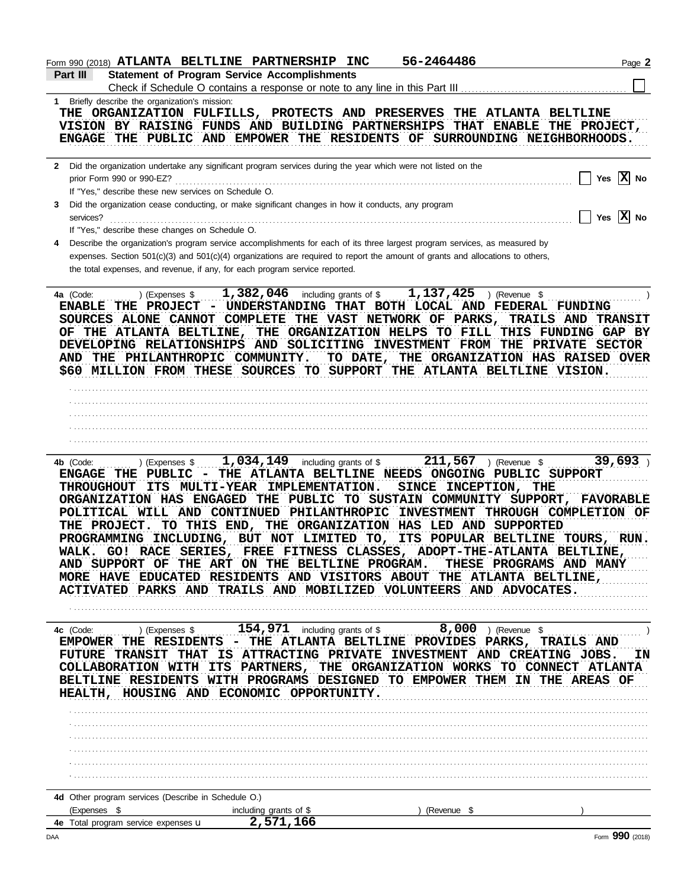Form 990 (2018) **ATLANTA BELTLINE PARTNERSHIP INC** **56-2464486** Page **2**

## Part III Statement of Program Service Accomplishments

Check if Schedule O contains a response or note to any line in this Part III ☐

**1** Briefly describe the organization's mission:

THE ORGANIZATION FULFILLS, PROTECTS AND PRESERVES THE ATLANTA BELTLINE VISION BY RAISING FUNDS AND BUILDING PARTNERSHIPS THAT ENABLE THE PROJECT, ENGAGE THE PUBLIC AND EMPOWER THE RESIDENTS OF SURROUNDING NEIGHBORHOODS.

**2** Did the organization undertake any significant program services during the year which were not listed on the prior Form 990 or 990-EZ? ☐ Yes ☒ No

If "Yes," describe these new services on Schedule O.

**3** Did the organization cease conducting, or make significant changes in how it conducts, any program services? ☐ Yes ☒ No

If "Yes," describe these changes on Schedule O.

**4** Describe the organization's program service accomplishments for each of its three largest program services, as measured by expenses. Section 501(c)(3) and 501(c)(4) organizations are required to report the amount of grants and allocations to others, the total expenses, and revenue, if any, for each program service reported.

**4a** (Code: ) (Expenses $ **1,382,046** including grants of $ **1,137,425** ) (Revenue $ )

ENABLE THE PROJECT - UNDERSTANDING THAT BOTH LOCAL AND FEDERAL FUNDING SOURCES ALONE CANNOT COMPLETE THE VAST NETWORK OF PARKS, TRAILS AND TRANSIT OF THE ATLANTA BELTLINE, THE ORGANIZATION HELPS TO FILL THIS FUNDING GAP BY DEVELOPING RELATIONSHIPS AND SOLICITING INVESTMENT FROM THE PRIVATE SECTOR AND THE PHILANTHROPIC COMMUNITY. TO DATE, THE ORGANIZATION HAS RAISED OVER $60 MILLION FROM THESE SOURCES TO SUPPORT THE ATLANTA BELTLINE VISION.

**4b** (Code: ) (Expenses $ **1,034,149** including grants of $ **211,567** ) (Revenue $ **39,693** )

ENGAGE THE PUBLIC - THE ATLANTA BELTLINE NEEDS ONGOING PUBLIC SUPPORT THROUGHOUT ITS MULTI-YEAR IMPLEMENTATION. SINCE INCEPTION, THE ORGANIZATION HAS ENGAGED THE PUBLIC TO SUSTAIN COMMUNITY SUPPORT, FAVORABLE POLITICAL WILL AND CONTINUED PHILANTHROPIC INVESTMENT THROUGH COMPLETION OF THE PROJECT. TO THIS END, THE ORGANIZATION HAS LED AND SUPPORTED PROGRAMMING INCLUDING, BUT NOT LIMITED TO, ITS POPULAR BELTLINE TOURS, RUN. WALK. GO! RACE SERIES, FREE FITNESS CLASSES, ADOPT-THE-ATLANTA BELTLINE, AND SUPPORT OF THE ART ON THE BELTLINE PROGRAM. THESE PROGRAMS AND MANY MORE HAVE EDUCATED RESIDENTS AND VISITORS ABOUT THE ATLANTA BELTLINE, ACTIVATED PARKS AND TRAILS AND MOBILIZED VOLUNTEERS AND ADVOCATES.

**4c** (Code: ) (Expenses $ **154,971** including grants of $ **8,000** ) (Revenue $ )

EMPOWER THE RESIDENTS - THE ATLANTA BELTLINE PROVIDES PARKS, TRAILS AND FUTURE TRANSIT THAT IS ATTRACTING PRIVATE INVESTMENT AND CREATING JOBS. IN COLLABORATION WITH ITS PARTNERS, THE ORGANIZATION WORKS TO CONNECT ATLANTA BELTLINE RESIDENTS WITH PROGRAMS DESIGNED TO EMPOWER THEM IN THE AREAS OF HEALTH, HOUSING AND ECONOMIC OPPORTUNITY.

**4d** Other program services (Describe in Schedule O.)

(Expenses $ including grants of $ ) (Revenue $ )

**4e** Total program service expenses **2,571,166**

DAA Form **990** (2018)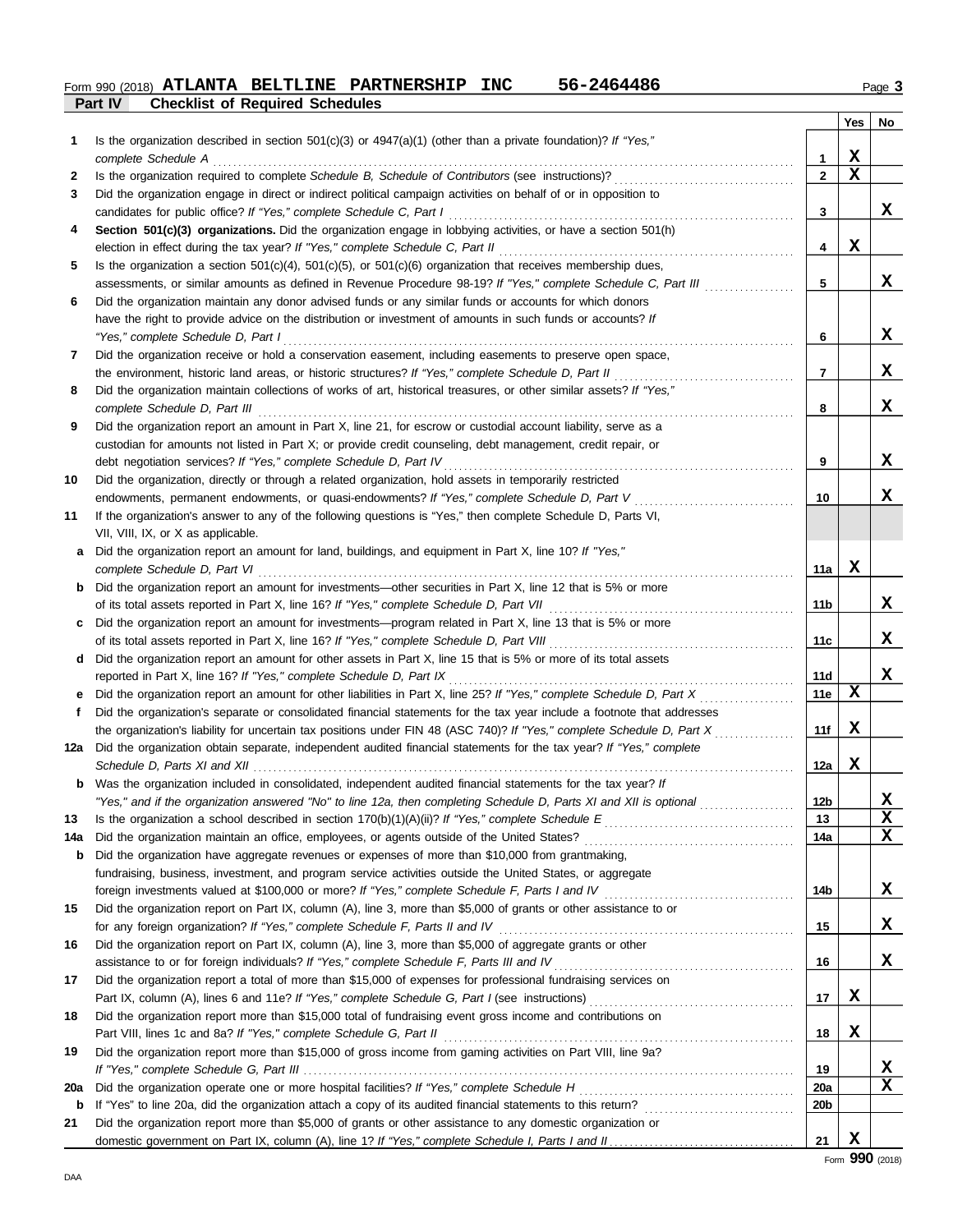Form 990 (2018) **ATLANTA BELTLINE PARTNERSHIP INC 56-2464486**

## Part IV Checklist of Required Schedules

| | | | Yes | No |
|---|---|---|---|---|
| 1 | Is the organization described in section 501(c)(3) or 4947(a)(1) (other than a private foundation)? *If "Yes," complete Schedule A* | 1 | X | |
| 2 | Is the organization required to complete *Schedule B, Schedule of Contributors* (see instructions)? | 2 | X | |
| 3 | Did the organization engage in direct or indirect political campaign activities on behalf of or in opposition to candidates for public office? *If "Yes," complete Schedule C, Part I* | 3 | | X |
| 4 | **Section 501(c)(3) organizations.** Did the organization engage in lobbying activities, or have a section 501(h) election in effect during the tax year? *If "Yes," complete Schedule C, Part II* | 4 | X | |
| 5 | Is the organization a section 501(c)(4), 501(c)(5), or 501(c)(6) organization that receives membership dues, assessments, or similar amounts as defined in Revenue Procedure 98-19? *If "Yes," complete Schedule C, Part III* | 5 | | X |
| 6 | Did the organization maintain any donor advised funds or any similar funds or accounts for which donors have the right to provide advice on the distribution or investment of amounts in such funds or accounts? *If "Yes," complete Schedule D, Part I* | 6 | | X |
| 7 | Did the organization receive or hold a conservation easement, including easements to preserve open space, the environment, historic land areas, or historic structures? *If "Yes," complete Schedule D, Part II* | 7 | | X |
| 8 | Did the organization maintain collections of works of art, historical treasures, or other similar assets? *If "Yes," complete Schedule D, Part III* | 8 | | X |
| 9 | Did the organization report an amount in Part X, line 21, for escrow or custodial account liability, serve as a custodian for amounts not listed in Part X; or provide credit counseling, debt management, credit repair, or debt negotiation services? *If "Yes," complete Schedule D, Part IV* | 9 | | X |
| 10 | Did the organization, directly or through a related organization, hold assets in temporarily restricted endowments, permanent endowments, or quasi-endowments? *If "Yes," complete Schedule D, Part V* | 10 | | X |
| 11 | If the organization's answer to any of the following questions is "Yes," then complete Schedule D, Parts VI, VII, VIII, IX, or X as applicable. | | | |
| a | Did the organization report an amount for land, buildings, and equipment in Part X, line 10? *If "Yes," complete Schedule D, Part VI* | 11a | X | |
| b | Did the organization report an amount for investments—other securities in Part X, line 12 that is 5% or more of its total assets reported in Part X, line 16? *If "Yes," complete Schedule D, Part VII* | 11b | | X |
| c | Did the organization report an amount for investments—program related in Part X, line 13 that is 5% or more of its total assets reported in Part X, line 16? *If "Yes," complete Schedule D, Part VIII* | 11c | | X |
| d | Did the organization report an amount for other assets in Part X, line 15 that is 5% or more of its total assets reported in Part X, line 16? *If "Yes," complete Schedule D, Part IX* | 11d | | X |
| e | Did the organization report an amount for other liabilities in Part X, line 25? *If "Yes," complete Schedule D, Part X* | 11e | X | |
| f | Did the organization's separate or consolidated financial statements for the tax year include a footnote that addresses the organization's liability for uncertain tax positions under FIN 48 (ASC 740)? *If "Yes," complete Schedule D, Part X* | 11f | X | |
| 12a | Did the organization obtain separate, independent audited financial statements for the tax year? *If "Yes," complete Schedule D, Parts XI and XII* | 12a | X | |
| b | Was the organization included in consolidated, independent audited financial statements for the tax year? *If "Yes," and if the organization answered "No" to line 12a, then completing Schedule D, Parts XI and XII is optional* | 12b | | X |
| 13 | Is the organization a school described in section 170(b)(1)(A)(ii)? *If "Yes," complete Schedule E* | 13 | | X |
| 14a | Did the organization maintain an office, employees, or agents outside of the United States? | 14a | | X |
| b | Did the organization have aggregate revenues or expenses of more than $10,000 from grantmaking, fundraising, business, investment, and program service activities outside the United States, or aggregate foreign investments valued at $100,000 or more? *If "Yes," complete Schedule F, Parts I and IV* | 14b | | X |
| 15 | Did the organization report on Part IX, column (A), line 3, more than $5,000 of grants or other assistance to or for any foreign organization? *If "Yes," complete Schedule F, Parts II and IV* | 15 | | X |
| 16 | Did the organization report on Part IX, column (A), line 3, more than $5,000 of aggregate grants or other assistance to or for foreign individuals? *If "Yes," complete Schedule F, Parts III and IV* | 16 | | X |
| 17 | Did the organization report a total of more than $15,000 of expenses for professional fundraising services on Part IX, column (A), lines 6 and 11e? *If "Yes," complete Schedule G, Part I* (see instructions) | 17 | X | |
| 18 | Did the organization report more than $15,000 total of fundraising event gross income and contributions on Part VIII, lines 1c and 8a? *If "Yes," complete Schedule G, Part II* | 18 | X | |
| 19 | Did the organization report more than $15,000 of gross income from gaming activities on Part VIII, line 9a? *If "Yes," complete Schedule G, Part III* | 19 | | X |
| 20a | Did the organization operate one or more hospital facilities? *If "Yes," complete Schedule H* | 20a | | X |
| b | If "Yes" to line 20a, did the organization attach a copy of its audited financial statements to this return? | 20b | | |
| 21 | Did the organization report more than $5,000 of grants or other assistance to any domestic organization or domestic government on Part IX, column (A), line 1? *If "Yes," complete Schedule I, Parts I and II* | 21 | X | |

Form **990** (2018)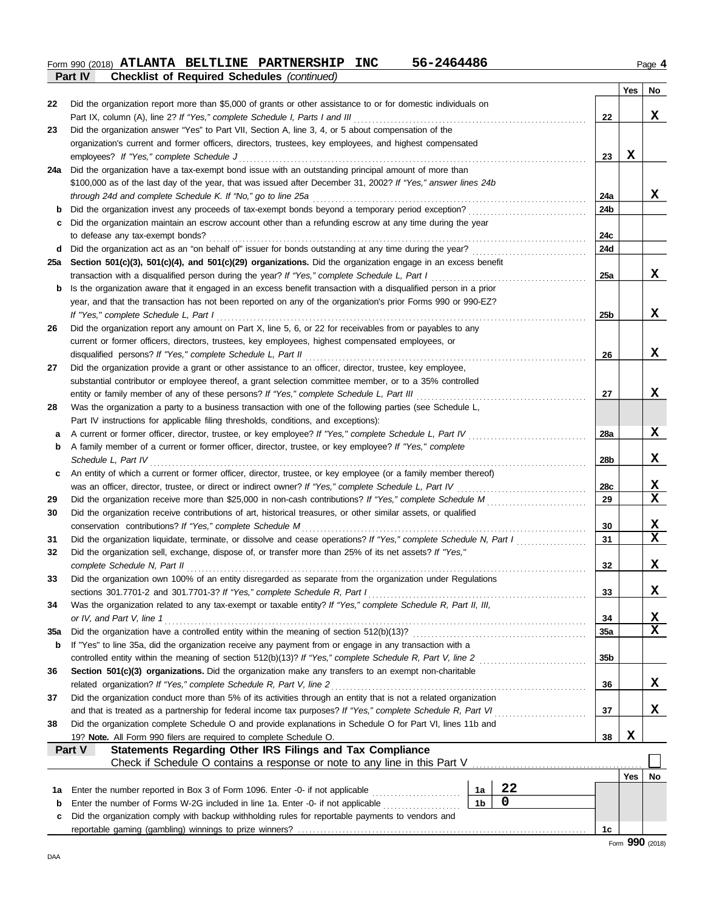Form 990 (2018) **ATLANTA BELTLINE PARTNERSHIP INC 56-2464486** Page **4**

**Part IV Checklist of Required Schedules** *(continued)*

| | | | Yes | No |
|---|---|---|---|---|
| 22 | Did the organization report more than $5,000 of grants or other assistance to or for domestic individuals on Part IX, column (A), line 2? *If "Yes," complete Schedule I, Parts I and III* | 22 | | X |
| 23 | Did the organization answer "Yes" to Part VII, Section A, line 3, 4, or 5 about compensation of the organization's current and former officers, directors, trustees, key employees, and highest compensated employees? *If "Yes," complete Schedule J* | 23 | X | |
| 24a | Did the organization have a tax-exempt bond issue with an outstanding principal amount of more than $100,000 as of the last day of the year, that was issued after December 31, 2002? *If "Yes," answer lines 24b through 24d and complete Schedule K. If "No," go to line 25a* | 24a | | X |
| b | Did the organization invest any proceeds of tax-exempt bonds beyond a temporary period exception? | 24b | | |
| c | Did the organization maintain an escrow account other than a refunding escrow at any time during the year to defease any tax-exempt bonds? | 24c | | |
| d | Did the organization act as an "on behalf of" issuer for bonds outstanding at any time during the year? | 24d | | |
| 25a | **Section 501(c)(3), 501(c)(4), and 501(c)(29) organizations.** Did the organization engage in an excess benefit transaction with a disqualified person during the year? *If "Yes," complete Schedule L, Part I* | 25a | | X |
| b | Is the organization aware that it engaged in an excess benefit transaction with a disqualified person in a prior year, and that the transaction has not been reported on any of the organization's prior Forms 990 or 990-EZ? *If "Yes," complete Schedule L, Part I* | 25b | | X |
| 26 | Did the organization report any amount on Part X, line 5, 6, or 22 for receivables from or payables to any current or former officers, directors, trustees, key employees, highest compensated employees, or disqualified persons? *If "Yes," complete Schedule L, Part II* | 26 | | X |
| 27 | Did the organization provide a grant or other assistance to an officer, director, trustee, key employee, substantial contributor or employee thereof, a grant selection committee member, or to a 35% controlled entity or family member of any of these persons? *If "Yes," complete Schedule L, Part III* | 27 | | X |
| 28 | Was the organization a party to a business transaction with one of the following parties (see Schedule L, Part IV instructions for applicable filing thresholds, conditions, and exceptions): | | | |
| a | A current or former officer, director, trustee, or key employee? *If "Yes," complete Schedule L, Part IV* | 28a | | X |
| b | A family member of a current or former officer, director, trustee, or key employee? *If "Yes," complete Schedule L, Part IV* | 28b | | X |
| c | An entity of which a current or former officer, director, trustee, or key employee (or a family member thereof) was an officer, director, trustee, or direct or indirect owner? *If "Yes," complete Schedule L, Part IV* | 28c | | X |
| 29 | Did the organization receive more than $25,000 in non-cash contributions? *If "Yes," complete Schedule M* | 29 | | X |
| 30 | Did the organization receive contributions of art, historical treasures, or other similar assets, or qualified conservation contributions? *If "Yes," complete Schedule M* | 30 | | X |
| 31 | Did the organization liquidate, terminate, or dissolve and cease operations? *If "Yes," complete Schedule N, Part I* | 31 | | X |
| 32 | Did the organization sell, exchange, dispose of, or transfer more than 25% of its net assets? *If "Yes," complete Schedule N, Part II* | 32 | | X |
| 33 | Did the organization own 100% of an entity disregarded as separate from the organization under Regulations sections 301.7701-2 and 301.7701-3? *If "Yes," complete Schedule R, Part I* | 33 | | X |
| 34 | Was the organization related to any tax-exempt or taxable entity? *If "Yes," complete Schedule R, Part II, III, or IV, and Part V, line 1* | 34 | | X |
| 35a | Did the organization have a controlled entity within the meaning of section 512(b)(13)? | 35a | | X |
| b | If "Yes" to line 35a, did the organization receive any payment from or engage in any transaction with a controlled entity within the meaning of section 512(b)(13)? *If "Yes," complete Schedule R, Part V, line 2* | 35b | | |
| 36 | **Section 501(c)(3) organizations.** Did the organization make any transfers to an exempt non-charitable related organization? *If "Yes," complete Schedule R, Part V, line 2* | 36 | | X |
| 37 | Did the organization conduct more than 5% of its activities through an entity that is not a related organization and that is treated as a partnership for federal income tax purposes? *If "Yes," complete Schedule R, Part VI* | 37 | | X |
| 38 | Did the organization complete Schedule O and provide explanations in Schedule O for Part VI, lines 11b and 19? **Note.** All Form 990 filers are required to complete Schedule O. | 38 | X | |

**Part V Statements Regarding Other IRS Filings and Tax Compliance**

Check if Schedule O contains a response or note to any line in this Part V ☐

| | | | | | Yes | No |
|---|---|---|---|---|---|---|
| 1a | Enter the number reported in Box 3 of Form 1096. Enter -0- if not applicable | 1a | 22 | | | |
| b | Enter the number of Forms W-2G included in line 1a. Enter -0- if not applicable | 1b | 0 | | | |
| c | Did the organization comply with backup withholding rules for reportable payments to vendors and reportable gaming (gambling) winnings to prize winners? | | | 1c | | |

Form **990** (2018)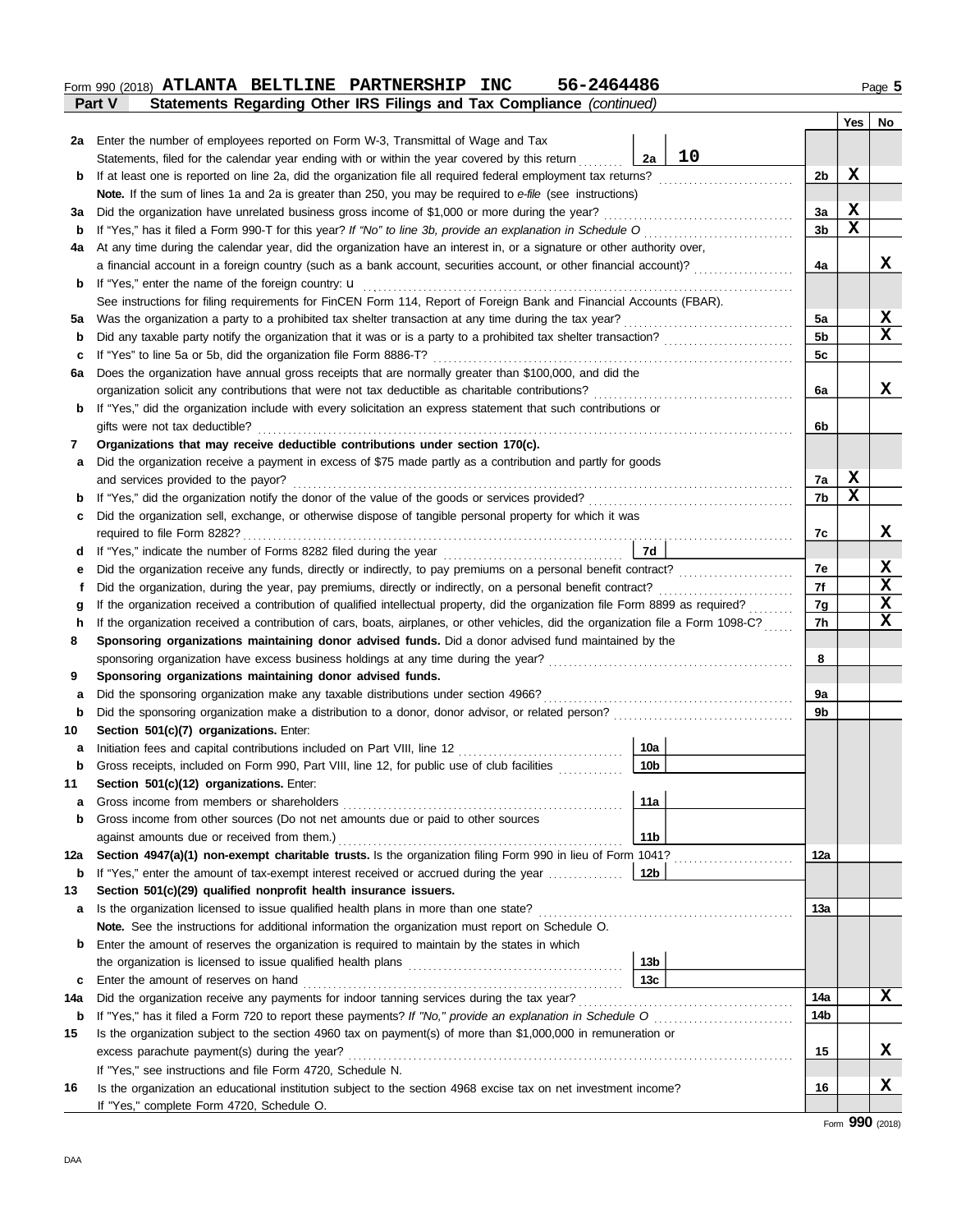Form 990 (2018) **ATLANTA BELTLINE PARTNERSHIP INC 56-2464486** Page **5**

**Part V Statements Regarding Other IRS Filings and Tax Compliance** *(continued)*

| | | | | | Yes | No |
|---|---|---|---|---|---|---|
| **2a** | Enter the number of employees reported on Form W-3, Transmittal of Wage and Tax Statements, filed for the calendar year ending with or within the year covered by this return | 2a | 10 | | | |
| **b** | If at least one is reported on line 2a, did the organization file all required federal employment tax returns? | | | 2b | X | |
| | **Note.** If the sum of lines 1a and 2a is greater than 250, you may be required to *e-file* (see instructions) | | | | | |
| **3a** | Did the organization have unrelated business gross income of $1,000 or more during the year? | | | 3a | X | |
| **b** | If "Yes," has it filed a Form 990-T for this year? *If "No" to line 3b, provide an explanation in Schedule O* | | | 3b | X | |
| **4a** | At any time during the calendar year, did the organization have an interest in, or a signature or other authority over, a financial account in a foreign country (such as a bank account, securities account, or other financial account)? | | | 4a | | X |
| **b** | If "Yes," enter the name of the foreign country: u | | | | | |
| | See instructions for filing requirements for FinCEN Form 114, Report of Foreign Bank and Financial Accounts (FBAR). | | | | | |
| **5a** | Was the organization a party to a prohibited tax shelter transaction at any time during the tax year? | | | 5a | | X |
| **b** | Did any taxable party notify the organization that it was or is a party to a prohibited tax shelter transaction? | | | 5b | | X |
| **c** | If "Yes" to line 5a or 5b, did the organization file Form 8886-T? | | | 5c | | |
| **6a** | Does the organization have annual gross receipts that are normally greater than $100,000, and did the organization solicit any contributions that were not tax deductible as charitable contributions? | | | 6a | | X |
| **b** | If "Yes," did the organization include with every solicitation an express statement that such contributions or gifts were not tax deductible? | | | 6b | | |
| **7** | **Organizations that may receive deductible contributions under section 170(c).** | | | | | |
| **a** | Did the organization receive a payment in excess of $75 made partly as a contribution and partly for goods and services provided to the payor? | | | 7a | X | |
| **b** | If "Yes," did the organization notify the donor of the value of the goods or services provided? | | | 7b | X | |
| **c** | Did the organization sell, exchange, or otherwise dispose of tangible personal property for which it was required to file Form 8282? | | | 7c | | X |
| **d** | If "Yes," indicate the number of Forms 8282 filed during the year | 7d | | | | |
| **e** | Did the organization receive any funds, directly or indirectly, to pay premiums on a personal benefit contract? | | | 7e | | X |
| **f** | Did the organization, during the year, pay premiums, directly or indirectly, on a personal benefit contract? | | | 7f | | X |
| **g** | If the organization received a contribution of qualified intellectual property, did the organization file Form 8899 as required? | | | 7g | | X |
| **h** | If the organization received a contribution of cars, boats, airplanes, or other vehicles, did the organization file a Form 1098-C? | | | 7h | | X |
| **8** | **Sponsoring organizations maintaining donor advised funds.** Did a donor advised fund maintained by the sponsoring organization have excess business holdings at any time during the year? | | | 8 | | |
| **9** | **Sponsoring organizations maintaining donor advised funds.** | | | | | |
| **a** | Did the sponsoring organization make any taxable distributions under section 4966? | | | 9a | | |
| **b** | Did the sponsoring organization make a distribution to a donor, donor advisor, or related person? | | | 9b | | |
| **10** | **Section 501(c)(7) organizations.** Enter: | | | | | |
| **a** | Initiation fees and capital contributions included on Part VIII, line 12 | 10a | | | | |
| **b** | Gross receipts, included on Form 990, Part VIII, line 12, for public use of club facilities | 10b | | | | |
| **11** | **Section 501(c)(12) organizations.** Enter: | | | | | |
| **a** | Gross income from members or shareholders | 11a | | | | |
| **b** | Gross income from other sources (Do not net amounts due or paid to other sources against amounts due or received from them.) | 11b | | | | |
| **12a** | **Section 4947(a)(1) non-exempt charitable trusts.** Is the organization filing Form 990 in lieu of Form 1041? | | | 12a | | |
| **b** | If "Yes," enter the amount of tax-exempt interest received or accrued during the year | 12b | | | | |
| **13** | **Section 501(c)(29) qualified nonprofit health insurance issuers.** | | | | | |
| **a** | Is the organization licensed to issue qualified health plans in more than one state? | | | 13a | | |
| | **Note.** See the instructions for additional information the organization must report on Schedule O. | | | | | |
| **b** | Enter the amount of reserves the organization is required to maintain by the states in which the organization is licensed to issue qualified health plans | 13b | | | | |
| **c** | Enter the amount of reserves on hand | 13c | | | | |
| **14a** | Did the organization receive any payments for indoor tanning services during the tax year? | | | 14a | | X |
| **b** | If "Yes," has it filed a Form 720 to report these payments? *If "No," provide an explanation in Schedule O* | | | 14b | | |
| **15** | Is the organization subject to the section 4960 tax on payment(s) of more than $1,000,000 in remuneration or excess parachute payment(s) during the year? | | | 15 | | X |
| | If "Yes," see instructions and file Form 4720, Schedule N. | | | | | |
| **16** | Is the organization an educational institution subject to the section 4968 excise tax on net investment income? | | | 16 | | X |
| | If "Yes," complete Form 4720, Schedule O. | | | | | |

Form **990** (2018)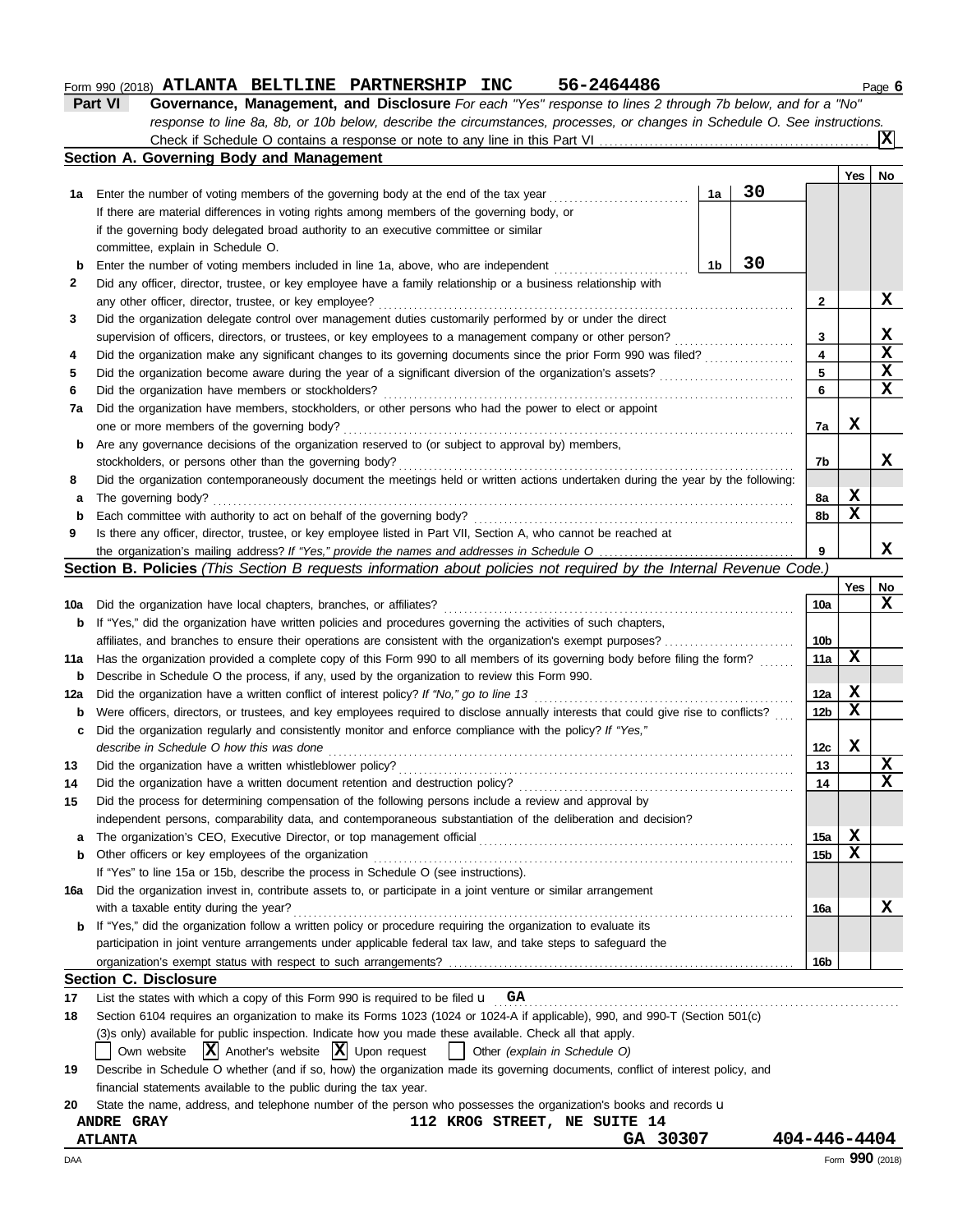Form 990 (2018) **ATLANTA BELTLINE PARTNERSHIP INC 56-2464486**

## Part VI Governance, Management, and Disclosure

*For each "Yes" response to lines 2 through 7b below, and for a "No" response to line 8a, 8b, or 10b below, describe the circumstances, processes, or changes in Schedule O. See instructions.*

Check if Schedule O contains a response or note to any line in this Part VI ..... **X**

### Section A. Governing Body and Management

| | | | | Yes | No |
|---|---|---|---|---|---|
| **1a** | Enter the number of voting members of the governing body at the end of the tax year | 1a: 30 | | | |
| | If there are material differences in voting rights among members of the governing body, or if the governing body delegated broad authority to an executive committee or similar committee, explain in Schedule O. | | | | |
| **b** | Enter the number of voting members included in line 1a, above, who are independent | 1b: 30 | | | |
| **2** | Did any officer, director, trustee, or key employee have a family relationship or a business relationship with any other officer, director, trustee, or key employee? | | 2 | | X |
| **3** | Did the organization delegate control over management duties customarily performed by or under the direct supervision of officers, directors, or trustees, or key employees to a management company or other person? | | 3 | | X |
| **4** | Did the organization make any significant changes to its governing documents since the prior Form 990 was filed? | | 4 | | X |
| **5** | Did the organization become aware during the year of a significant diversion of the organization's assets? | | 5 | | X |
| **6** | Did the organization have members or stockholders? | | 6 | | X |
| **7a** | Did the organization have members, stockholders, or other persons who had the power to elect or appoint one or more members of the governing body? | | 7a | X | |
| **b** | Are any governance decisions of the organization reserved to (or subject to approval by) members, stockholders, or persons other than the governing body? | | 7b | | X |
| **8** | Did the organization contemporaneously document the meetings held or written actions undertaken during the year by the following: | | | | |
| **a** | The governing body? | | 8a | X | |
| **b** | Each committee with authority to act on behalf of the governing body? | | 8b | X | |
| **9** | Is there any officer, director, trustee, or key employee listed in Part VII, Section A, who cannot be reached at the organization's mailing address? *If "Yes," provide the names and addresses in Schedule O* | | 9 | | X |

### Section B. Policies *(This Section B requests information about policies not required by the Internal Revenue Code.)*

| | | | Yes | No |
|---|---|---|---|---|
| **10a** | Did the organization have local chapters, branches, or affiliates? | 10a | | X |
| **b** | If "Yes," did the organization have written policies and procedures governing the activities of such chapters, affiliates, and branches to ensure their operations are consistent with the organization's exempt purposes? | 10b | | |
| **11a** | Has the organization provided a complete copy of this Form 990 to all members of its governing body before filing the form? | 11a | X | |
| **b** | Describe in Schedule O the process, if any, used by the organization to review this Form 990. | | | |
| **12a** | Did the organization have a written conflict of interest policy? *If "No," go to line 13* | 12a | X | |
| **b** | Were officers, directors, or trustees, and key employees required to disclose annually interests that could give rise to conflicts? | 12b | X | |
| **c** | Did the organization regularly and consistently monitor and enforce compliance with the policy? *If "Yes," describe in Schedule O how this was done* | 12c | X | |
| **13** | Did the organization have a written whistleblower policy? | 13 | | X |
| **14** | Did the organization have a written document retention and destruction policy? | 14 | | X |
| **15** | Did the process for determining compensation of the following persons include a review and approval by independent persons, comparability data, and contemporaneous substantiation of the deliberation and decision? | | | |
| **a** | The organization's CEO, Executive Director, or top management official | 15a | X | |
| **b** | Other officers or key employees of the organization | 15b | X | |
| | If "Yes" to line 15a or 15b, describe the process in Schedule O (see instructions). | | | |
| **16a** | Did the organization invest in, contribute assets to, or participate in a joint venture or similar arrangement with a taxable entity during the year? | 16a | | X |
| **b** | If "Yes," did the organization follow a written policy or procedure requiring the organization to evaluate its participation in joint venture arrangements under applicable federal tax law, and take steps to safeguard the organization's exempt status with respect to such arrangements? | 16b | | |

### Section C. Disclosure

**17** List the states with which a copy of this Form 990 is required to be filed u **GA**

**18** Section 6104 requires an organization to make its Forms 1023 (1024 or 1024-A if applicable), 990, and 990-T (Section 501(c)(3)s only) available for public inspection. Indicate how you made these available. Check all that apply.

☐ Own website ☒ Another's website ☒ Upon request ☐ Other *(explain in Schedule O)*

**19** Describe in Schedule O whether (and if so, how) the organization made its governing documents, conflict of interest policy, and financial statements available to the public during the tax year.

**20** State the name, address, and telephone number of the person who possesses the organization's books and records u

**ANDRE GRAY** 112 KROG STREET, NE SUITE 14
**ATLANTA** GA 30307 404-446-4404

Form **990** (2018)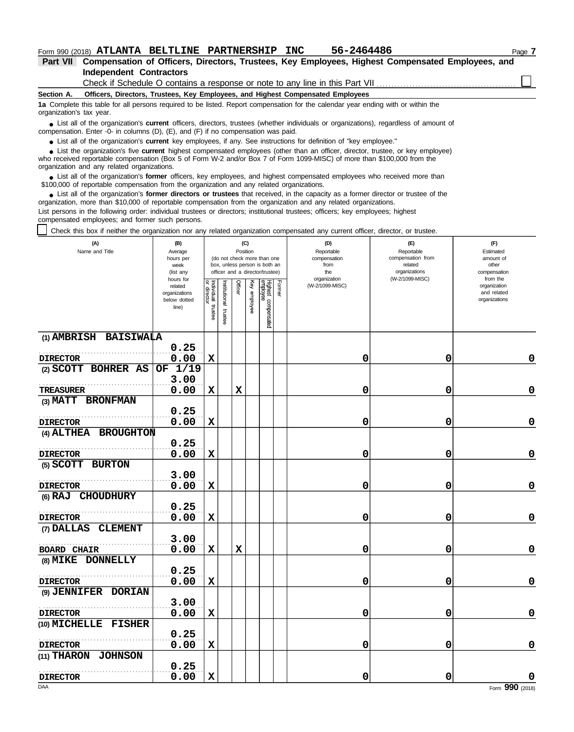Form 990 (2018) **ATLANTA BELTLINE PARTNERSHIP INC 56-2464486**

## Part VII Compensation of Officers, Directors, Trustees, Key Employees, Highest Compensated Employees, and Independent Contractors

Check if Schedule O contains a response or note to any line in this Part VII ☐

### Section A. Officers, Directors, Trustees, Key Employees, and Highest Compensated Employees

**1a** Complete this table for all persons required to be listed. Report compensation for the calendar year ending with or within the organization's tax year.

- List all of the organization's **current** officers, directors, trustees (whether individuals or organizations), regardless of amount of compensation. Enter -0- in columns (D), (E), and (F) if no compensation was paid.
- List all of the organization's **current** key employees, if any. See instructions for definition of "key employee."
- List the organization's five **current** highest compensated employees (other than an officer, director, trustee, or key employee) who received reportable compensation (Box 5 of Form W-2 and/or Box 7 of Form 1099-MISC) of more than $100,000 from the organization and any related organizations.
- List all of the organization's **former** officers, key employees, and highest compensated employees who received more than $100,000 of reportable compensation from the organization and any related organizations.
- List all of the organization's **former directors or trustees** that received, in the capacity as a former director or trustee of the organization, more than $10,000 of reportable compensation from the organization and any related organizations.

List persons in the following order: individual trustees or directors; institutional trustees; officers; key employees; highest compensated employees; and former such persons.

☐ Check this box if neither the organization nor any related organization compensated any current officer, director, or trustee.

| (A) Name and Title | (B) Average hours per week (list any hours for related organizations below dotted line) | (C) Position (do not check more than one box, unless person is both an officer and a director/trustee): Individual trustee or director | Institutional trustee | Officer | Key employee | Highest compensated employee | Former | (D) Reportable compensation from the organization (W-2/1099-MISC) | (E) Reportable compensation from related organizations (W-2/1099-MISC) | (F) Estimated amount of other compensation from the organization and related organizations |
|---|---|---|---|---|---|---|---|---|---|---|
| (1) AMBRISH BAISIWALA<br>DIRECTOR | 0.25<br>0.00 | X | | | | | | 0 | 0 | 0 |
| (2) SCOTT BOHRER AS OF 1/19<br>TREASURER | 3.00<br>0.00 | X | | X | | | | 0 | 0 | 0 |
| (3) MATT BRONFMAN<br>DIRECTOR | 0.25<br>0.00 | X | | | | | | 0 | 0 | 0 |
| (4) ALTHEA BROUGHTON<br>DIRECTOR | 0.25<br>0.00 | X | | | | | | 0 | 0 | 0 |
| (5) SCOTT BURTON<br>DIRECTOR | 3.00<br>0.00 | X | | | | | | 0 | 0 | 0 |
| (6) RAJ CHOUDHURY<br>DIRECTOR | 0.25<br>0.00 | X | | | | | | 0 | 0 | 0 |
| (7) DALLAS CLEMENT<br>BOARD CHAIR | 3.00<br>0.00 | X | | X | | | | 0 | 0 | 0 |
| (8) MIKE DONNELLY<br>DIRECTOR | 0.25<br>0.00 | X | | | | | | 0 | 0 | 0 |
| (9) JENNIFER DORIAN<br>DIRECTOR | 3.00<br>0.00 | X | | | | | | 0 | 0 | 0 |
| (10) MICHELLE FISHER<br>DIRECTOR | 0.25<br>0.00 | X | | | | | | 0 | 0 | 0 |
| (11) THARON JOHNSON<br>DIRECTOR | 0.25<br>0.00 | X | | | | | | 0 | 0 | 0 |

DAA Form **990** (2018)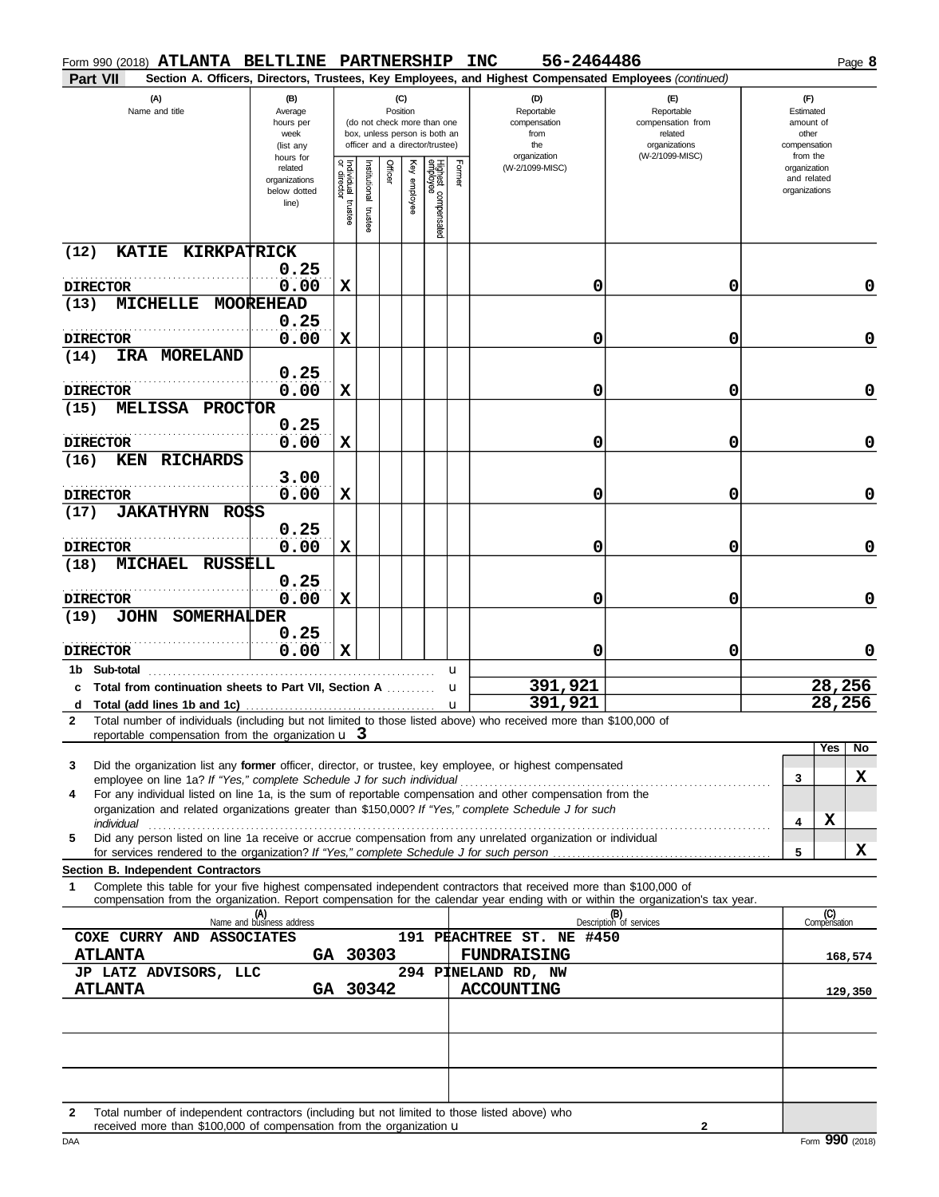Form 990 (2018) **ATLANTA BELTLINE PARTNERSHIP INC 56-2464486** Page **8**

**Part VII** **Section A. Officers, Directors, Trustees, Key Employees, and Highest Compensated Employees** *(continued)*

| (A) Name and title | (B) Average hours per week (list any hours for related organizations below dotted line) | (C) Position: Individual trustee or director | Institutional trustee | Officer | Key employee | Highest compensated employee | Former | (D) Reportable compensation from the organization (W-2/1099-MISC) | (E) Reportable compensation from related organizations (W-2/1099-MISC) | (F) Estimated amount of other compensation from the organization and related organizations |
|---|---|---|---|---|---|---|---|---|---|---|
| (12) KATIE KIRKPATRICK<br>DIRECTOR | 0.25<br>0.00 | X | | | | | | 0 | 0 | 0 |
| (13) MICHELLE MOOREHEAD<br>DIRECTOR | 0.25<br>0.00 | X | | | | | | 0 | 0 | 0 |
| (14) IRA MORELAND<br>DIRECTOR | 0.25<br>0.00 | X | | | | | | 0 | 0 | 0 |
| (15) MELISSA PROCTOR<br>DIRECTOR | 0.25<br>0.00 | X | | | | | | 0 | 0 | 0 |
| (16) KEN RICHARDS<br>DIRECTOR | 3.00<br>0.00 | X | | | | | | 0 | 0 | 0 |
| (17) JAKATHYRN ROSS<br>DIRECTOR | 0.25<br>0.00 | X | | | | | | 0 | 0 | 0 |
| (18) MICHAEL RUSSELL<br>DIRECTOR | 0.25<br>0.00 | X | | | | | | 0 | 0 | 0 |
| (19) JOHN SOMERHALDER<br>DIRECTOR | 0.25<br>0.00 | X | | | | | | 0 | 0 | 0 |
| 1b Sub-total | | | | | | | | | | |
| c Total from continuation sheets to Part VII, Section A | | | | | | | | 391,921 | | 28,256 |
| d Total (add lines 1b and 1c) | | | | | | | | 391,921 | | 28,256 |

2 Total number of individuals (including but not limited to those listed above) who received more than $100,000 of reportable compensation from the organization u **3**

| | | Yes | No |
|---|---|---|---|
| 3 Did the organization list any **former** officer, director, or trustee, key employee, or highest compensated employee on line 1a? *If "Yes," complete Schedule J for such individual* | 3 | | X |
| 4 For any individual listed on line 1a, is the sum of reportable compensation and other compensation from the organization and related organizations greater than $150,000? *If "Yes," complete Schedule J for such individual* | 4 | X | |
| 5 Did any person listed on line 1a receive or accrue compensation from any unrelated organization or individual for services rendered to the organization? *If "Yes," complete Schedule J for such person* | 5 | | X |

**Section B. Independent Contractors**

1 Complete this table for your five highest compensated independent contractors that received more than $100,000 of compensation from the organization. Report compensation for the calendar year ending with or within the organization's tax year.

| (A) Name and business address | (B) Description of services | (C) Compensation |
|---|---|---|
| COXE CURRY AND ASSOCIATES 191 PEACHTREE ST. NE #450<br>ATLANTA GA 30303 | FUNDRAISING | 168,574 |
| JP LATZ ADVISORS, LLC 294 PINELAND RD, NW<br>ATLANTA GA 30342 | ACCOUNTING | 129,350 |
| | | |
| | | |
| | | |

2 Total number of independent contractors (including but not limited to those listed above) who received more than $100,000 of compensation from the organization u **2**

DAA Form **990** (2018)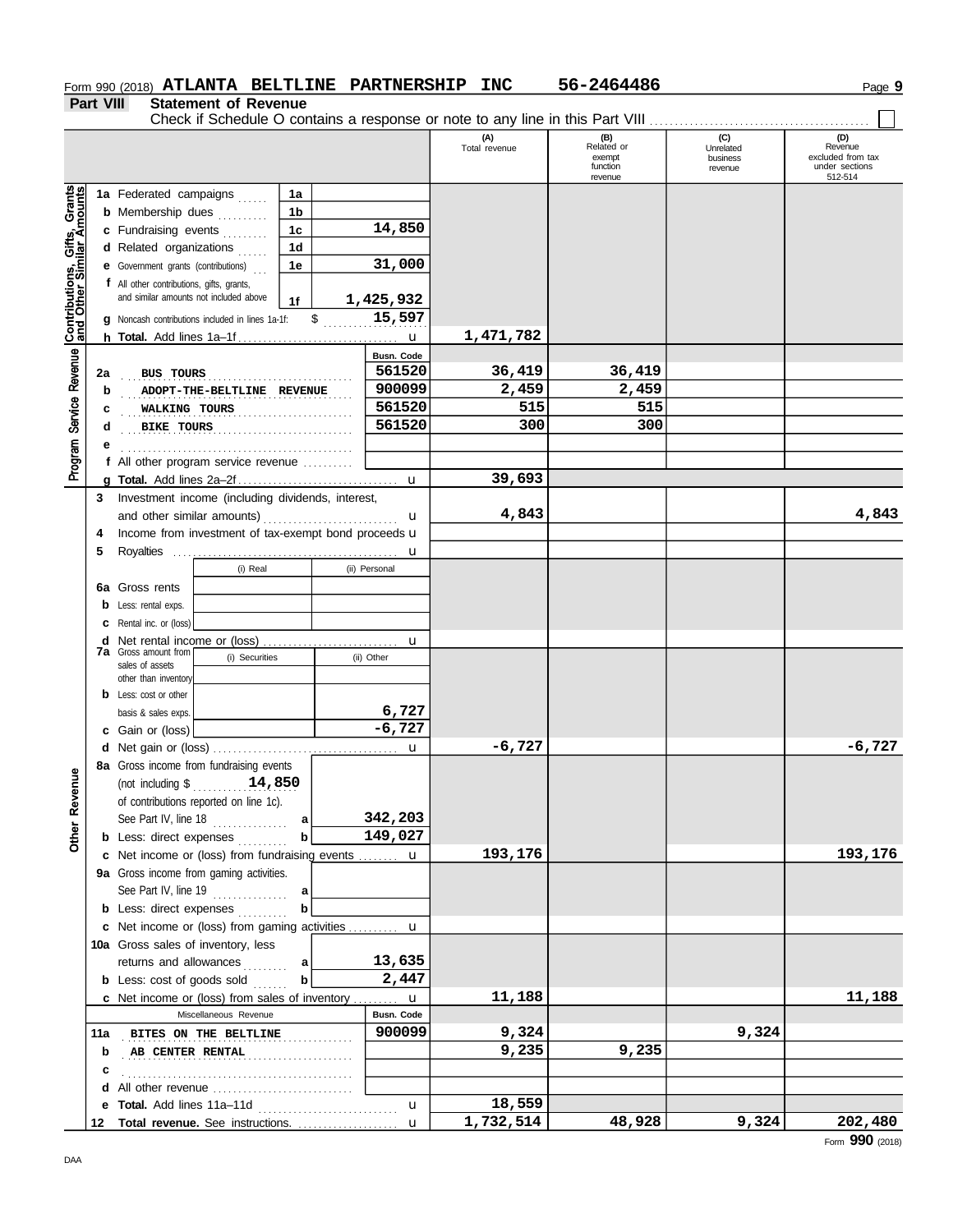Form 990 (2018) **ATLANTA BELTLINE PARTNERSHIP INC** **56-2464486** Page **9**

**Part VIII** **Statement of Revenue**

Check if Schedule O contains a response or note to any line in this Part VIII ☐

| | | | (A) Total revenue | (B) Related or exempt function revenue | (C) Unrelated business revenue | (D) Revenue excluded from tax under sections 512-514 |
|---|---|---|---|---|---|---|
| **Contributions, Gifts, Grants and Other Similar Amounts** | 1a Federated campaigns | 1a | | | | |
| | b Membership dues | 1b | | | | |
| | c Fundraising events | 1c 14,850 | | | | |
| | d Related organizations | 1d | | | | |
| | e Government grants (contributions) | 1e 31,000 | | | | |
| | f All other contributions, gifts, grants, and similar amounts not included above | 1f 1,425,932 | | | | |
| | g Noncash contributions included in lines 1a-1f: $ 15,597 | | | | | |
| | h **Total.** Add lines 1a–1f | | 1,471,782 | | | |
| **Program Service Revenue** | | Busn. Code | | | | |
| | 2a BUS TOURS | 561520 | 36,419 | 36,419 | | |
| | b ADOPT-THE-BELTLINE REVENUE | 900099 | 2,459 | 2,459 | | |
| | c WALKING TOURS | 561520 | 515 | 515 | | |
| | d BIKE TOURS | 561520 | 300 | 300 | | |
| | e | | | | | |
| | f All other program service revenue | | | | | |
| | g **Total.** Add lines 2a–2f | | 39,693 | | | |
| **Other Revenue** | 3 Investment income (including dividends, interest, and other similar amounts) | | 4,843 | | | 4,843 |
| | 4 Income from investment of tax-exempt bond proceeds | | | | | |
| | 5 Royalties | | | | | |
| | | (i) Real / (ii) Personal | | | | |
| | 6a Gross rents | | | | | |
| | b Less: rental exps. | | | | | |
| | c Rental inc. or (loss) | | | | | |
| | d Net rental income or (loss) | | | | | |
| | 7a Gross amount from sales of assets other than inventory | (i) Securities / (ii) Other | | | | |
| | b Less: cost or other basis & sales exps. | (ii) 6,727 | | | | |
| | c Gain or (loss) | (ii) -6,727 | | | | |
| | d Net gain or (loss) | | -6,727 | | | -6,727 |
| | 8a Gross income from fundraising events (not including $ 14,850 of contributions reported on line 1c). See Part IV, line 18 | a 342,203 | | | | |
| | b Less: direct expenses | b 149,027 | | | | |
| | c Net income or (loss) from fundraising events | | 193,176 | | | 193,176 |
| | 9a Gross income from gaming activities. See Part IV, line 19 | a | | | | |
| | b Less: direct expenses | b | | | | |
| | c Net income or (loss) from gaming activities | | | | | |
| | 10a Gross sales of inventory, less returns and allowances | a 13,635 | | | | |
| | b Less: cost of goods sold | b 2,447 | | | | |
| | c Net income or (loss) from sales of inventory | | 11,188 | | | 11,188 |
| | Miscellaneous Revenue | Busn. Code | | | | |
| | 11a BITES ON THE BELTLINE | 900099 | 9,324 | | 9,324 | |
| | b AB CENTER RENTAL | | 9,235 | 9,235 | | |
| | c | | | | | |
| | d All other revenue | | | | | |
| | e **Total.** Add lines 11a–11d | | 18,559 | | | |
| | 12 **Total revenue.** See instructions. | | 1,732,514 | 48,928 | 9,324 | 202,480 |

Form **990** (2018)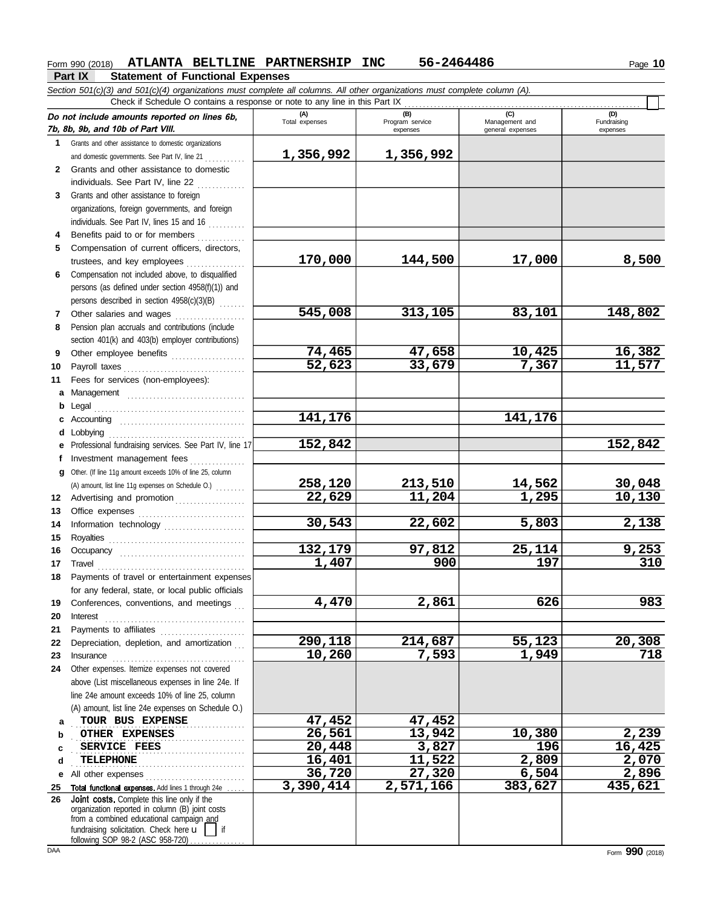Form 990 (2018) **ATLANTA BELTLINE PARTNERSHIP INC 56-2464486** Page **10**

## Part IX Statement of Functional Expenses

*Section 501(c)(3) and 501(c)(4) organizations must complete all columns. All other organizations must complete column (A).*

Check if Schedule O contains a response or note to any line in this Part IX ☐

| *Do not include amounts reported on lines 6b, 7b, 8b, 9b, and 10b of Part VIII.* | (A) Total expenses | (B) Program service expenses | (C) Management and general expenses | (D) Fundraising expenses |
|---|---|---|---|---|
| **1** Grants and other assistance to domestic organizations and domestic governments. See Part IV, line 21 | 1,356,992 | 1,356,992 | | |
| **2** Grants and other assistance to domestic individuals. See Part IV, line 22 | | | | |
| **3** Grants and other assistance to foreign organizations, foreign governments, and foreign individuals. See Part IV, lines 15 and 16 | | | | |
| **4** Benefits paid to or for members | | | | |
| **5** Compensation of current officers, directors, trustees, and key employees | 170,000 | 144,500 | 17,000 | 8,500 |
| **6** Compensation not included above, to disqualified persons (as defined under section 4958(f)(1)) and persons described in section 4958(c)(3)(B) | | | | |
| **7** Other salaries and wages | 545,008 | 313,105 | 83,101 | 148,802 |
| **8** Pension plan accruals and contributions (include section 401(k) and 403(b) employer contributions) | | | | |
| **9** Other employee benefits | 74,465 | 47,658 | 10,425 | 16,382 |
| **10** Payroll taxes | 52,623 | 33,679 | 7,367 | 11,577 |
| **11** Fees for services (non-employees): | | | | |
| **a** Management | | | | |
| **b** Legal | | | | |
| **c** Accounting | 141,176 | | 141,176 | |
| **d** Lobbying | | | | |
| **e** Professional fundraising services. See Part IV, line 17 | 152,842 | | | 152,842 |
| **f** Investment management fees | | | | |
| **g** Other. (If line 11g amount exceeds 10% of line 25, column (A) amount, list line 11g expenses on Schedule O.) | 258,120 | 213,510 | 14,562 | 30,048 |
| **12** Advertising and promotion | 22,629 | 11,204 | 1,295 | 10,130 |
| **13** Office expenses | | | | |
| **14** Information technology | 30,543 | 22,602 | 5,803 | 2,138 |
| **15** Royalties | | | | |
| **16** Occupancy | 132,179 | 97,812 | 25,114 | 9,253 |
| **17** Travel | 1,407 | 900 | 197 | 310 |
| **18** Payments of travel or entertainment expenses for any federal, state, or local public officials | | | | |
| **19** Conferences, conventions, and meetings | 4,470 | 2,861 | 626 | 983 |
| **20** Interest | | | | |
| **21** Payments to affiliates | | | | |
| **22** Depreciation, depletion, and amortization | 290,118 | 214,687 | 55,123 | 20,308 |
| **23** Insurance | 10,260 | 7,593 | 1,949 | 718 |
| **24** Other expenses. Itemize expenses not covered above (List miscellaneous expenses in line 24e. If line 24e amount exceeds 10% of line 25, column (A) amount, list line 24e expenses on Schedule O.) | | | | |
| **a** TOUR BUS EXPENSE | 47,452 | 47,452 | | |
| **b** OTHER EXPENSES | 26,561 | 13,942 | 10,380 | 2,239 |
| **c** SERVICE FEES | 20,448 | 3,827 | 196 | 16,425 |
| **d** TELEPHONE | 16,401 | 11,522 | 2,809 | 2,070 |
| **e** All other expenses | 36,720 | 27,320 | 6,504 | 2,896 |
| **25** **Total functional expenses.** Add lines 1 through 24e | 3,390,414 | 2,571,166 | 383,627 | 435,621 |
| **26** **Joint costs.** Complete this line only if the organization reported in column (B) joint costs from a combined educational campaign and fundraising solicitation. Check here ☐ if following SOP 98-2 (ASC 958-720) | | | | |

DAA Form **990** (2018)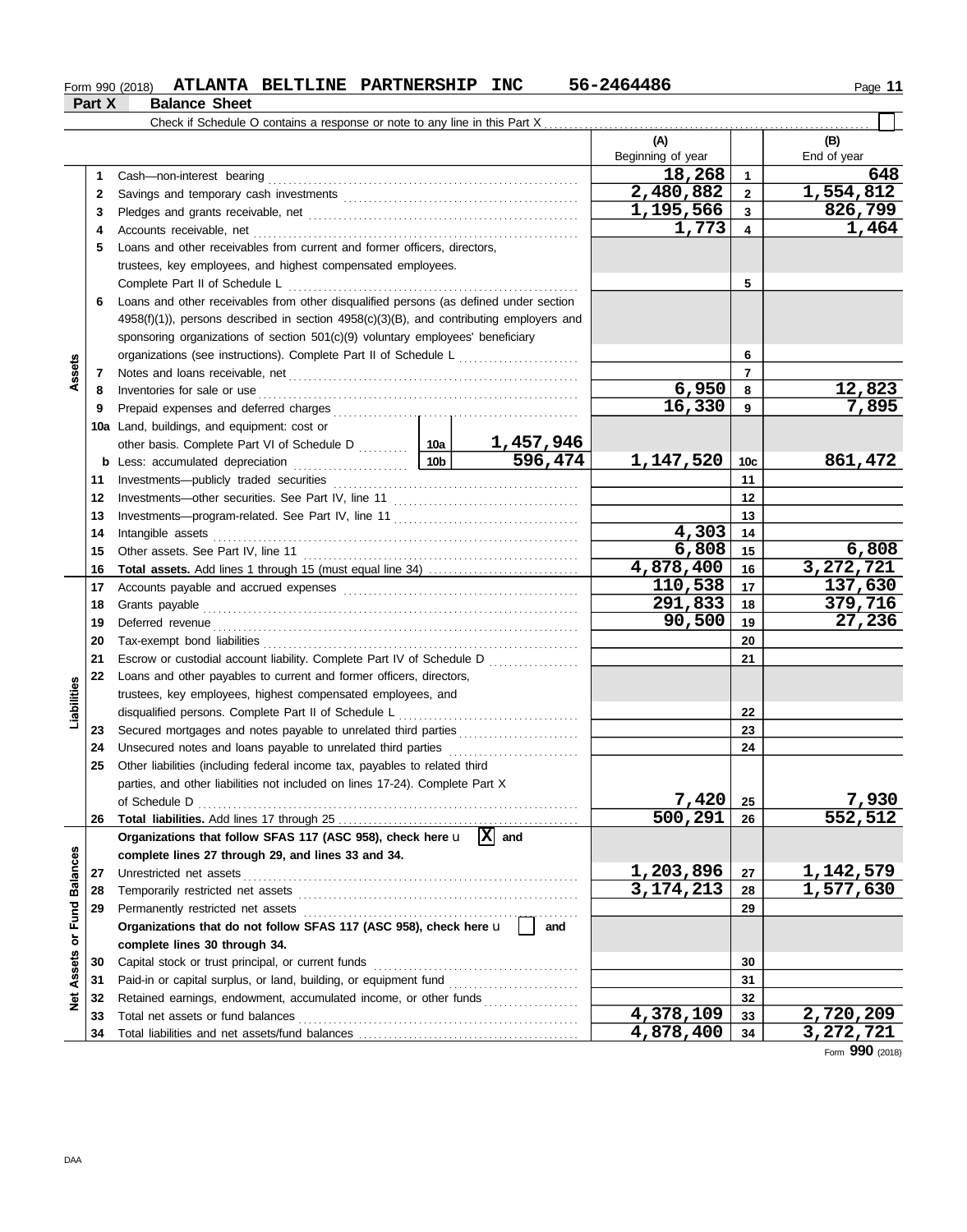Form 990 (2018) **ATLANTA BELTLINE PARTNERSHIP INC** **56-2464486**

## Part X Balance Sheet

Check if Schedule O contains a response or note to any line in this Part X ☐

| | | | (A) Beginning of year | | (B) End of year |
|---|---|---|---|---|---|
| **Assets** | 1 | Cash—non-interest bearing | 18,268 | 1 | 648 |
| | 2 | Savings and temporary cash investments | 2,480,882 | 2 | 1,554,812 |
| | 3 | Pledges and grants receivable, net | 1,195,566 | 3 | 826,799 |
| | 4 | Accounts receivable, net | 1,773 | 4 | 1,464 |
| | 5 | Loans and other receivables from current and former officers, directors, trustees, key employees, and highest compensated employees. Complete Part II of Schedule L | | 5 | |
| | 6 | Loans and other receivables from other disqualified persons (as defined under section 4958(f)(1)), persons described in section 4958(c)(3)(B), and contributing employers and sponsoring organizations of section 501(c)(9) voluntary employees' beneficiary organizations (see instructions). Complete Part II of Schedule L | | 6 | |
| | 7 | Notes and loans receivable, net | | 7 | |
| | 8 | Inventories for sale or use | 6,950 | 8 | 12,823 |
| | 9 | Prepaid expenses and deferred charges | 16,330 | 9 | 7,895 |
| | 10a | Land, buildings, and equipment: cost or other basis. Complete Part VI of Schedule D — 10a: 1,457,946 | | | |
| | b | Less: accumulated depreciation — 10b: 596,474 | 1,147,520 | 10c | 861,472 |
| | 11 | Investments—publicly traded securities | | 11 | |
| | 12 | Investments—other securities. See Part IV, line 11 | | 12 | |
| | 13 | Investments—program-related. See Part IV, line 11 | | 13 | |
| | 14 | Intangible assets | 4,303 | 14 | |
| | 15 | Other assets. See Part IV, line 11 | 6,808 | 15 | 6,808 |
| | 16 | **Total assets.** Add lines 1 through 15 (must equal line 34) | 4,878,400 | 16 | 3,272,721 |
| **Liabilities** | 17 | Accounts payable and accrued expenses | 110,538 | 17 | 137,630 |
| | 18 | Grants payable | 291,833 | 18 | 379,716 |
| | 19 | Deferred revenue | 90,500 | 19 | 27,236 |
| | 20 | Tax-exempt bond liabilities | | 20 | |
| | 21 | Escrow or custodial account liability. Complete Part IV of Schedule D | | 21 | |
| | 22 | Loans and other payables to current and former officers, directors, trustees, key employees, highest compensated employees, and disqualified persons. Complete Part II of Schedule L | | 22 | |
| | 23 | Secured mortgages and notes payable to unrelated third parties | | 23 | |
| | 24 | Unsecured notes and loans payable to unrelated third parties | | 24 | |
| | 25 | Other liabilities (including federal income tax, payables to related third parties, and other liabilities not included on lines 17-24). Complete Part X of Schedule D | 7,420 | 25 | 7,930 |
| | 26 | **Total liabilities.** Add lines 17 through 25 | 500,291 | 26 | 552,512 |
| **Net Assets or Fund Balances** | | **Organizations that follow SFAS 117 (ASC 958), check here** ☒ **and complete lines 27 through 29, and lines 33 and 34.** | | | |
| | 27 | Unrestricted net assets | 1,203,896 | 27 | 1,142,579 |
| | 28 | Temporarily restricted net assets | 3,174,213 | 28 | 1,577,630 |
| | 29 | Permanently restricted net assets | | 29 | |
| | | **Organizations that do not follow SFAS 117 (ASC 958), check here** ☐ **and complete lines 30 through 34.** | | | |
| | 30 | Capital stock or trust principal, or current funds | | 30 | |
| | 31 | Paid-in or capital surplus, or land, building, or equipment fund | | 31 | |
| | 32 | Retained earnings, endowment, accumulated income, or other funds | | 32 | |
| | 33 | Total net assets or fund balances | 4,378,109 | 33 | 2,720,209 |
| | 34 | Total liabilities and net assets/fund balances | 4,878,400 | 34 | 3,272,721 |

Form **990** (2018)

DAA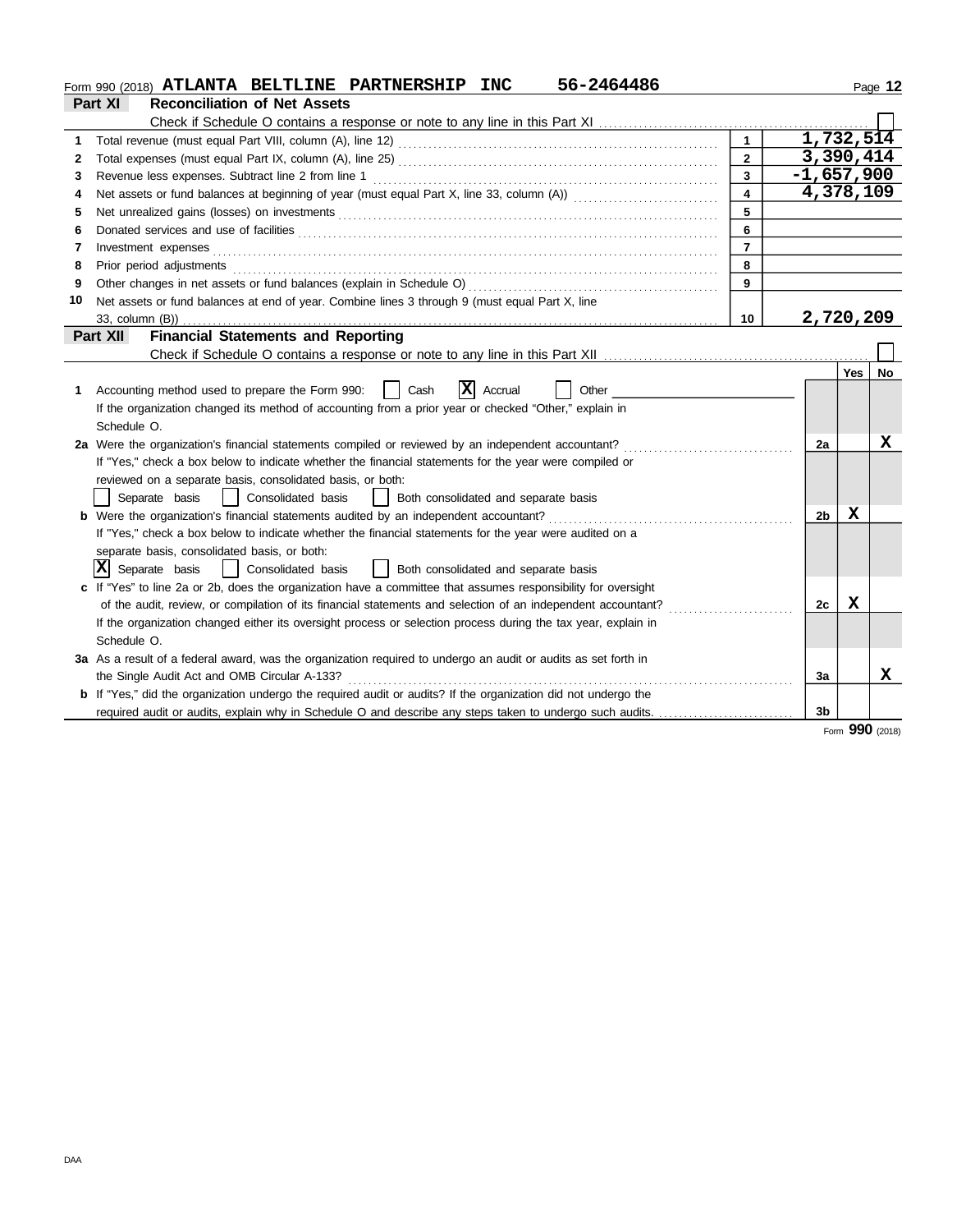Form 990 (2018) **ATLANTA BELTLINE PARTNERSHIP INC 56-2464486** Page **12**

## Part XI Reconciliation of Net Assets

Check if Schedule O contains a response or note to any line in this Part XI . . . . ☐

| | | | |
|---|---|---|---|
| 1 | Total revenue (must equal Part VIII, column (A), line 12) | 1 | 1,732,514 |
| 2 | Total expenses (must equal Part IX, column (A), line 25) | 2 | 3,390,414 |
| 3 | Revenue less expenses. Subtract line 2 from line 1 | 3 | -1,657,900 |
| 4 | Net assets or fund balances at beginning of year (must equal Part X, line 33, column (A)) | 4 | 4,378,109 |
| 5 | Net unrealized gains (losses) on investments | 5 | |
| 6 | Donated services and use of facilities | 6 | |
| 7 | Investment expenses | 7 | |
| 8 | Prior period adjustments | 8 | |
| 9 | Other changes in net assets or fund balances (explain in Schedule O) | 9 | |
| 10 | Net assets or fund balances at end of year. Combine lines 3 through 9 (must equal Part X, line 33, column (B)) | 10 | 2,720,209 |

## Part XII Financial Statements and Reporting

Check if Schedule O contains a response or note to any line in this Part XII . . . . ☐

| | | | Yes | No |
|---|---|---|---|---|
| 1 | Accounting method used to prepare the Form 990: ☐ Cash ☒ Accrual ☐ Other ______ <br> If the organization changed its method of accounting from a prior year or checked "Other," explain in Schedule O. | | | |
| 2a | Were the organization's financial statements compiled or reviewed by an independent accountant? <br> If "Yes," check a box below to indicate whether the financial statements for the year were compiled or reviewed on a separate basis, consolidated basis, or both: <br> ☐ Separate basis ☐ Consolidated basis ☐ Both consolidated and separate basis | 2a | | X |
| b | Were the organization's financial statements audited by an independent accountant? <br> If "Yes," check a box below to indicate whether the financial statements for the year were audited on a separate basis, consolidated basis, or both: <br> ☒ Separate basis ☐ Consolidated basis ☐ Both consolidated and separate basis | 2b | X | |
| c | If "Yes" to line 2a or 2b, does the organization have a committee that assumes responsibility for oversight of the audit, review, or compilation of its financial statements and selection of an independent accountant? <br> If the organization changed either its oversight process or selection process during the tax year, explain in Schedule O. | 2c | X | |
| 3a | As a result of a federal award, was the organization required to undergo an audit or audits as set forth in the Single Audit Act and OMB Circular A-133? | 3a | | X |
| b | If "Yes," did the organization undergo the required audit or audits? If the organization did not undergo the required audit or audits, explain why in Schedule O and describe any steps taken to undergo such audits. | 3b | | |

Form **990** (2018)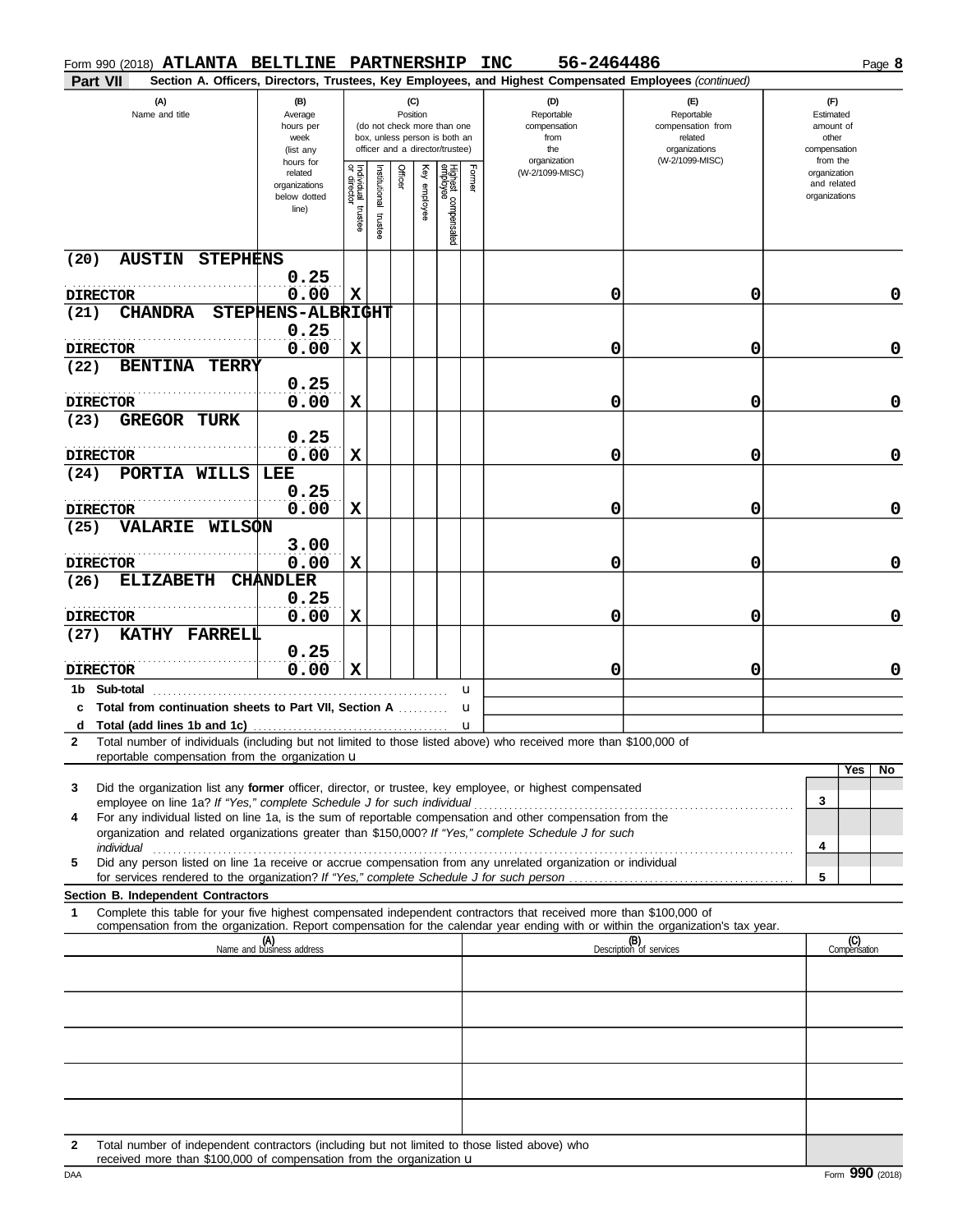Form 990 (2018) **ATLANTA BELTLINE PARTNERSHIP INC** **56-2464486** Page **8**

**Part VII** **Section A. Officers, Directors, Trustees, Key Employees, and Highest Compensated Employees** *(continued)*

| (A) Name and title | (B) Average hours per week (list any hours for related organizations below dotted line) | (C) Position: Individual trustee or director | Institutional trustee | Officer | Key employee | Highest compensated employee | Former | (D) Reportable compensation from the organization (W-2/1099-MISC) | (E) Reportable compensation from related organizations (W-2/1099-MISC) | (F) Estimated amount of other compensation from the organization and related organizations |
|---|---|---|---|---|---|---|---|---|---|---|
| (20) AUSTIN STEPHENS<br>DIRECTOR | 0.25<br>0.00 | X | | | | | | 0 | 0 | 0 |
| (21) CHANDRA STEPHENS-ALBRIGHT<br>DIRECTOR | 0.25<br>0.00 | X | | | | | | 0 | 0 | 0 |
| (22) BENTINA TERRY<br>DIRECTOR | 0.25<br>0.00 | X | | | | | | 0 | 0 | 0 |
| (23) GREGOR TURK<br>DIRECTOR | 0.25<br>0.00 | X | | | | | | 0 | 0 | 0 |
| (24) PORTIA WILLS LEE<br>DIRECTOR | 0.25<br>0.00 | X | | | | | | 0 | 0 | 0 |
| (25) VALARIE WILSON<br>DIRECTOR | 3.00<br>0.00 | X | | | | | | 0 | 0 | 0 |
| (26) ELIZABETH CHANDLER<br>DIRECTOR | 0.25<br>0.00 | X | | | | | | 0 | 0 | 0 |
| (27) KATHY FARRELL<br>DIRECTOR | 0.25<br>0.00 | X | | | | | | 0 | 0 | 0 |
| **1b Sub-total** | | | | | | | | | | |
| **c Total from continuation sheets to Part VII, Section A** | | | | | | | | | | |
| **d Total (add lines 1b and 1c)** | | | | | | | | | | |

**2** Total number of individuals (including but not limited to those listed above) who received more than $100,000 of reportable compensation from the organization u

| | | Yes | No |
|---|---|---|---|
| **3** Did the organization list any **former** officer, director, or trustee, key employee, or highest compensated employee on line 1a? *If "Yes," complete Schedule J for such individual* | 3 | | |
| **4** For any individual listed on line 1a, is the sum of reportable compensation and other compensation from the organization and related organizations greater than $150,000? *If "Yes," complete Schedule J for such individual* | 4 | | |
| **5** Did any person listed on line 1a receive or accrue compensation from any unrelated organization or individual for services rendered to the organization? *If "Yes," complete Schedule J for such person* | 5 | | |

**Section B. Independent Contractors**

**1** Complete this table for your five highest compensated independent contractors that received more than $100,000 of compensation from the organization. Report compensation for the calendar year ending with or within the organization's tax year.

| (A) Name and business address | (B) Description of services | (C) Compensation |
|---|---|---|
| | | |
| | | |
| | | |
| | | |
| | | |

**2** Total number of independent contractors (including but not limited to those listed above) who received more than $100,000 of compensation from the organization u

DAA Form **990** (2018)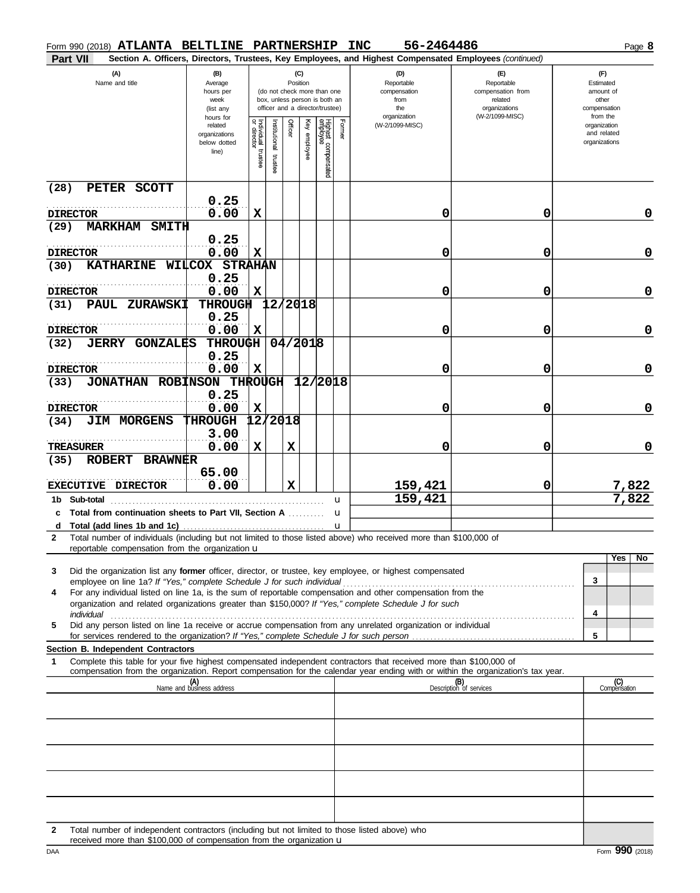Form 990 (2018) **ATLANTA BELTLINE PARTNERSHIP INC** **56-2464486** Page **8**

**Part VII** **Section A. Officers, Directors, Trustees, Key Employees, and Highest Compensated Employees** *(continued)*

| (A) Name and title | (B) Average hours per week (list any hours for related organizations below dotted line) | (C) Position: Individual trustee or director | Institutional trustee | Officer | Key employee | Highest compensated employee | Former | (D) Reportable compensation from the organization (W-2/1099-MISC) | (E) Reportable compensation from related organizations (W-2/1099-MISC) | (F) Estimated amount of other compensation from the organization and related organizations |
|---|---|---|---|---|---|---|---|---|---|---|
| (28) PETER SCOTT<br>DIRECTOR | 0.25<br>0.00 | X | | | | | | 0 | 0 | 0 |
| (29) MARKHAM SMITH<br>DIRECTOR | 0.25<br>0.00 | X | | | | | | 0 | 0 | 0 |
| (30) KATHARINE WILCOX STRAHAN<br>DIRECTOR | 0.25<br>0.00 | X | | | | | | 0 | 0 | 0 |
| (31) PAUL ZURAWSKI THROUGH 12/2018<br>DIRECTOR | 0.25<br>0.00 | X | | | | | | 0 | 0 | 0 |
| (32) JERRY GONZALES THROUGH 04/2018<br>DIRECTOR | 0.25<br>0.00 | X | | | | | | 0 | 0 | 0 |
| (33) JONATHAN ROBINSON THROUGH 12/2018<br>DIRECTOR | 0.25<br>0.00 | X | | | | | | 0 | 0 | 0 |
| (34) JIM MORGENS THROUGH 12/2018<br>TREASURER | 3.00<br>0.00 | X | | X | | | | 0 | 0 | 0 |
| (35) ROBERT BRAWNER<br>EXECUTIVE DIRECTOR | 65.00<br>0.00 | | | X | | | | 159,421 | 0 | 7,822 |
| **1b Sub-total** | | | | | | | | 159,421 | | 7,822 |
| **c Total from continuation sheets to Part VII, Section A** | | | | | | | | | | |
| **d Total (add lines 1b and 1c)** | | | | | | | | | | |

**2** Total number of individuals (including but not limited to those listed above) who received more than $100,000 of reportable compensation from the organization

| | | Yes | No |
|---|---|---|---|
| **3** Did the organization list any **former** officer, director, or trustee, key employee, or highest compensated employee on line 1a? *If "Yes," complete Schedule J for such individual* | 3 | | |
| **4** For any individual listed on line 1a, is the sum of reportable compensation and other compensation from the organization and related organizations greater than $150,000? *If "Yes," complete Schedule J for such individual* | 4 | | |
| **5** Did any person listed on line 1a receive or accrue compensation from any unrelated organization or individual for services rendered to the organization? *If "Yes," complete Schedule J for such person* | 5 | | |

**Section B. Independent Contractors**

**1** Complete this table for your five highest compensated independent contractors that received more than $100,000 of compensation from the organization. Report compensation for the calendar year ending with or within the organization's tax year.

| (A) Name and business address | (B) Description of services | (C) Compensation |
|---|---|---|
| | | |
| | | |
| | | |
| | | |
| | | |

**2** Total number of independent contractors (including but not limited to those listed above) who received more than $100,000 of compensation from the organization

DAA Form **990** (2018)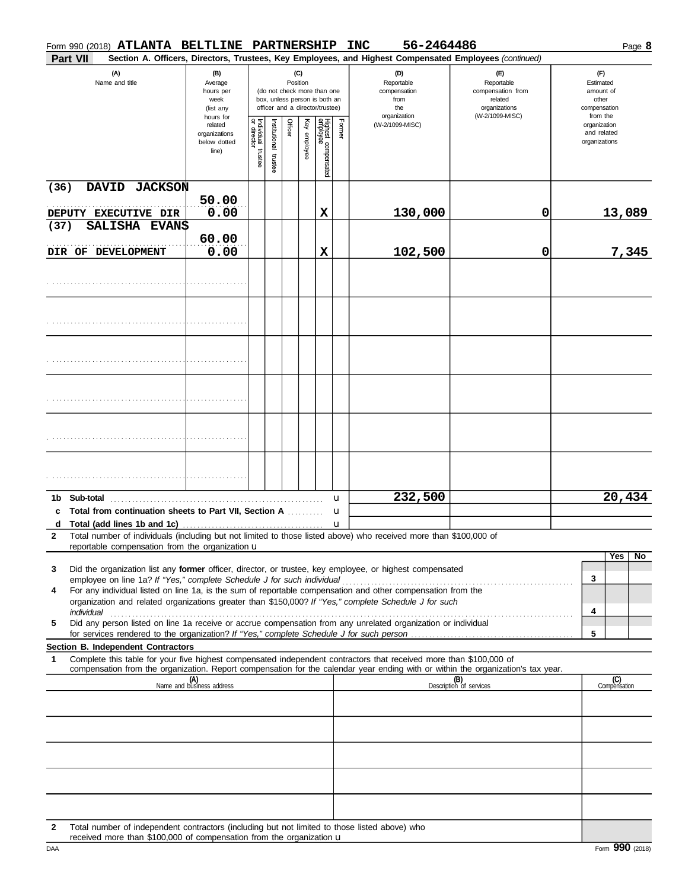Form 990 (2018) **ATLANTA BELTLINE PARTNERSHIP INC** **56-2464486**

**Part VII** **Section A. Officers, Directors, Trustees, Key Employees, and Highest Compensated Employees** *(continued)*

| (A) Name and title | (B) Average hours per week (list any hours for related organizations below dotted line) | (C) Position: Individual trustee or director | Institutional trustee | Officer | Key employee | Highest compensated employee | Former | (D) Reportable compensation from the organization (W-2/1099-MISC) | (E) Reportable compensation from related organizations (W-2/1099-MISC) | (F) Estimated amount of other compensation from the organization and related organizations |
|---|---|---|---|---|---|---|---|---|---|---|
| (36) DAVID JACKSON<br>DEPUTY EXECUTIVE DIR | 50.00<br>0.00 | | | | | X | | 130,000 | 0 | 13,089 |
| (37) SALISHA EVANS<br>DIR OF DEVELOPMENT | 60.00<br>0.00 | | | | | X | | 102,500 | 0 | 7,345 |
| | | | | | | | | | | |
| | | | | | | | | | | |
| | | | | | | | | | | |
| | | | | | | | | | | |
| | | | | | | | | | | |
| | | | | | | | | | | |

| | | (D) | (E) | (F) |
|---|---|---|---|---|
| **1b** | **Sub-total** | 232,500 | | 20,434 |
| **c** | **Total from continuation sheets to Part VII, Section A** | | | |
| **d** | **Total (add lines 1b and 1c)** | | | |

**2** Total number of individuals (including but not limited to those listed above) who received more than $100,000 of reportable compensation from the organization u

| | | | Yes | No |
|---|---|---|---|---|
| **3** | Did the organization list any **former** officer, director, or trustee, key employee, or highest compensated employee on line 1a? *If "Yes," complete Schedule J for such individual* | 3 | | |
| **4** | For any individual listed on line 1a, is the sum of reportable compensation and other compensation from the organization and related organizations greater than $150,000? *If "Yes," complete Schedule J for such individual* | 4 | | |
| **5** | Did any person listed on line 1a receive or accrue compensation from any unrelated organization or individual for services rendered to the organization? *If "Yes," complete Schedule J for such person* | 5 | | |

**Section B. Independent Contractors**

**1** Complete this table for your five highest compensated independent contractors that received more than $100,000 of compensation from the organization. Report compensation for the calendar year ending with or within the organization's tax year.

| (A) Name and business address | (B) Description of services | (C) Compensation |
|---|---|---|
| | | |
| | | |
| | | |
| | | |
| | | |

**2** Total number of independent contractors (including but not limited to those listed above) who received more than $100,000 of compensation from the organization u

DAA Form **990** (2018)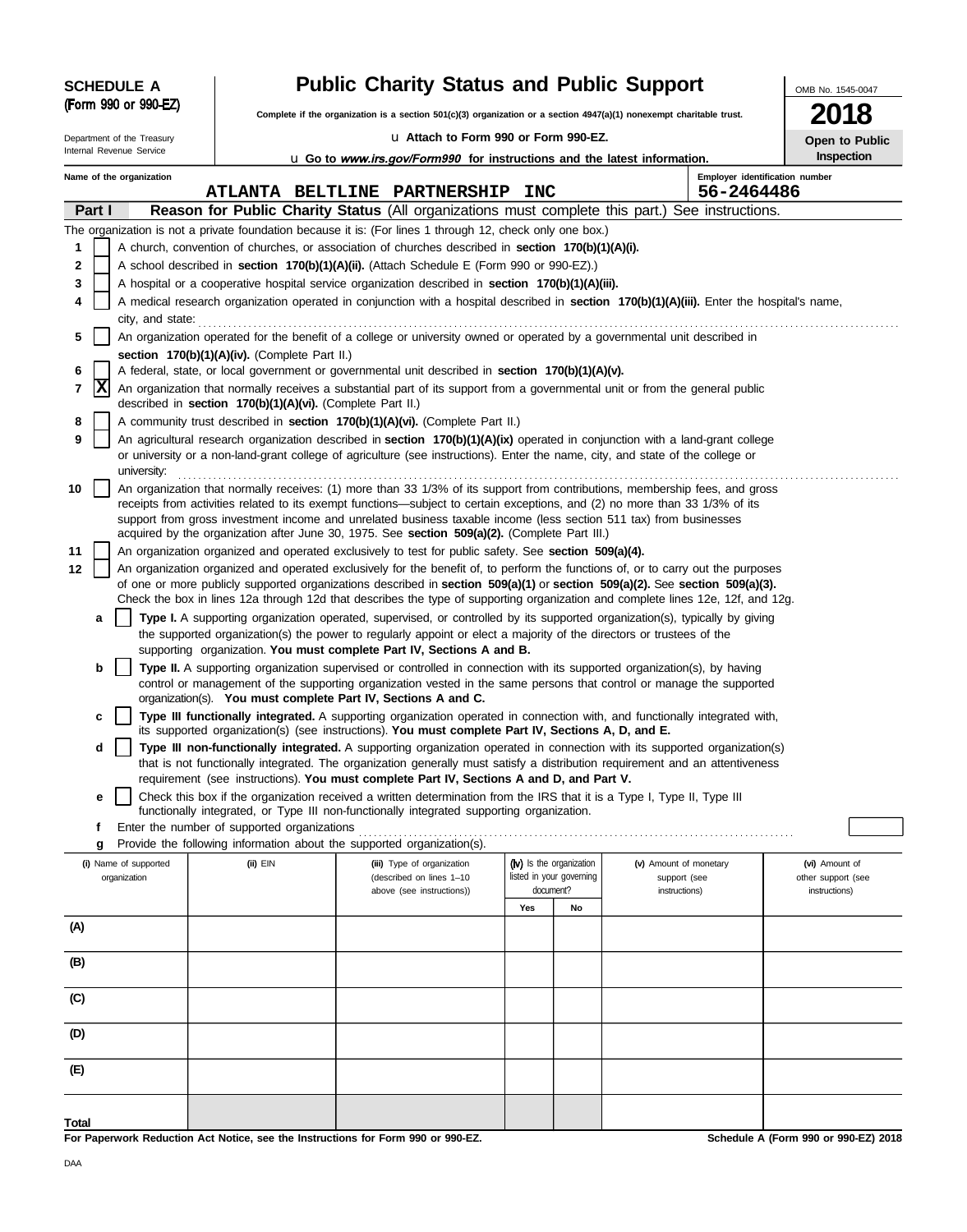**SCHEDULE A**
**(Form 990 or 990-EZ)**

Department of the Treasury
Internal Revenue Service

# Public Charity Status and Public Support

**Complete if the organization is a section 501(c)(3) organization or a section 4947(a)(1) nonexempt charitable trust.**

u Attach to Form 990 or Form 990-EZ.

u Go to *www.irs.gov/Form990* for instructions and the latest information.

OMB No. 1545-0047

**2018**

**Open to Public Inspection**

Name of the organization: ATLANTA BELTLINE PARTNERSHIP INC

Employer identification number: 56-2464486

**Part I — Reason for Public Charity Status** (All organizations must complete this part.) See instructions.

The organization is not a private foundation because it is: (For lines 1 through 12, check only one box.)

1 [ ] A church, convention of churches, or association of churches described in **section 170(b)(1)(A)(i).**

2 [ ] A school described in **section 170(b)(1)(A)(ii).** (Attach Schedule E (Form 990 or 990-EZ).)

3 [ ] A hospital or a cooperative hospital service organization described in **section 170(b)(1)(A)(iii).**

4 [ ] A medical research organization operated in conjunction with a hospital described in **section 170(b)(1)(A)(iii).** Enter the hospital's name, city, and state:

5 [ ] An organization operated for the benefit of a college or university owned or operated by a governmental unit described in **section 170(b)(1)(A)(iv).** (Complete Part II.)

6 [ ] A federal, state, or local government or governmental unit described in **section 170(b)(1)(A)(v).**

7 [X] An organization that normally receives a substantial part of its support from a governmental unit or from the general public described in **section 170(b)(1)(A)(vi).** (Complete Part II.)

8 [ ] A community trust described in **section 170(b)(1)(A)(vi).** (Complete Part II.)

9 [ ] An agricultural research organization described in **section 170(b)(1)(A)(ix)** operated in conjunction with a land-grant college or university or a non-land-grant college of agriculture (see instructions). Enter the name, city, and state of the college or university:

10 [ ] An organization that normally receives: (1) more than 33 1/3% of its support from contributions, membership fees, and gross receipts from activities related to its exempt functions—subject to certain exceptions, and (2) no more than 33 1/3% of its support from gross investment income and unrelated business taxable income (less section 511 tax) from businesses acquired by the organization after June 30, 1975. See **section 509(a)(2).** (Complete Part III.)

11 [ ] An organization organized and operated exclusively to test for public safety. See **section 509(a)(4).**

12 [ ] An organization organized and operated exclusively for the benefit of, to perform the functions of, or to carry out the purposes of one or more publicly supported organizations described in **section 509(a)(1)** or **section 509(a)(2).** See **section 509(a)(3).** Check the box in lines 12a through 12d that describes the type of supporting organization and complete lines 12e, 12f, and 12g.

a [ ] **Type I.** A supporting organization operated, supervised, or controlled by its supported organization(s), typically by giving the supported organization(s) the power to regularly appoint or elect a majority of the directors or trustees of the supporting organization. **You must complete Part IV, Sections A and B.**

b [ ] **Type II.** A supporting organization supervised or controlled in connection with its supported organization(s), by having control or management of the supporting organization vested in the same persons that control or manage the supported organization(s). **You must complete Part IV, Sections A and C.**

c [ ] **Type III functionally integrated.** A supporting organization operated in connection with, and functionally integrated with, its supported organization(s) (see instructions). **You must complete Part IV, Sections A, D, and E.**

d [ ] **Type III non-functionally integrated.** A supporting organization operated in connection with its supported organization(s) that is not functionally integrated. The organization generally must satisfy a distribution requirement and an attentiveness requirement (see instructions). **You must complete Part IV, Sections A and D, and Part V.**

e [ ] Check this box if the organization received a written determination from the IRS that it is a Type I, Type II, Type III functionally integrated, or Type III non-functionally integrated supporting organization.

f Enter the number of supported organizations

g Provide the following information about the supported organization(s).

| (i) Name of supported organization | (ii) EIN | (iii) Type of organization (described on lines 1–10 above (see instructions)) | (iv) Is the organization listed in your governing document? Yes | No | (v) Amount of monetary support (see instructions) | (vi) Amount of other support (see instructions) |
|---|---|---|---|---|---|---|
| (A) | | | | | | |
| (B) | | | | | | |
| (C) | | | | | | |
| (D) | | | | | | |
| (E) | | | | | | |
| Total | | | | | | |

**For Paperwork Reduction Act Notice, see the Instructions for Form 990 or 990-EZ.**

**Schedule A (Form 990 or 990-EZ) 2018**

DAA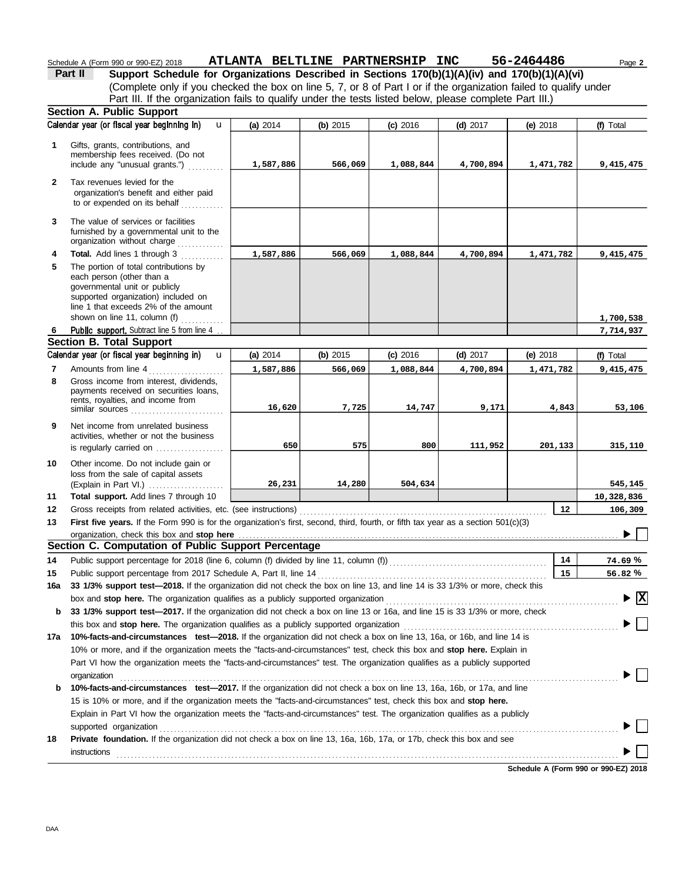Schedule A (Form 990 or 990-EZ) 2018 ATLANTA BELTLINE PARTNERSHIP INC 56-2464486 Page 2

**Part II** **Support Schedule for Organizations Described in Sections 170(b)(1)(A)(iv) and 170(b)(1)(A)(vi)**
(Complete only if you checked the box on line 5, 7, or 8 of Part I or if the organization failed to qualify under Part III. If the organization fails to qualify under the tests listed below, please complete Part III.)

## Section A. Public Support

| | Calendar year (or fiscal year beginning in) | (a) 2014 | (b) 2015 | (c) 2016 | (d) 2017 | (e) 2018 | (f) Total |
|---|---|---|---|---|---|---|---|
| 1 | Gifts, grants, contributions, and membership fees received. (Do not include any "unusual grants.") | 1,587,886 | 566,069 | 1,088,844 | 4,700,894 | 1,471,782 | 9,415,475 |
| 2 | Tax revenues levied for the organization's benefit and either paid to or expended on its behalf | | | | | | |
| 3 | The value of services or facilities furnished by a governmental unit to the organization without charge | | | | | | |
| 4 | **Total.** Add lines 1 through 3 | 1,587,886 | 566,069 | 1,088,844 | 4,700,894 | 1,471,782 | 9,415,475 |
| 5 | The portion of total contributions by each person (other than a governmental unit or publicly supported organization) included on line 1 that exceeds 2% of the amount shown on line 11, column (f) | | | | | | 1,700,538 |
| 6 | **Public support.** Subtract line 5 from line 4 | | | | | | 7,714,937 |

## Section B. Total Support

| | Calendar year (or fiscal year beginning in) | (a) 2014 | (b) 2015 | (c) 2016 | (d) 2017 | (e) 2018 | (f) Total |
|---|---|---|---|---|---|---|---|
| 7 | Amounts from line 4 | 1,587,886 | 566,069 | 1,088,844 | 4,700,894 | 1,471,782 | 9,415,475 |
| 8 | Gross income from interest, dividends, payments received on securities loans, rents, royalties, and income from similar sources | 16,620 | 7,725 | 14,747 | 9,171 | 4,843 | 53,106 |
| 9 | Net income from unrelated business activities, whether or not the business is regularly carried on | 650 | 575 | 800 | 111,952 | 201,133 | 315,110 |
| 10 | Other income. Do not include gain or loss from the sale of capital assets (Explain in Part VI.) | 26,231 | 14,280 | 504,634 | | | 545,145 |
| 11 | **Total support.** Add lines 7 through 10 | | | | | | 10,328,836 |
| 12 | Gross receipts from related activities, etc. (see instructions) | | | | | 12 | 106,309 |
| 13 | **First five years.** If the Form 990 is for the organization's first, second, third, fourth, or fifth tax year as a section 501(c)(3) organization, check this box and **stop here** | | | | | | ☐ |

## Section C. Computation of Public Support Percentage

| | | | |
|---|---|---|---|
| 14 | Public support percentage for 2018 (line 6, column (f) divided by line 11, column (f)) | 14 | 74.69 % |
| 15 | Public support percentage from 2017 Schedule A, Part II, line 14 | 15 | 56.82 % |

**16a** **33 1/3% support test—2018.** If the organization did not check the box on line 13, and line 14 is 33 1/3% or more, check this box and **stop here.** The organization qualifies as a publicly supported organization ☒

**b** **33 1/3% support test—2017.** If the organization did not check a box on line 13 or 16a, and line 15 is 33 1/3% or more, check this box and **stop here.** The organization qualifies as a publicly supported organization ☐

**17a** **10%-facts-and-circumstances test—2018.** If the organization did not check a box on line 13, 16a, or 16b, and line 14 is 10% or more, and if the organization meets the "facts-and-circumstances" test, check this box and **stop here.** Explain in Part VI how the organization meets the "facts-and-circumstances" test. The organization qualifies as a publicly supported organization ☐

**b** **10%-facts-and-circumstances test—2017.** If the organization did not check a box on line 13, 16a, 16b, or 17a, and line 15 is 10% or more, and if the organization meets the "facts-and-circumstances" test, check this box and **stop here.** Explain in Part VI how the organization meets the "facts-and-circumstances" test. The organization qualifies as a publicly supported organization ☐

**18** **Private foundation.** If the organization did not check a box on line 13, 16a, 16b, 17a, or 17b, check this box and see instructions ☐

**Schedule A (Form 990 or 990-EZ) 2018**

DAA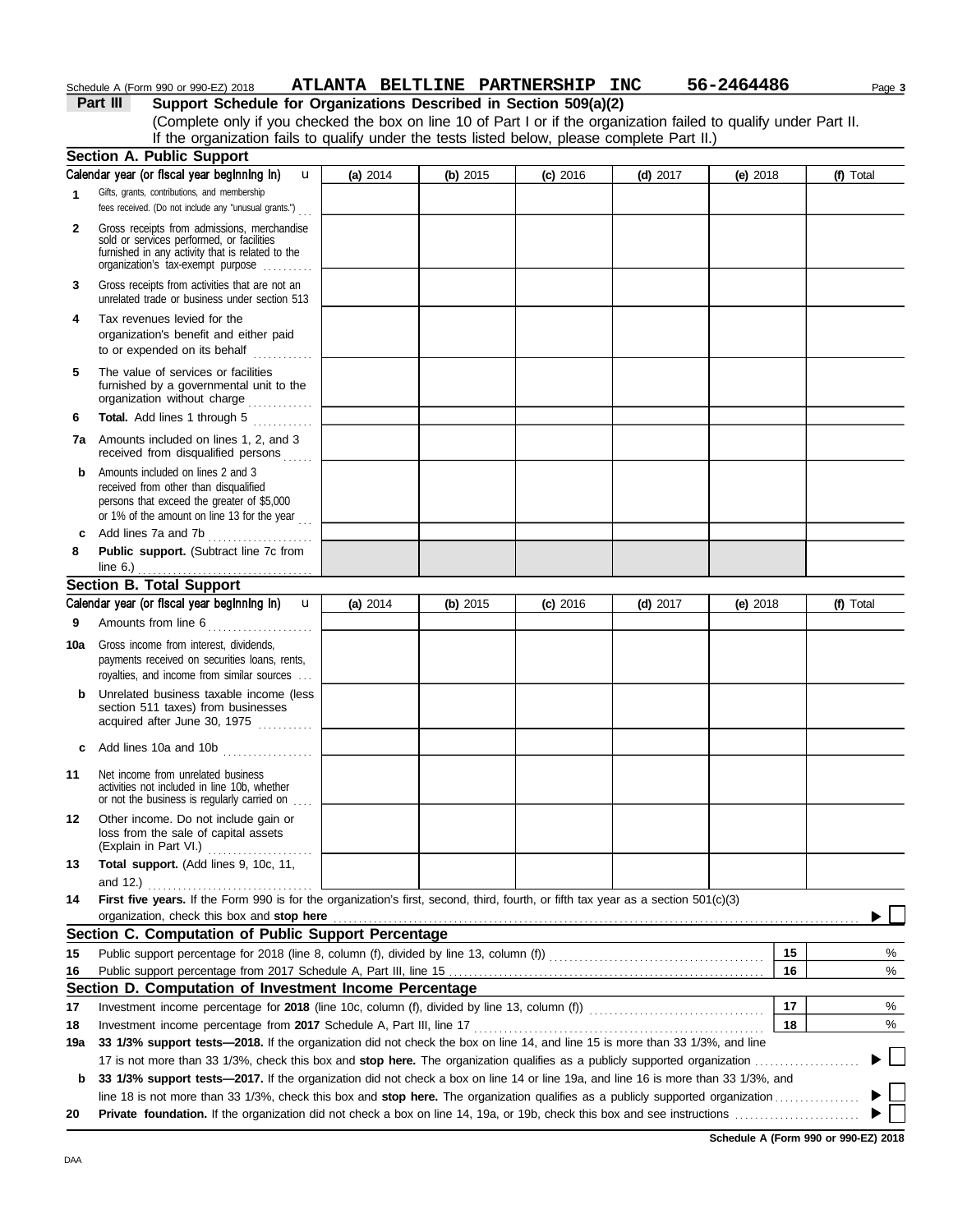Schedule A (Form 990 or 990-EZ) 2018 **ATLANTA BELTLINE PARTNERSHIP INC 56-2464486** Page **3**

**Part III** **Support Schedule for Organizations Described in Section 509(a)(2)**

(Complete only if you checked the box on line 10 of Part I or if the organization failed to qualify under Part II. If the organization fails to qualify under the tests listed below, please complete Part II.)

## Section A. Public Support

| Calendar year (or fiscal year beginning in) | (a) 2014 | (b) 2015 | (c) 2016 | (d) 2017 | (e) 2018 | (f) Total |
|---|---|---|---|---|---|---|
| **1** Gifts, grants, contributions, and membership fees received. (Do not include any "unusual grants.") | | | | | | |
| **2** Gross receipts from admissions, merchandise sold or services performed, or facilities furnished in any activity that is related to the organization's tax-exempt purpose | | | | | | |
| **3** Gross receipts from activities that are not an unrelated trade or business under section 513 | | | | | | |
| **4** Tax revenues levied for the organization's benefit and either paid to or expended on its behalf | | | | | | |
| **5** The value of services or facilities furnished by a governmental unit to the organization without charge | | | | | | |
| **6** **Total.** Add lines 1 through 5 | | | | | | |
| **7a** Amounts included on lines 1, 2, and 3 received from disqualified persons | | | | | | |
| **b** Amounts included on lines 2 and 3 received from other than disqualified persons that exceed the greater of $5,000 or 1% of the amount on line 13 for the year | | | | | | |
| **c** Add lines 7a and 7b | | | | | | |
| **8** **Public support.** (Subtract line 7c from line 6.) | | | | | | |

## Section B. Total Support

| Calendar year (or fiscal year beginning in) | (a) 2014 | (b) 2015 | (c) 2016 | (d) 2017 | (e) 2018 | (f) Total |
|---|---|---|---|---|---|---|
| **9** Amounts from line 6 | | | | | | |
| **10a** Gross income from interest, dividends, payments received on securities loans, rents, royalties, and income from similar sources | | | | | | |
| **b** Unrelated business taxable income (less section 511 taxes) from businesses acquired after June 30, 1975 | | | | | | |
| **c** Add lines 10a and 10b | | | | | | |
| **11** Net income from unrelated business activities not included in line 10b, whether or not the business is regularly carried on | | | | | | |
| **12** Other income. Do not include gain or loss from the sale of capital assets (Explain in Part VI.) | | | | | | |
| **13** **Total support.** (Add lines 9, 10c, 11, and 12.) | | | | | | |

**14** **First five years.** If the Form 990 is for the organization's first, second, third, fourth, or fifth tax year as a section 501(c)(3) organization, check this box and **stop here** ▶ ☐

## Section C. Computation of Public Support Percentage

**15** Public support percentage for 2018 (line 8, column (f), divided by line 13, column (f)) **15** %

**16** Public support percentage from 2017 Schedule A, Part III, line 15 **16** %

## Section D. Computation of Investment Income Percentage

**17** Investment income percentage for **2018** (line 10c, column (f), divided by line 13, column (f)) **17** %

**18** Investment income percentage from **2017** Schedule A, Part III, line 17 **18** %

**19a** **33 1/3% support tests—2018.** If the organization did not check the box on line 14, and line 15 is more than 33 1/3%, and line 17 is not more than 33 1/3%, check this box and **stop here.** The organization qualifies as a publicly supported organization ▶ ☐

**b** **33 1/3% support tests—2017.** If the organization did not check a box on line 14 or line 19a, and line 16 is more than 33 1/3%, and line 18 is not more than 33 1/3%, check this box and **stop here.** The organization qualifies as a publicly supported organization ▶ ☐

**20** **Private foundation.** If the organization did not check a box on line 14, 19a, or 19b, check this box and see instructions ▶ ☐

**Schedule A (Form 990 or 990-EZ) 2018**

DAA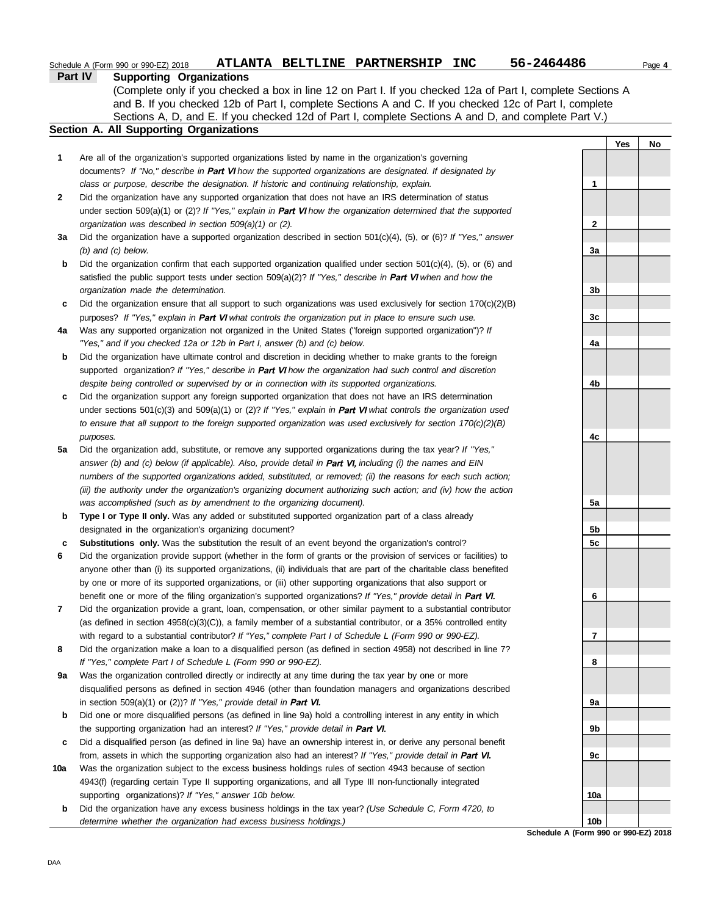Schedule A (Form 990 or 990-EZ) 2018 **ATLANTA BELTLINE PARTNERSHIP INC 56-2464486**

## Part IV Supporting Organizations

(Complete only if you checked a box in line 12 on Part I. If you checked 12a of Part I, complete Sections A and B. If you checked 12b of Part I, complete Sections A and C. If you checked 12c of Part I, complete Sections A, D, and E. If you checked 12d of Part I, complete Sections A and D, and complete Part V.)

### Section A. All Supporting Organizations

| | | | Yes | No |
|---|---|---|---|---|
| **1** | Are all of the organization's supported organizations listed by name in the organization's governing documents? *If "No," describe in **Part VI** how the supported organizations are designated. If designated by class or purpose, describe the designation. If historic and continuing relationship, explain.* | 1 | | |
| **2** | Did the organization have any supported organization that does not have an IRS determination of status under section 509(a)(1) or (2)? *If "Yes," explain in **Part VI** how the organization determined that the supported organization was described in section 509(a)(1) or (2).* | 2 | | |
| **3a** | Did the organization have a supported organization described in section 501(c)(4), (5), or (6)? *If "Yes," answer (b) and (c) below.* | 3a | | |
| **b** | Did the organization confirm that each supported organization qualified under section 501(c)(4), (5), or (6) and satisfied the public support tests under section 509(a)(2)? *If "Yes," describe in **Part VI** when and how the organization made the determination.* | 3b | | |
| **c** | Did the organization ensure that all support to such organizations was used exclusively for section 170(c)(2)(B) purposes? *If "Yes," explain in **Part VI** what controls the organization put in place to ensure such use.* | 3c | | |
| **4a** | Was any supported organization not organized in the United States ("foreign supported organization")? *If "Yes," and if you checked 12a or 12b in Part I, answer (b) and (c) below.* | 4a | | |
| **b** | Did the organization have ultimate control and discretion in deciding whether to make grants to the foreign supported organization? *If "Yes," describe in **Part VI** how the organization had such control and discretion despite being controlled or supervised by or in connection with its supported organizations.* | 4b | | |
| **c** | Did the organization support any foreign supported organization that does not have an IRS determination under sections 501(c)(3) and 509(a)(1) or (2)? *If "Yes," explain in **Part VI** what controls the organization used to ensure that all support to the foreign supported organization was used exclusively for section 170(c)(2)(B) purposes.* | 4c | | |
| **5a** | Did the organization add, substitute, or remove any supported organizations during the tax year? *If "Yes," answer (b) and (c) below (if applicable). Also, provide detail in **Part VI,** including (i) the names and EIN numbers of the supported organizations added, substituted, or removed; (ii) the reasons for each such action; (iii) the authority under the organization's organizing document authorizing such action; and (iv) how the action was accomplished (such as by amendment to the organizing document).* | 5a | | |
| **b** | **Type I or Type II only.** Was any added or substituted supported organization part of a class already designated in the organization's organizing document? | 5b | | |
| **c** | **Substitutions only.** Was the substitution the result of an event beyond the organization's control? | 5c | | |
| **6** | Did the organization provide support (whether in the form of grants or the provision of services or facilities) to anyone other than (i) its supported organizations, (ii) individuals that are part of the charitable class benefited by one or more of its supported organizations, or (iii) other supporting organizations that also support or benefit one or more of the filing organization's supported organizations? *If "Yes," provide detail in **Part VI.*** | 6 | | |
| **7** | Did the organization provide a grant, loan, compensation, or other similar payment to a substantial contributor (as defined in section 4958(c)(3)(C)), a family member of a substantial contributor, or a 35% controlled entity with regard to a substantial contributor? *If "Yes," complete Part I of Schedule L (Form 990 or 990-EZ).* | 7 | | |
| **8** | Did the organization make a loan to a disqualified person (as defined in section 4958) not described in line 7? *If "Yes," complete Part I of Schedule L (Form 990 or 990-EZ).* | 8 | | |
| **9a** | Was the organization controlled directly or indirectly at any time during the tax year by one or more disqualified persons as defined in section 4946 (other than foundation managers and organizations described in section 509(a)(1) or (2))? *If "Yes," provide detail in **Part VI.*** | 9a | | |
| **b** | Did one or more disqualified persons (as defined in line 9a) hold a controlling interest in any entity in which the supporting organization had an interest? *If "Yes," provide detail in **Part VI.*** | 9b | | |
| **c** | Did a disqualified person (as defined in line 9a) have an ownership interest in, or derive any personal benefit from, assets in which the supporting organization also had an interest? *If "Yes," provide detail in **Part VI.*** | 9c | | |
| **10a** | Was the organization subject to the excess business holdings rules of section 4943 because of section 4943(f) (regarding certain Type II supporting organizations, and all Type III non-functionally integrated supporting organizations)? *If "Yes," answer 10b below.* | 10a | | |
| **b** | Did the organization have any excess business holdings in the tax year? *(Use Schedule C, Form 4720, to determine whether the organization had excess business holdings.)* | 10b | | |

**Schedule A (Form 990 or 990-EZ) 2018**

DAA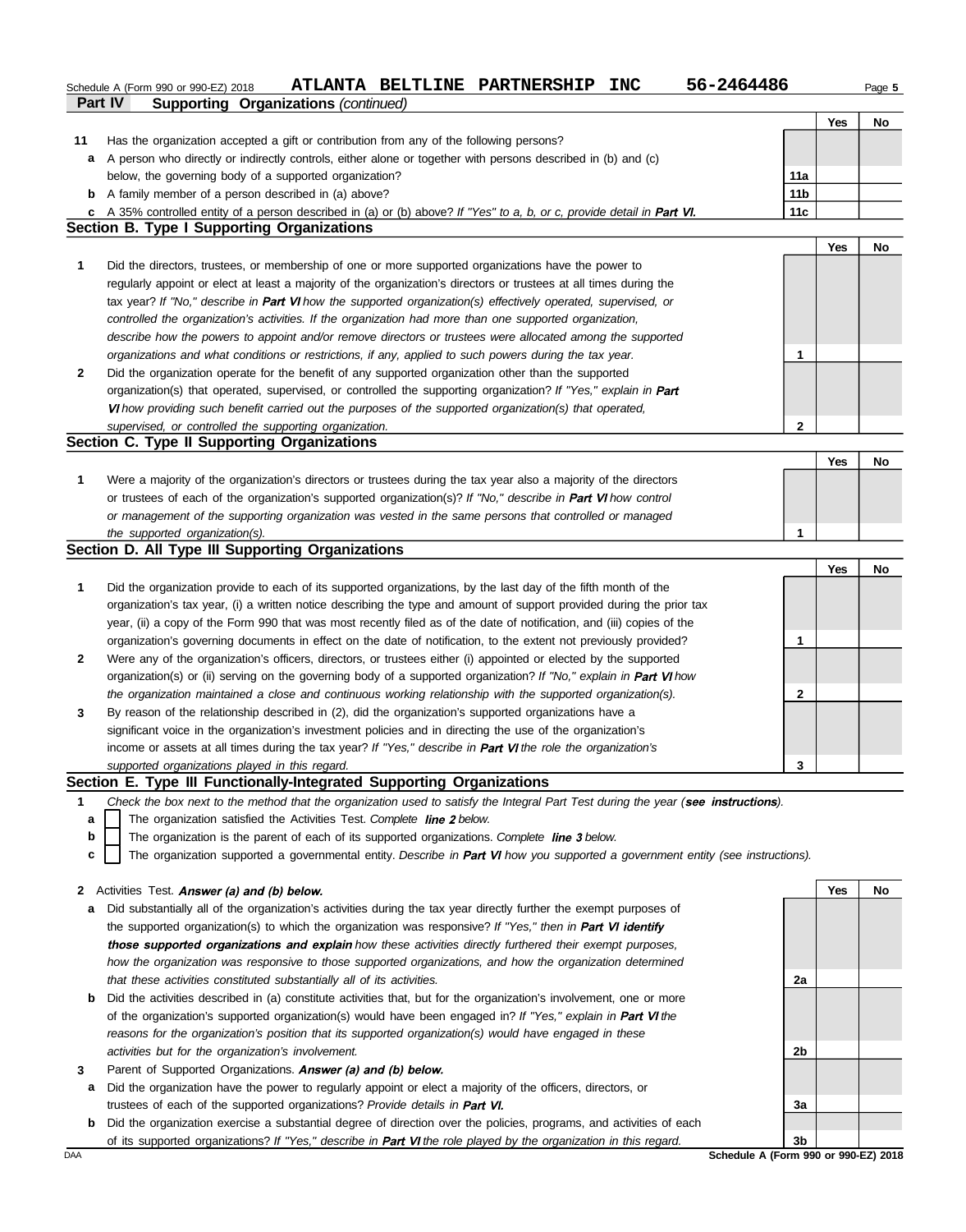Schedule A (Form 990 or 990-EZ) 2018 ATLANTA BELTLINE PARTNERSHIP INC 56-2464486

**Part IV Supporting Organizations** *(continued)*

| | | | Yes | No |
|---|---|---|---|---|
| **11** | Has the organization accepted a gift or contribution from any of the following persons? | | | |
| **a** | A person who directly or indirectly controls, either alone or together with persons described in (b) and (c) below, the governing body of a supported organization? | 11a | | |
| **b** | A family member of a person described in (a) above? | 11b | | |
| **c** | A 35% controlled entity of a person described in (a) or (b) above? *If "Yes" to a, b, or c, provide detail in* ***Part VI.*** | 11c | | |

## Section B. Type I Supporting Organizations

| | | | Yes | No |
|---|---|---|---|---|
| **1** | Did the directors, trustees, or membership of one or more supported organizations have the power to regularly appoint or elect at least a majority of the organization's directors or trustees at all times during the tax year? *If "No," describe in* ***Part VI*** *how the supported organization(s) effectively operated, supervised, or controlled the organization's activities. If the organization had more than one supported organization, describe how the powers to appoint and/or remove directors or trustees were allocated among the supported organizations and what conditions or restrictions, if any, applied to such powers during the tax year.* | 1 | | |
| **2** | Did the organization operate for the benefit of any supported organization other than the supported organization(s) that operated, supervised, or controlled the supporting organization? *If "Yes," explain in* ***Part VI*** *how providing such benefit carried out the purposes of the supported organization(s) that operated, supervised, or controlled the supporting organization.* | 2 | | |

## Section C. Type II Supporting Organizations

| | | | Yes | No |
|---|---|---|---|---|
| **1** | Were a majority of the organization's directors or trustees during the tax year also a majority of the directors or trustees of each of the organization's supported organization(s)? *If "No," describe in* ***Part VI*** *how control or management of the supporting organization was vested in the same persons that controlled or managed the supported organization(s).* | 1 | | |

## Section D. All Type III Supporting Organizations

| | | | Yes | No |
|---|---|---|---|---|
| **1** | Did the organization provide to each of its supported organizations, by the last day of the fifth month of the organization's tax year, (i) a written notice describing the type and amount of support provided during the prior tax year, (ii) a copy of the Form 990 that was most recently filed as of the date of notification, and (iii) copies of the organization's governing documents in effect on the date of notification, to the extent not previously provided? | 1 | | |
| **2** | Were any of the organization's officers, directors, or trustees either (i) appointed or elected by the supported organization(s) or (ii) serving on the governing body of a supported organization? *If "No," explain in* ***Part VI*** *how the organization maintained a close and continuous working relationship with the supported organization(s).* | 2 | | |
| **3** | By reason of the relationship described in (2), did the organization's supported organizations have a significant voice in the organization's investment policies and in directing the use of the organization's income or assets at all times during the tax year? *If "Yes," describe in* ***Part VI*** *the role the organization's supported organizations played in this regard.* | 3 | | |

## Section E. Type III Functionally-Integrated Supporting Organizations

**1** *Check the box next to the method that the organization used to satisfy the Integral Part Test during the year (**see instructions**).*

- **a** ☐ The organization satisfied the Activities Test. *Complete* ***line 2*** *below.*
- **b** ☐ The organization is the parent of each of its supported organizations. *Complete* ***line 3*** *below.*
- **c** ☐ The organization supported a governmental entity. *Describe in* ***Part VI*** *how you supported a government entity (see instructions).*

| | | | Yes | No |
|---|---|---|---|---|
| **2** | Activities Test. ***Answer (a) and (b) below.*** | | | |
| **a** | Did substantially all of the organization's activities during the tax year directly further the exempt purposes of the supported organization(s) to which the organization was responsive? *If "Yes," then in* ***Part VI identify those supported organizations and explain*** *how these activities directly furthered their exempt purposes, how the organization was responsive to those supported organizations, and how the organization determined that these activities constituted substantially all of its activities.* | 2a | | |
| **b** | Did the activities described in (a) constitute activities that, but for the organization's involvement, one or more of the organization's supported organization(s) would have been engaged in? *If "Yes," explain in* ***Part VI*** *the reasons for the organization's position that its supported organization(s) would have engaged in these activities but for the organization's involvement.* | 2b | | |
| **3** | Parent of Supported Organizations. ***Answer (a) and (b) below.*** | | | |
| **a** | Did the organization have the power to regularly appoint or elect a majority of the officers, directors, or trustees of each of the supported organizations? *Provide details in* ***Part VI.*** | 3a | | |
| **b** | Did the organization exercise a substantial degree of direction over the policies, programs, and activities of each of its supported organizations? *If "Yes," describe in* ***Part VI*** *the role played by the organization in this regard.* | 3b | | |

DAA Schedule A (Form 990 or 990-EZ) 2018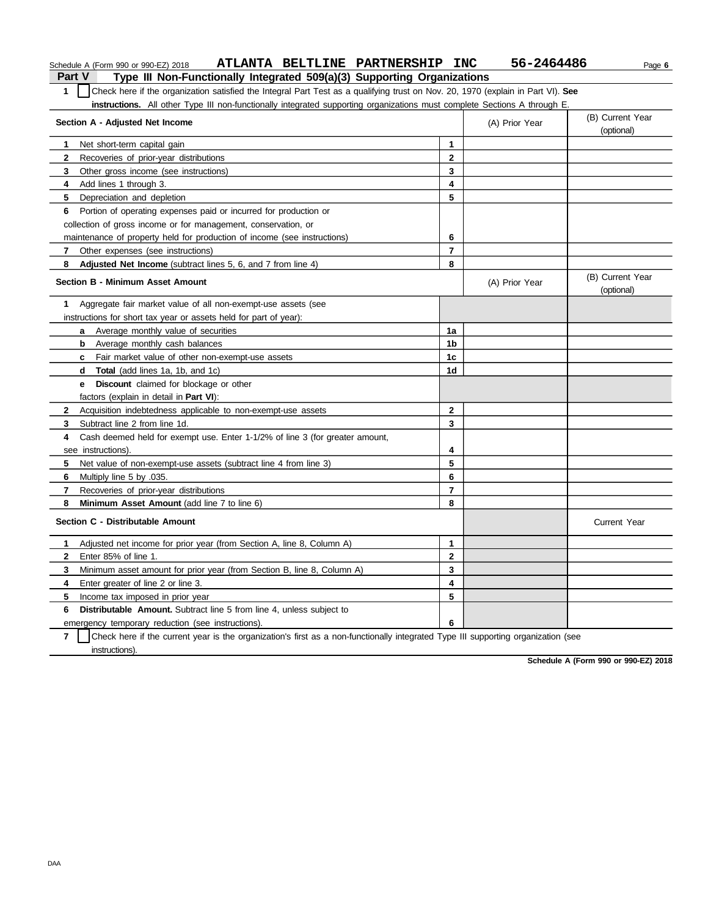Schedule A (Form 990 or 990-EZ) 2018 **ATLANTA BELTLINE PARTNERSHIP INC** **56-2464486**

## Part V Type III Non-Functionally Integrated 509(a)(3) Supporting Organizations

**1** ☐ Check here if the organization satisfied the Integral Part Test as a qualifying trust on Nov. 20, 1970 (explain in Part VI). **See instructions.** All other Type III non-functionally integrated supporting organizations must complete Sections A through E.

| **Section A - Adjusted Net Income** | | (A) Prior Year | (B) Current Year (optional) |
|---|---|---|---|
| **1** Net short-term capital gain | 1 | | |
| **2** Recoveries of prior-year distributions | 2 | | |
| **3** Other gross income (see instructions) | 3 | | |
| **4** Add lines 1 through 3. | 4 | | |
| **5** Depreciation and depletion | 5 | | |
| **6** Portion of operating expenses paid or incurred for production or collection of gross income or for management, conservation, or maintenance of property held for production of income (see instructions) | 6 | | |
| **7** Other expenses (see instructions) | 7 | | |
| **8** **Adjusted Net Income** (subtract lines 5, 6, and 7 from line 4) | 8 | | |

| **Section B - Minimum Asset Amount** | | (A) Prior Year | (B) Current Year (optional) |
|---|---|---|---|
| **1** Aggregate fair market value of all non-exempt-use assets (see instructions for short tax year or assets held for part of year): | | | |
| **a** Average monthly value of securities | 1a | | |
| **b** Average monthly cash balances | 1b | | |
| **c** Fair market value of other non-exempt-use assets | 1c | | |
| **d** **Total** (add lines 1a, 1b, and 1c) | 1d | | |
| **e** **Discount** claimed for blockage or other factors (explain in detail in **Part VI**): | | | |
| **2** Acquisition indebtedness applicable to non-exempt-use assets | 2 | | |
| **3** Subtract line 2 from line 1d. | 3 | | |
| **4** Cash deemed held for exempt use. Enter 1-1/2% of line 3 (for greater amount, see instructions). | 4 | | |
| **5** Net value of non-exempt-use assets (subtract line 4 from line 3) | 5 | | |
| **6** Multiply line 5 by .035. | 6 | | |
| **7** Recoveries of prior-year distributions | 7 | | |
| **8** **Minimum Asset Amount** (add line 7 to line 6) | 8 | | |

| **Section C - Distributable Amount** | | | Current Year |
|---|---|---|---|
| **1** Adjusted net income for prior year (from Section A, line 8, Column A) | 1 | | |
| **2** Enter 85% of line 1. | 2 | | |
| **3** Minimum asset amount for prior year (from Section B, line 8, Column A) | 3 | | |
| **4** Enter greater of line 2 or line 3. | 4 | | |
| **5** Income tax imposed in prior year | 5 | | |
| **6** **Distributable Amount.** Subtract line 5 from line 4, unless subject to emergency temporary reduction (see instructions). | 6 | | |

**7** ☐ Check here if the current year is the organization's first as a non-functionally integrated Type III supporting organization (see instructions).

**Schedule A (Form 990 or 990-EZ) 2018**

DAA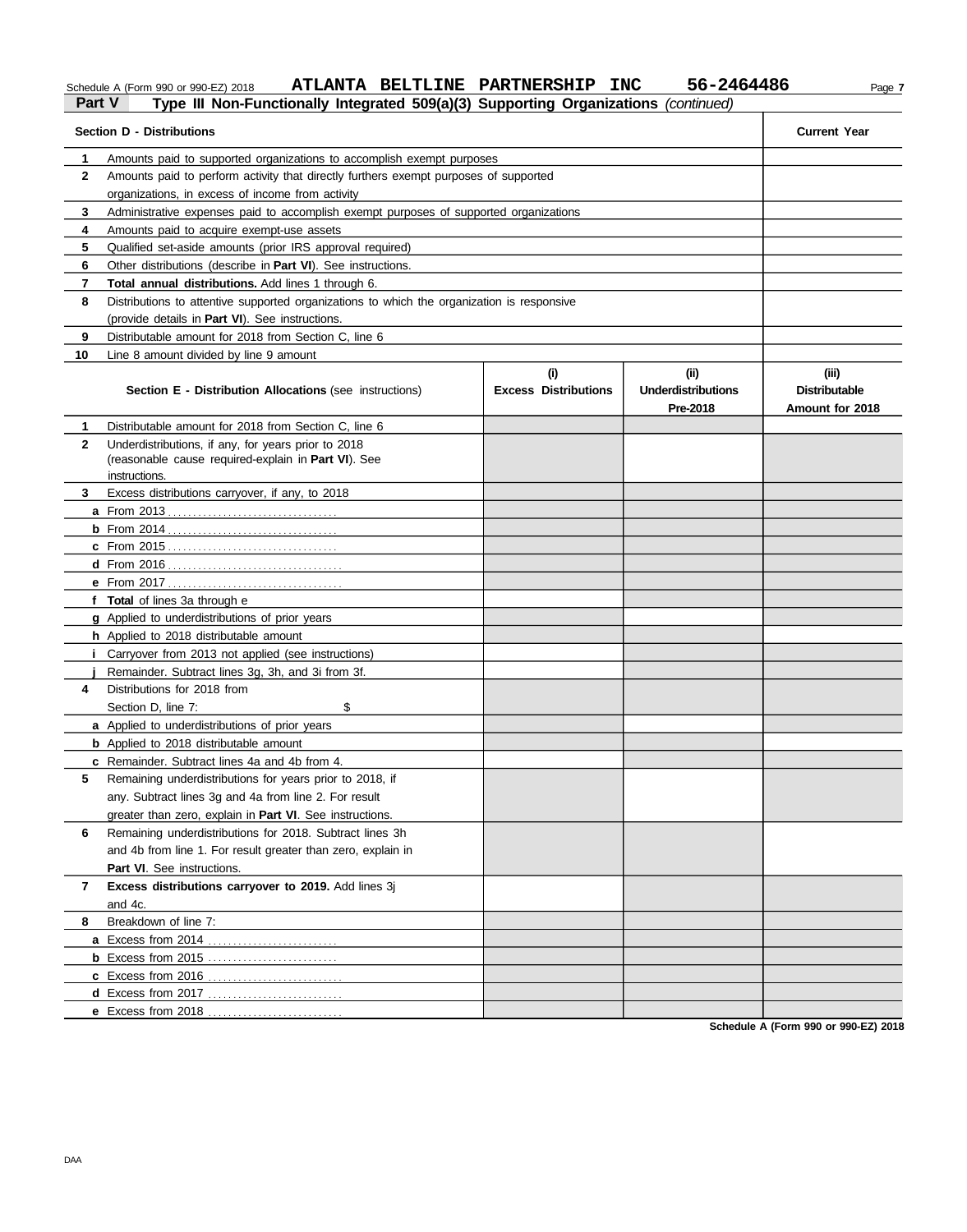Schedule A (Form 990 or 990-EZ) 2018 ATLANTA BELTLINE PARTNERSHIP INC 56-2464486

**Part V** **Type III Non-Functionally Integrated 509(a)(3) Supporting Organizations** *(continued)*

| | **Section D - Distributions** | **Current Year** |
|---|---|---|
| **1** | Amounts paid to supported organizations to accomplish exempt purposes | |
| **2** | Amounts paid to perform activity that directly furthers exempt purposes of supported organizations, in excess of income from activity | |
| **3** | Administrative expenses paid to accomplish exempt purposes of supported organizations | |
| **4** | Amounts paid to acquire exempt-use assets | |
| **5** | Qualified set-aside amounts (prior IRS approval required) | |
| **6** | Other distributions (describe in **Part VI**). See instructions. | |
| **7** | **Total annual distributions.** Add lines 1 through 6. | |
| **8** | Distributions to attentive supported organizations to which the organization is responsive (provide details in **Part VI**). See instructions. | |
| **9** | Distributable amount for 2018 from Section C, line 6 | |
| **10** | Line 8 amount divided by line 9 amount | |

| | **Section E - Distribution Allocations** (see instructions) | **(i)** **Excess Distributions** | **(ii)** **Underdistributions Pre-2018** | **(iii)** **Distributable Amount for 2018** |
|---|---|---|---|---|
| **1** | Distributable amount for 2018 from Section C, line 6 | | | |
| **2** | Underdistributions, if any, for years prior to 2018 (reasonable cause required-explain in **Part VI**). See instructions. | | | |
| **3** | Excess distributions carryover, if any, to 2018 | | | |
| **a** | From 2013 | | | |
| **b** | From 2014 | | | |
| **c** | From 2015 | | | |
| **d** | From 2016 | | | |
| **e** | From 2017 | | | |
| **f** | **Total** of lines 3a through e | | | |
| **g** | Applied to underdistributions of prior years | | | |
| **h** | Applied to 2018 distributable amount | | | |
| **i** | Carryover from 2013 not applied (see instructions) | | | |
| **j** | Remainder. Subtract lines 3g, 3h, and 3i from 3f. | | | |
| **4** | Distributions for 2018 from Section D, line 7: $ | | | |
| **a** | Applied to underdistributions of prior years | | | |
| **b** | Applied to 2018 distributable amount | | | |
| **c** | Remainder. Subtract lines 4a and 4b from 4. | | | |
| **5** | Remaining underdistributions for years prior to 2018, if any. Subtract lines 3g and 4a from line 2. For result greater than zero, explain in **Part VI**. See instructions. | | | |
| **6** | Remaining underdistributions for 2018. Subtract lines 3h and 4b from line 1. For result greater than zero, explain in **Part VI**. See instructions. | | | |
| **7** | **Excess distributions carryover to 2019.** Add lines 3j and 4c. | | | |
| **8** | Breakdown of line 7: | | | |
| **a** | Excess from 2014 | | | |
| **b** | Excess from 2015 | | | |
| **c** | Excess from 2016 | | | |
| **d** | Excess from 2017 | | | |
| **e** | Excess from 2018 | | | |

**Schedule A (Form 990 or 990-EZ) 2018**

DAA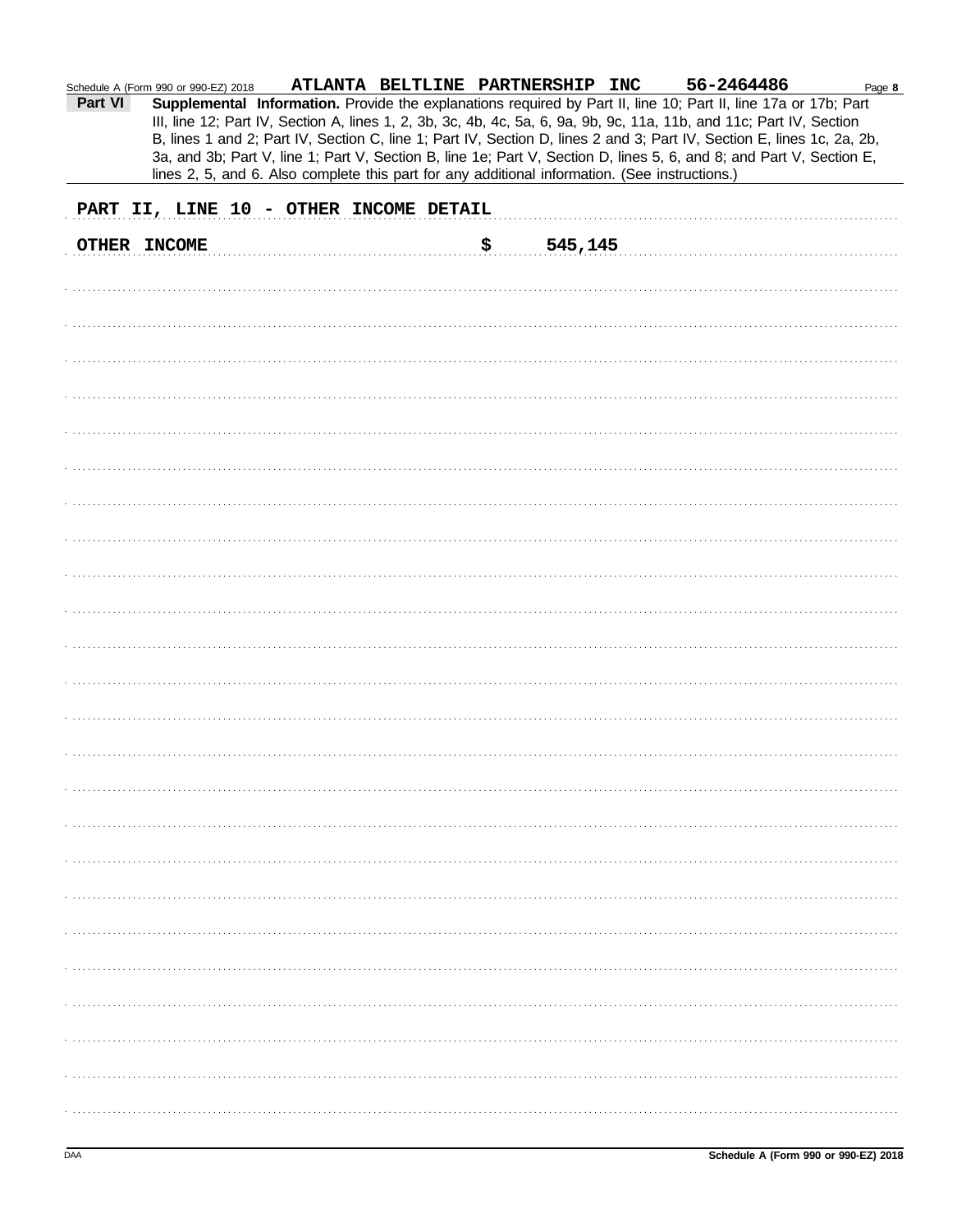Schedule A (Form 990 or 990-EZ) 2018 ATLANTA BELTLINE PARTNERSHIP INC 56-2464486

**Part VI** **Supplemental Information.** Provide the explanations required by Part II, line 10; Part II, line 17a or 17b; Part III, line 12; Part IV, Section A, lines 1, 2, 3b, 3c, 4b, 4c, 5a, 6, 9a, 9b, 9c, 11a, 11b, and 11c; Part IV, Section B, lines 1 and 2; Part IV, Section C, line 1; Part IV, Section D, lines 2 and 3; Part IV, Section E, lines 1c, 2a, 2b, 3a, and 3b; Part V, line 1; Part V, Section B, line 1e; Part V, Section D, lines 5, 6, and 8; and Part V, Section E, lines 2, 5, and 6. Also complete this part for any additional information. (See instructions.)

PART II, LINE 10 - OTHER INCOME DETAIL

OTHER INCOME $ 545,145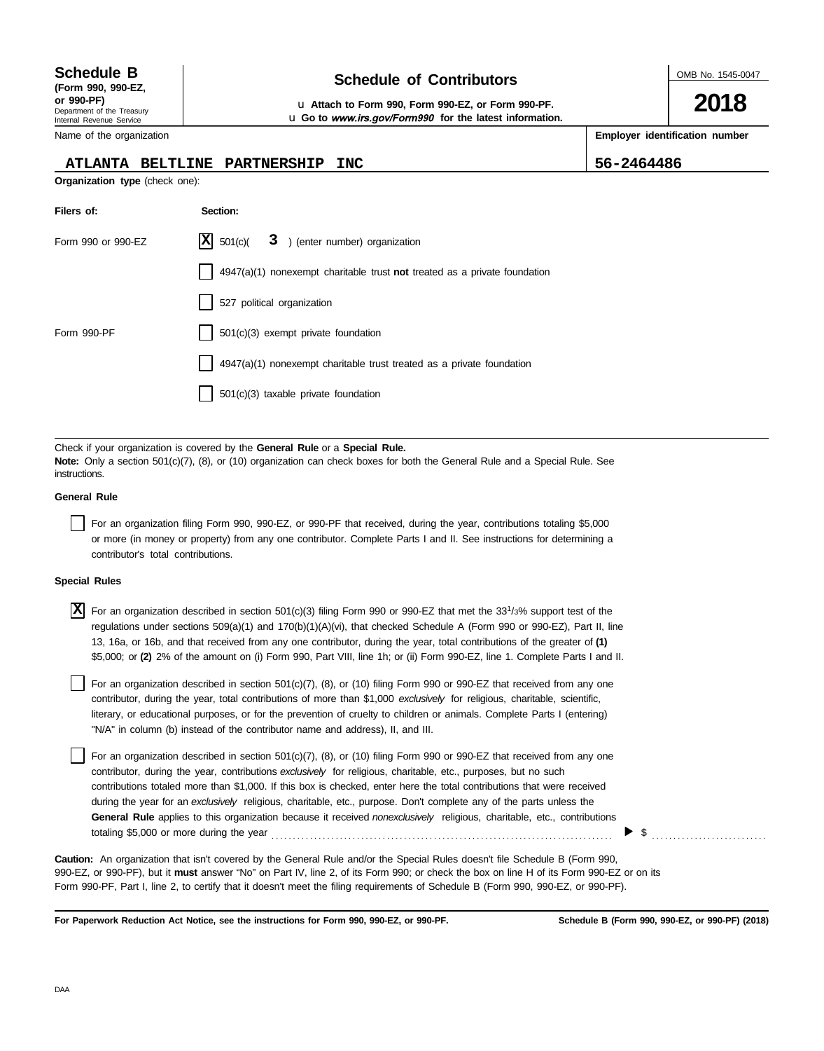**Schedule B** (Form 990, 990-EZ, or 990-PF)
Department of the Treasury
Internal Revenue Service

# Schedule of Contributors

u Attach to Form 990, Form 990-EZ, or Form 990-PF.
u Go to *www.irs.gov/Form990* for the latest information.

OMB No. 1545-0047

**2018**

| Name of the organization | Employer identification number |
|---|---|
| ATLANTA BELTLINE PARTNERSHIP INC | 56-2464486 |

**Organization type** (check one):

| Filers of: | Section: |
|---|---|
| Form 990 or 990-EZ | [X] 501(c)( 3 ) (enter number) organization |
| | [ ] 4947(a)(1) nonexempt charitable trust **not** treated as a private foundation |
| | [ ] 527 political organization |
| Form 990-PF | [ ] 501(c)(3) exempt private foundation |
| | [ ] 4947(a)(1) nonexempt charitable trust treated as a private foundation |
| | [ ] 501(c)(3) taxable private foundation |

Check if your organization is covered by the **General Rule** or a **Special Rule.**
**Note:** Only a section 501(c)(7), (8), or (10) organization can check boxes for both the General Rule and a Special Rule. See instructions.

**General Rule**

[ ] For an organization filing Form 990, 990-EZ, or 990-PF that received, during the year, contributions totaling $5,000 or more (in money or property) from any one contributor. Complete Parts I and II. See instructions for determining a contributor's total contributions.

**Special Rules**

[X] For an organization described in section 501(c)(3) filing Form 990 or 990-EZ that met the 33 1/3% support test of the regulations under sections 509(a)(1) and 170(b)(1)(A)(vi), that checked Schedule A (Form 990 or 990-EZ), Part II, line 13, 16a, or 16b, and that received from any one contributor, during the year, total contributions of the greater of **(1)** $5,000; or **(2)** 2% of the amount on (i) Form 990, Part VIII, line 1h; or (ii) Form 990-EZ, line 1. Complete Parts I and II.

[ ] For an organization described in section 501(c)(7), (8), or (10) filing Form 990 or 990-EZ that received from any one contributor, during the year, total contributions of more than $1,000 *exclusively* for religious, charitable, scientific, literary, or educational purposes, or for the prevention of cruelty to children or animals. Complete Parts I (entering) "N/A" in column (b) instead of the contributor name and address), II, and III.

[ ] For an organization described in section 501(c)(7), (8), or (10) filing Form 990 or 990-EZ that received from any one contributor, during the year, contributions *exclusively* for religious, charitable, etc., purposes, but no such contributions totaled more than $1,000. If this box is checked, enter here the total contributions that were received during the year for an *exclusively* religious, charitable, etc., purpose. Don't complete any of the parts unless the **General Rule** applies to this organization because it received *nonexclusively* religious, charitable, etc., contributions totaling $5,000 or more during the year ▶ $ ..........

**Caution:** An organization that isn't covered by the General Rule and/or the Special Rules doesn't file Schedule B (Form 990, 990-EZ, or 990-PF), but it **must** answer "No" on Part IV, line 2, of its Form 990; or check the box on line H of its Form 990-EZ or on its Form 990-PF, Part I, line 2, to certify that it doesn't meet the filing requirements of Schedule B (Form 990, 990-EZ, or 990-PF).

**For Paperwork Reduction Act Notice, see the instructions for Form 990, 990-EZ, or 990-PF.** **Schedule B (Form 990, 990-EZ, or 990-PF) (2018)**

DAA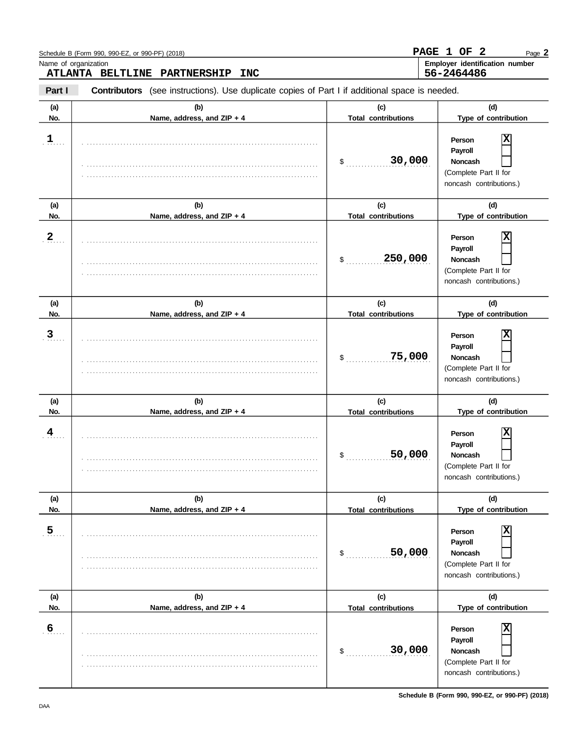Schedule B (Form 990, 990-EZ, or 990-PF) (2018)

**PAGE 1 OF 2**

Name of organization
**ATLANTA BELTLINE PARTNERSHIP INC**

Employer identification number
**56-2464486**

**Part I** **Contributors** (see instructions). Use duplicate copies of Part I if additional space is needed.

| (a) No. | (b) Name, address, and ZIP + 4 | (c) Total contributions | (d) Type of contribution |
|---|---|---|---|
| 1 | | $ 30,000 | Person [X] Payroll [ ] Noncash [ ] (Complete Part II for noncash contributions.) |
| 2 | | $ 250,000 | Person [X] Payroll [ ] Noncash [ ] (Complete Part II for noncash contributions.) |
| 3 | | $ 75,000 | Person [X] Payroll [ ] Noncash [ ] (Complete Part II for noncash contributions.) |
| 4 | | $ 50,000 | Person [X] Payroll [ ] Noncash [ ] (Complete Part II for noncash contributions.) |
| 5 | | $ 50,000 | Person [X] Payroll [ ] Noncash [ ] (Complete Part II for noncash contributions.) |
| 6 | | $ 30,000 | Person [X] Payroll [ ] Noncash [ ] (Complete Part II for noncash contributions.) |

Schedule B (Form 990, 990-EZ, or 990-PF) (2018)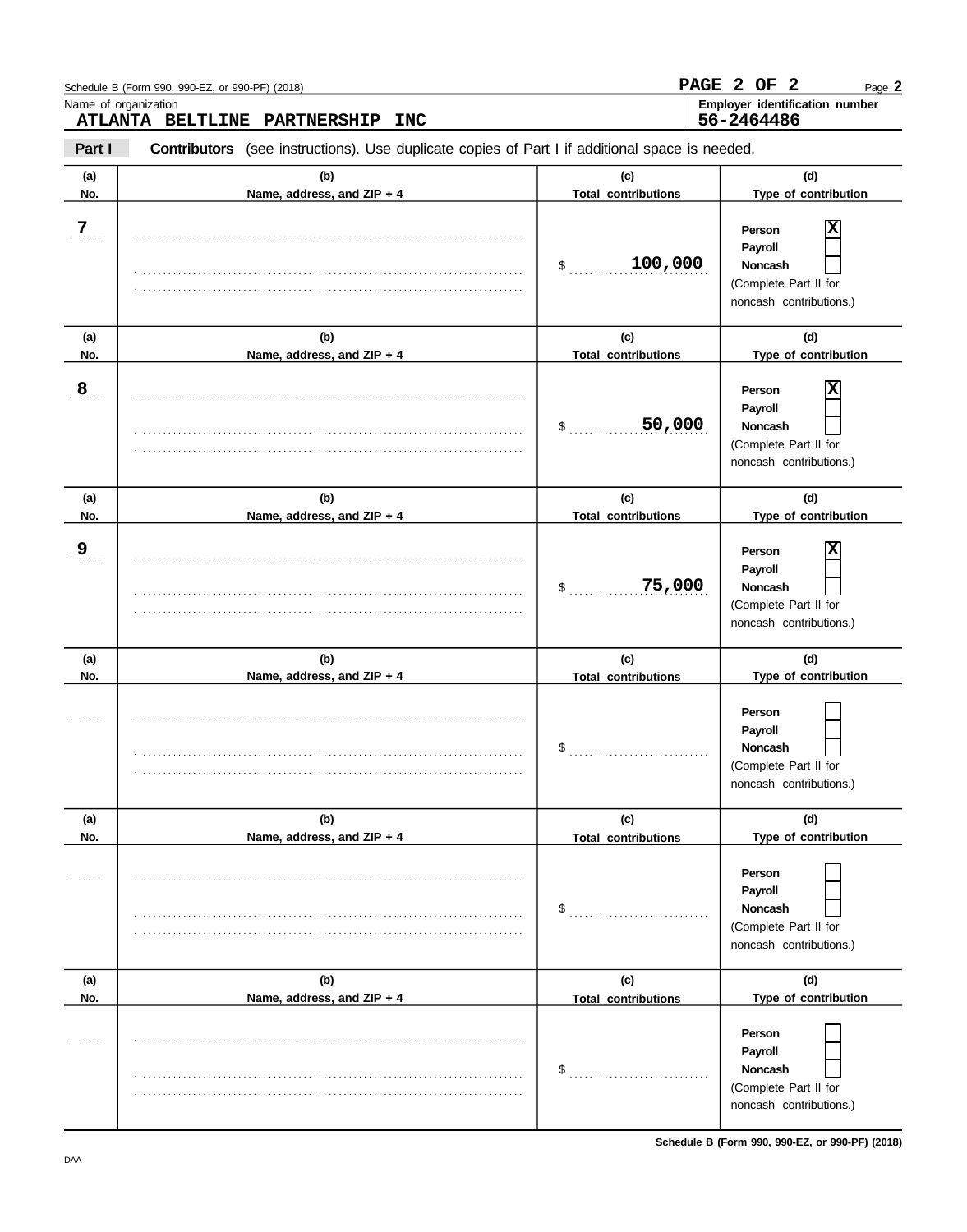Schedule B (Form 990, 990-EZ, or 990-PF) (2018)

Name of organization
**ATLANTA BELTLINE PARTNERSHIP INC**

Employer identification number
**56-2464486**

**Part I** **Contributors** (see instructions). Use duplicate copies of Part I if additional space is needed.

| (a) No. | (b) Name, address, and ZIP + 4 | (c) Total contributions | (d) Type of contribution |
|---|---|---|---|
| 7 | | $ 100,000 | Person [X] Payroll [ ] Noncash [ ] (Complete Part II for noncash contributions.) |
| 8 | | $ 50,000 | Person [X] Payroll [ ] Noncash [ ] (Complete Part II for noncash contributions.) |
| 9 | | $ 75,000 | Person [X] Payroll [ ] Noncash [ ] (Complete Part II for noncash contributions.) |
| | | $ | Person [ ] Payroll [ ] Noncash [ ] (Complete Part II for noncash contributions.) |
| | | $ | Person [ ] Payroll [ ] Noncash [ ] (Complete Part II for noncash contributions.) |
| | | $ | Person [ ] Payroll [ ] Noncash [ ] (Complete Part II for noncash contributions.) |

DAA

**Schedule B (Form 990, 990-EZ, or 990-PF) (2018)**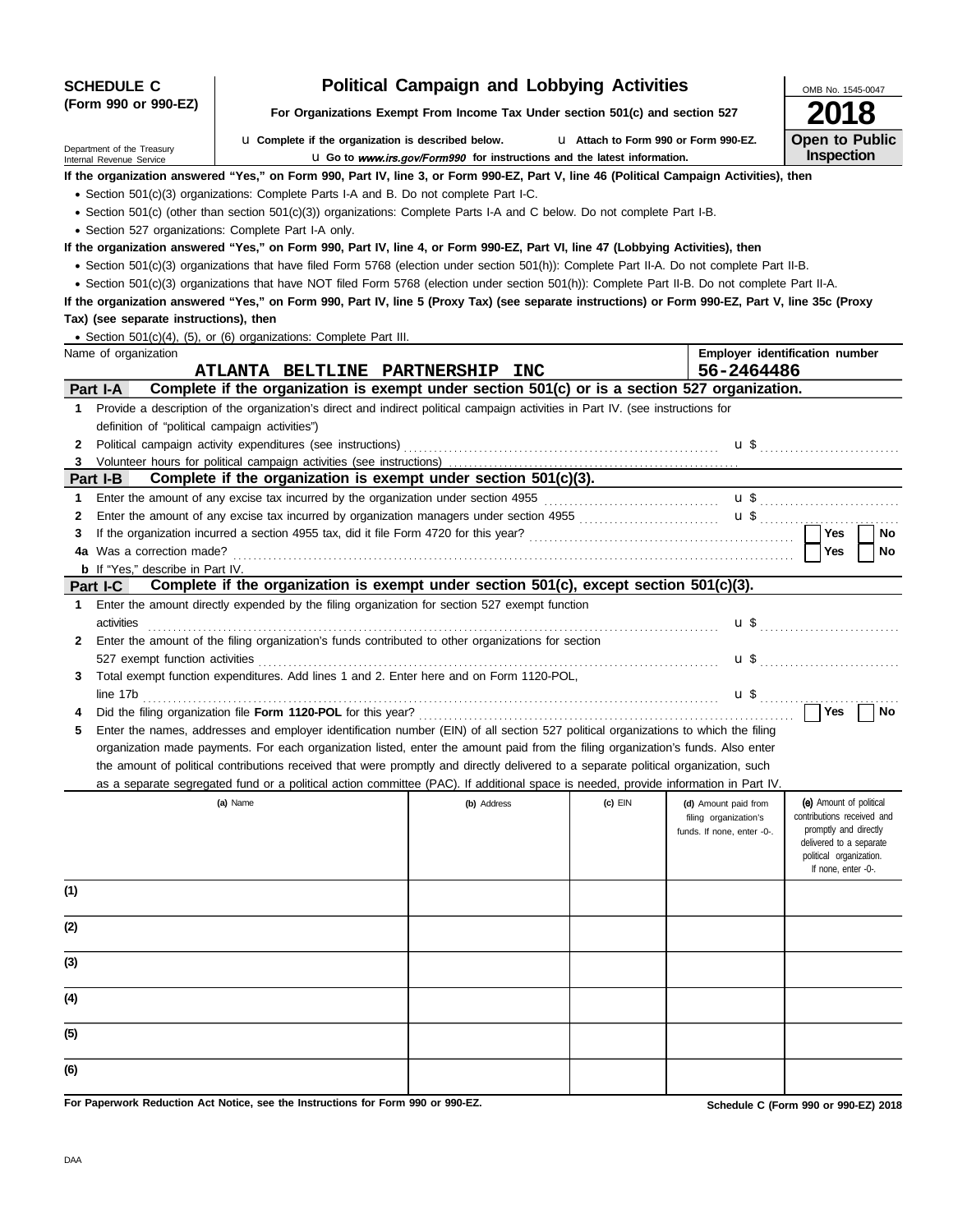**SCHEDULE C**
**(Form 990 or 990-EZ)**

Department of the Treasury
Internal Revenue Service

# Political Campaign and Lobbying Activities

**For Organizations Exempt From Income Tax Under section 501(c) and section 527**

u **Complete if the organization is described below.** u **Attach to Form 990 or Form 990-EZ.**

u **Go to *www.irs.gov/Form990* for instructions and the latest information.**

OMB No. 1545-0047

**2018**

**Open to Public Inspection**

**If the organization answered "Yes," on Form 990, Part IV, line 3, or Form 990-EZ, Part V, line 46 (Political Campaign Activities), then**

- Section 501(c)(3) organizations: Complete Parts I-A and B. Do not complete Part I-C.
- Section 501(c) (other than section 501(c)(3)) organizations: Complete Parts I-A and C below. Do not complete Part I-B.
- Section 527 organizations: Complete Part I-A only.

**If the organization answered "Yes," on Form 990, Part IV, line 4, or Form 990-EZ, Part VI, line 47 (Lobbying Activities), then**

- Section 501(c)(3) organizations that have filed Form 5768 (election under section 501(h)): Complete Part II-A. Do not complete Part II-B.
- Section 501(c)(3) organizations that have NOT filed Form 5768 (election under section 501(h)): Complete Part II-B. Do not complete Part II-A.

**If the organization answered "Yes," on Form 990, Part IV, line 5 (Proxy Tax) (see separate instructions) or Form 990-EZ, Part V, line 35c (Proxy Tax) (see separate instructions), then**

- Section 501(c)(4), (5), or (6) organizations: Complete Part III.

| Name of organization | Employer identification number |
|---|---|
| ATLANTA BELTLINE PARTNERSHIP INC | 56-2464486 |

## Part I-A Complete if the organization is exempt under section 501(c) or is a section 527 organization.

1 Provide a description of the organization's direct and indirect political campaign activities in Part IV. (see instructions for definition of "political campaign activities")

2 Political campaign activity expenditures (see instructions) ........ u $ ..........

3 Volunteer hours for political campaign activities (see instructions) ..........

## Part I-B Complete if the organization is exempt under section 501(c)(3).

1 Enter the amount of any excise tax incurred by the organization under section 4955 ........ u $ ..........

2 Enter the amount of any excise tax incurred by organization managers under section 4955 ........ u $ ..........

3 If the organization incurred a section 4955 tax, did it file Form 4720 for this year? ........ ☐ Yes ☐ No

4a Was a correction made? ........ ☐ Yes ☐ No

b If "Yes," describe in Part IV.

## Part I-C Complete if the organization is exempt under section 501(c), except section 501(c)(3).

1 Enter the amount directly expended by the filing organization for section 527 exempt function activities ........ u $ ..........

2 Enter the amount of the filing organization's funds contributed to other organizations for section 527 exempt function activities ........ u $ ..........

3 Total exempt function expenditures. Add lines 1 and 2. Enter here and on Form 1120-POL, line 17b ........ u $ ..........

4 Did the filing organization file **Form 1120-POL** for this year? ........ ☐ Yes ☐ No

5 Enter the names, addresses and employer identification number (EIN) of all section 527 political organizations to which the filing organization made payments. For each organization listed, enter the amount paid from the filing organization's funds. Also enter the amount of political contributions received that were promptly and directly delivered to a separate political organization, such as a separate segregated fund or a political action committee (PAC). If additional space is needed, provide information in Part IV.

| | (a) Name | (b) Address | (c) EIN | (d) Amount paid from filing organization's funds. If none, enter -0-. | (e) Amount of political contributions received and promptly and directly delivered to a separate political organization. If none, enter -0-. |
|---|---|---|---|---|---|
| (1) | | | | | |
| (2) | | | | | |
| (3) | | | | | |
| (4) | | | | | |
| (5) | | | | | |
| (6) | | | | | |

**For Paperwork Reduction Act Notice, see the Instructions for Form 990 or 990-EZ.**

**Schedule C (Form 990 or 990-EZ) 2018**

DAA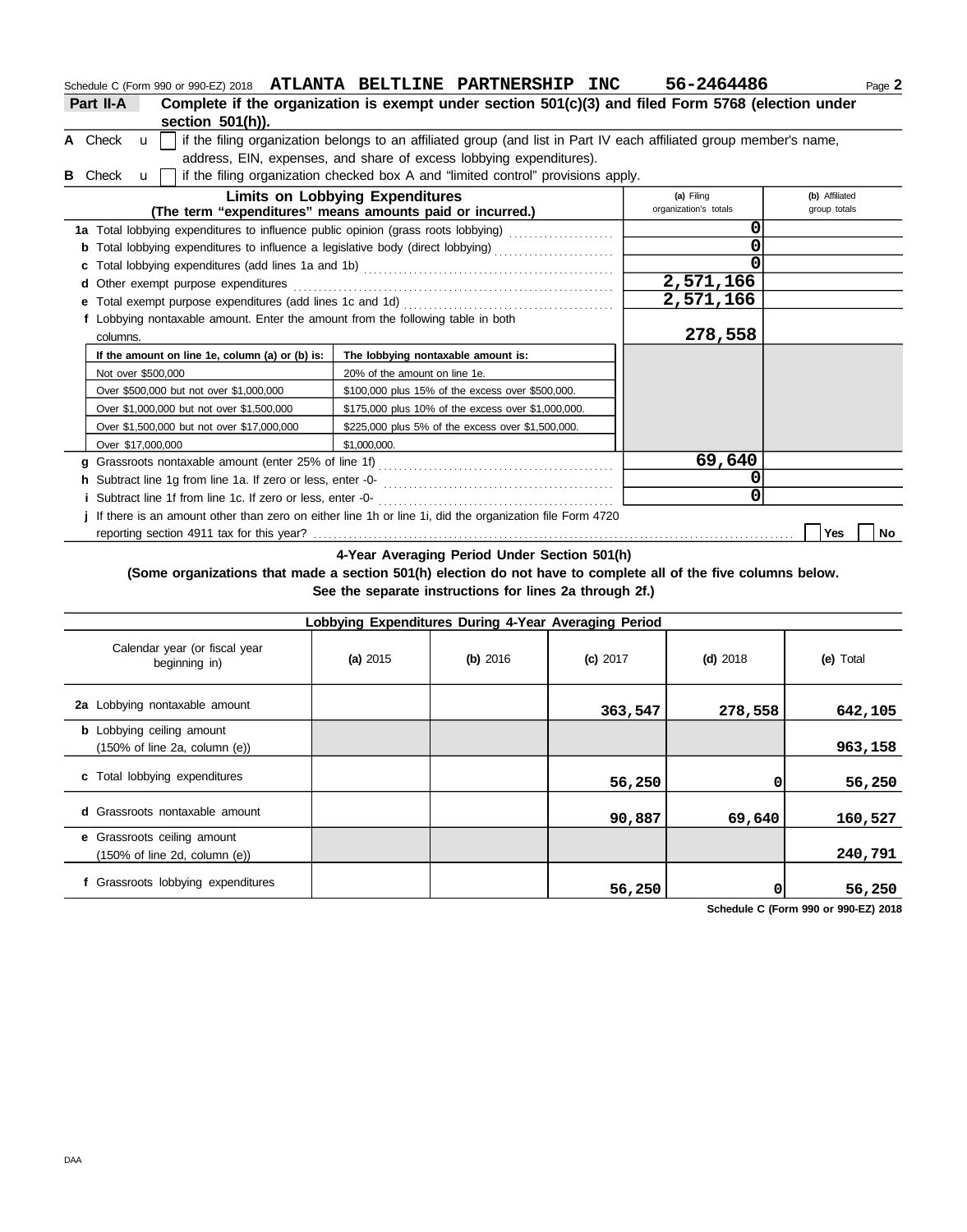Schedule C (Form 990 or 990-EZ) 2018 **ATLANTA BELTLINE PARTNERSHIP INC 56-2464486** Page **2**

**Part II-A Complete if the organization is exempt under section 501(c)(3) and filed Form 5768 (election under section 501(h)).**

**A** Check u ☐ if the filing organization belongs to an affiliated group (and list in Part IV each affiliated group member's name, address, EIN, expenses, and share of excess lobbying expenditures).

**B** Check u ☐ if the filing organization checked box A and "limited control" provisions apply.

| **Limits on Lobbying Expenditures** (The term "expenditures" means amounts paid or incurred.) | **(a)** Filing organization's totals | **(b)** Affiliated group totals |
|---|---|---|
| **1a** Total lobbying expenditures to influence public opinion (grass roots lobbying) | 0 | |
| **b** Total lobbying expenditures to influence a legislative body (direct lobbying) | 0 | |
| **c** Total lobbying expenditures (add lines 1a and 1b) | 0 | |
| **d** Other exempt purpose expenditures | 2,571,166 | |
| **e** Total exempt purpose expenditures (add lines 1c and 1d) | 2,571,166 | |
| **f** Lobbying nontaxable amount. Enter the amount from the following table in both columns. | 278,558 | |

| If the amount on line 1e, column (a) or (b) is: | The lobbying nontaxable amount is: |
|---|---|
| Not over $500,000 | 20% of the amount on line 1e. |
| Over $500,000 but not over $1,000,000 | $100,000 plus 15% of the excess over $500,000. |
| Over $1,000,000 but not over $1,500,000 | $175,000 plus 10% of the excess over $1,000,000. |
| Over $1,500,000 but not over $17,000,000 | $225,000 plus 5% of the excess over $1,500,000. |
| Over $17,000,000 | $1,000,000. |

| | (a) | (b) |
|---|---|---|
| **g** Grassroots nontaxable amount (enter 25% of line 1f) | 69,640 | |
| **h** Subtract line 1g from line 1a. If zero or less, enter -0- | 0 | |
| **i** Subtract line 1f from line 1c. If zero or less, enter -0- | 0 | |

**j** If there is an amount other than zero on either line 1h or line 1i, did the organization file Form 4720 reporting section 4911 tax for this year? ☐ Yes ☐ No

**4-Year Averaging Period Under Section 501(h)**

**(Some organizations that made a section 501(h) election do not have to complete all of the five columns below. See the separate instructions for lines 2a through 2f.)**

| Lobbying Expenditures During 4-Year Averaging Period | | | | | |
|---|---|---|---|---|---|
| Calendar year (or fiscal year beginning in) | **(a)** 2015 | **(b)** 2016 | **(c)** 2017 | **(d)** 2018 | **(e)** Total |
| **2a** Lobbying nontaxable amount | | | 363,547 | 278,558 | 642,105 |
| **b** Lobbying ceiling amount (150% of line 2a, column (e)) | | | | | 963,158 |
| **c** Total lobbying expenditures | | | 56,250 | 0 | 56,250 |
| **d** Grassroots nontaxable amount | | | 90,887 | 69,640 | 160,527 |
| **e** Grassroots ceiling amount (150% of line 2d, column (e)) | | | | | 240,791 |
| **f** Grassroots lobbying expenditures | | | 56,250 | 0 | 56,250 |

**Schedule C (Form 990 or 990-EZ) 2018**

DAA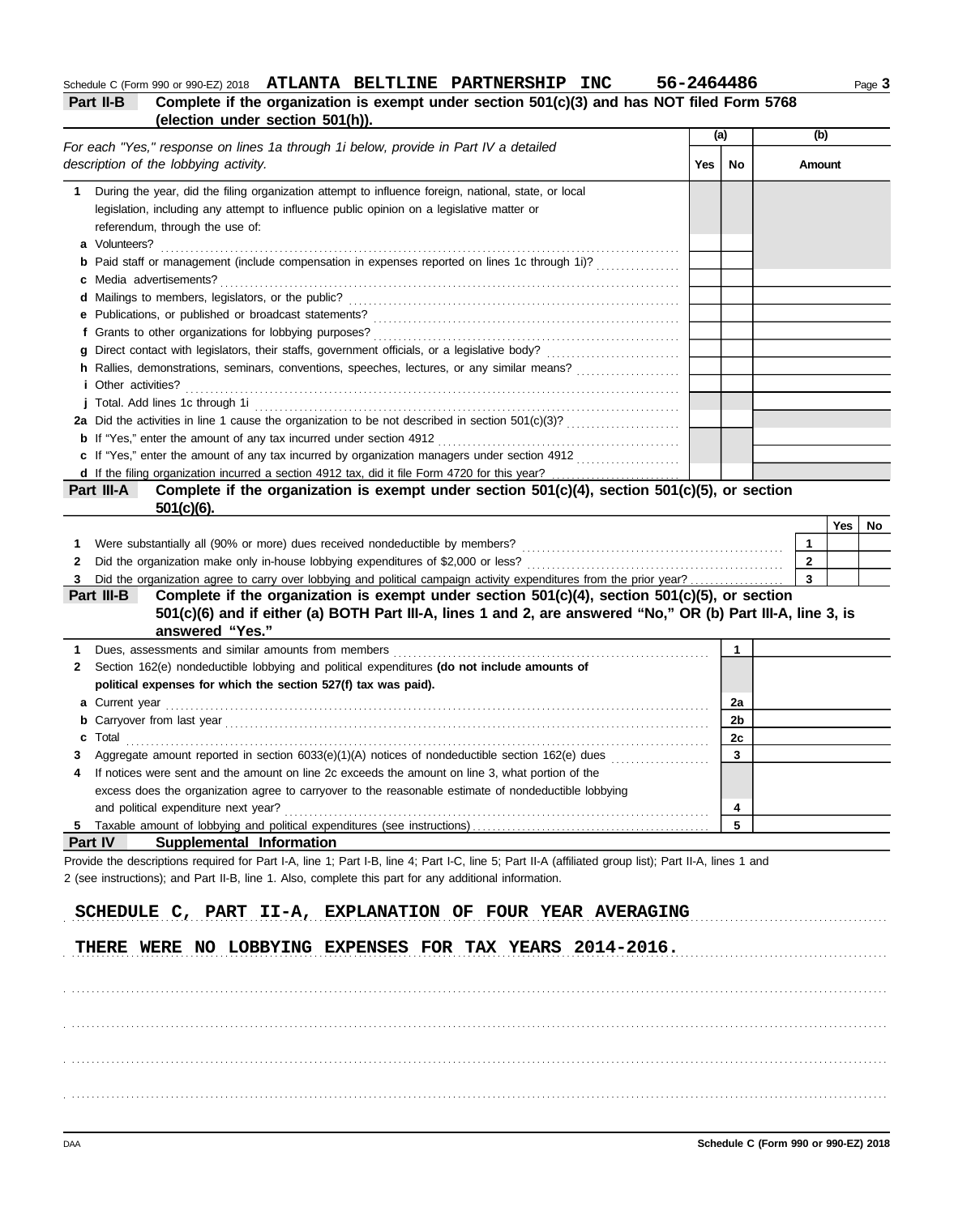Schedule C (Form 990 or 990-EZ) 2018 **ATLANTA BELTLINE PARTNERSHIP INC 56-2464486**

**Part II-B** **Complete if the organization is exempt under section 501(c)(3) and has NOT filed Form 5768 (election under section 501(h)).**

| *For each "Yes," response on lines 1a through 1i below, provide in Part IV a detailed description of the lobbying activity.* | (a) Yes | (a) No | (b) Amount |
|---|---|---|---|
| **1** During the year, did the filing organization attempt to influence foreign, national, state, or local legislation, including any attempt to influence public opinion on a legislative matter or referendum, through the use of: | | | |
| **a** Volunteers? | | | |
| **b** Paid staff or management (include compensation in expenses reported on lines 1c through 1i)? | | | |
| **c** Media advertisements? | | | |
| **d** Mailings to members, legislators, or the public? | | | |
| **e** Publications, or published or broadcast statements? | | | |
| **f** Grants to other organizations for lobbying purposes? | | | |
| **g** Direct contact with legislators, their staffs, government officials, or a legislative body? | | | |
| **h** Rallies, demonstrations, seminars, conventions, speeches, lectures, or any similar means? | | | |
| **i** Other activities? | | | |
| **j** Total. Add lines 1c through 1i | | | |
| **2a** Did the activities in line 1 cause the organization to be not described in section 501(c)(3)? | | | |
| **b** If "Yes," enter the amount of any tax incurred under section 4912 | | | |
| **c** If "Yes," enter the amount of any tax incurred by organization managers under section 4912 | | | |
| **d** If the filing organization incurred a section 4912 tax, did it file Form 4720 for this year? | | | |

**Part III-A** **Complete if the organization is exempt under section 501(c)(4), section 501(c)(5), or section 501(c)(6).**

| | | Yes | No |
|---|---|---|---|
| **1** Were substantially all (90% or more) dues received nondeductible by members? | 1 | | |
| **2** Did the organization make only in-house lobbying expenditures of $2,000 or less? | 2 | | |
| **3** Did the organization agree to carry over lobbying and political campaign activity expenditures from the prior year? | 3 | | |

**Part III-B** **Complete if the organization is exempt under section 501(c)(4), section 501(c)(5), or section 501(c)(6) and if either (a) BOTH Part III-A, lines 1 and 2, are answered "No," OR (b) Part III-A, line 3, is answered "Yes."**

| | | |
|---|---|---|
| **1** Dues, assessments and similar amounts from members | 1 | |
| **2** Section 162(e) nondeductible lobbying and political expenditures **(do not include amounts of political expenses for which the section 527(f) tax was paid).** | | |
| **a** Current year | 2a | |
| **b** Carryover from last year | 2b | |
| **c** Total | 2c | |
| **3** Aggregate amount reported in section 6033(e)(1)(A) notices of nondeductible section 162(e) dues | 3 | |
| **4** If notices were sent and the amount on line 2c exceeds the amount on line 3, what portion of the excess does the organization agree to carryover to the reasonable estimate of nondeductible lobbying and political expenditure next year? | 4 | |
| **5** Taxable amount of lobbying and political expenditures (see instructions) | 5 | |

**Part IV** **Supplemental Information**

Provide the descriptions required for Part I-A, line 1; Part I-B, line 4; Part I-C, line 5; Part II-A (affiliated group list); Part II-A, lines 1 and 2 (see instructions); and Part II-B, line 1. Also, complete this part for any additional information.

SCHEDULE C, PART II-A, EXPLANATION OF FOUR YEAR AVERAGING

THERE WERE NO LOBBYING EXPENSES FOR TAX YEARS 2014-2016.

Schedule C (Form 990 or 990-EZ) 2018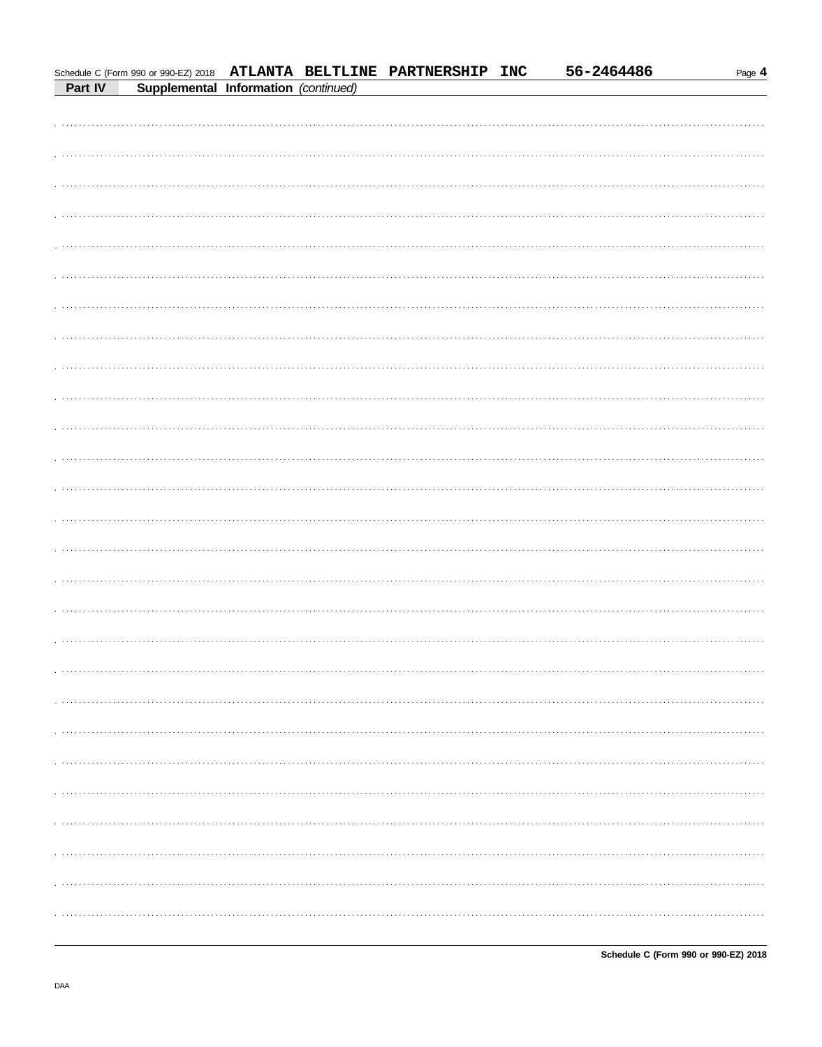Schedule C (Form 990 or 990-EZ) 2018 **ATLANTA BELTLINE PARTNERSHIP INC** **56-2464486**

**Part IV** **Supplemental Information** *(continued)*

**Schedule C (Form 990 or 990-EZ) 2018**

DAA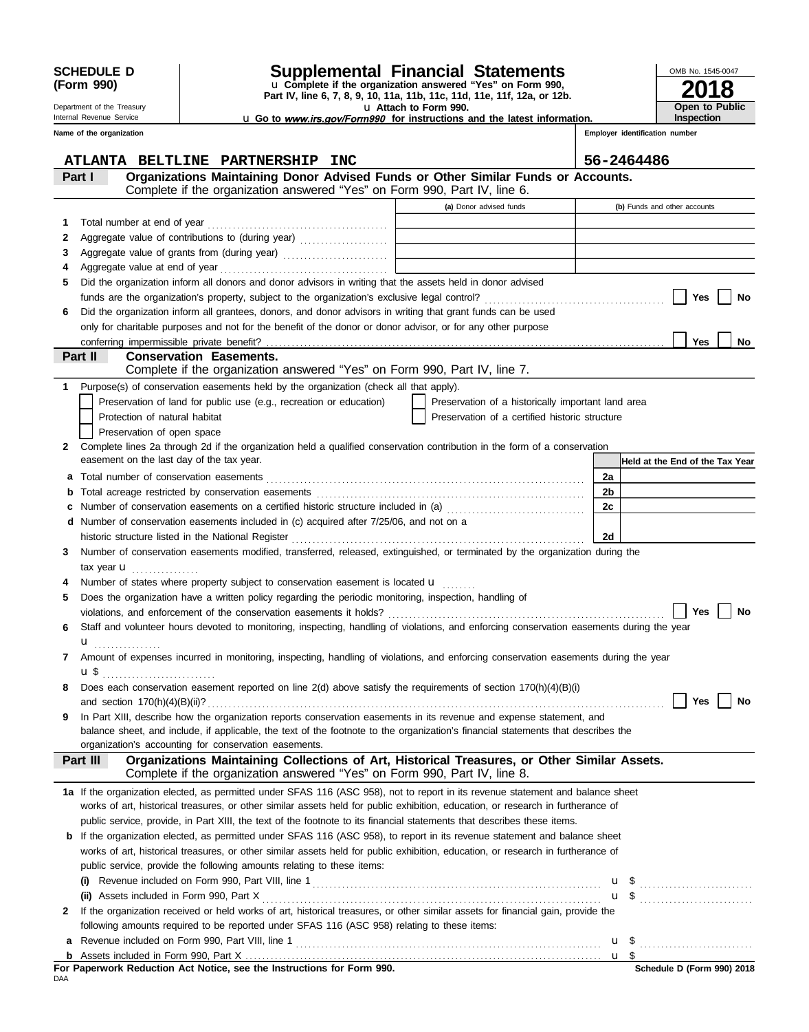**SCHEDULE D (Form 990)**

Department of the Treasury
Internal Revenue Service

# Supplemental Financial Statements

u Complete if the organization answered "Yes" on Form 990, Part IV, line 6, 7, 8, 9, 10, 11a, 11b, 11c, 11d, 11e, 11f, 12a, or 12b.
u Attach to Form 990.
u Go to *www.irs.gov/Form990* for instructions and the latest information.

OMB No. 1545-0047

**2018**

**Open to Public Inspection**

**Name of the organization:** ATLANTA BELTLINE PARTNERSHIP INC

**Employer identification number:** 56-2464486

## Part I — Organizations Maintaining Donor Advised Funds or Other Similar Funds or Accounts.

Complete if the organization answered "Yes" on Form 990, Part IV, line 6.

| | | (a) Donor advised funds | (b) Funds and other accounts |
|---|---|---|---|
| 1 | Total number at end of year | | |
| 2 | Aggregate value of contributions to (during year) | | |
| 3 | Aggregate value of grants from (during year) | | |
| 4 | Aggregate value at end of year | | |

5 Did the organization inform all donors and donor advisors in writing that the assets held in donor advised funds are the organization's property, subject to the organization's exclusive legal control? ☐ Yes ☐ No

6 Did the organization inform all grantees, donors, and donor advisors in writing that grant funds can be used only for charitable purposes and not for the benefit of the donor or donor advisor, or for any other purpose conferring impermissible private benefit? ☐ Yes ☐ No

## Part II — Conservation Easements.

Complete if the organization answered "Yes" on Form 990, Part IV, line 7.

1 Purpose(s) of conservation easements held by the organization (check all that apply).

- ☐ Preservation of land for public use (e.g., recreation or education)
- ☐ Protection of natural habitat
- ☐ Preservation of open space
- ☐ Preservation of a historically important land area
- ☐ Preservation of a certified historic structure

2 Complete lines 2a through 2d if the organization held a qualified conservation contribution in the form of a conservation easement on the last day of the tax year.

| | | | Held at the End of the Tax Year |
|---|---|---|---|
| a | Total number of conservation easements | 2a | |
| b | Total acreage restricted by conservation easements | 2b | |
| c | Number of conservation easements on a certified historic structure included in (a) | 2c | |
| d | Number of conservation easements included in (c) acquired after 7/25/06, and not on a historic structure listed in the National Register | 2d | |

3 Number of conservation easements modified, transferred, released, extinguished, or terminated by the organization during the tax year u

4 Number of states where property subject to conservation easement is located u

5 Does the organization have a written policy regarding the periodic monitoring, inspection, handling of violations, and enforcement of the conservation easements it holds? ☐ Yes ☐ No

6 Staff and volunteer hours devoted to monitoring, inspecting, handling of violations, and enforcing conservation easements during the year u

7 Amount of expenses incurred in monitoring, inspecting, handling of violations, and enforcing conservation easements during the year u $

8 Does each conservation easement reported on line 2(d) above satisfy the requirements of section 170(h)(4)(B)(i) and section 170(h)(4)(B)(ii)? ☐ Yes ☐ No

9 In Part XIII, describe how the organization reports conservation easements in its revenue and expense statement, and balance sheet, and include, if applicable, the text of the footnote to the organization's financial statements that describes the organization's accounting for conservation easements.

## Part III — Organizations Maintaining Collections of Art, Historical Treasures, or Other Similar Assets.

Complete if the organization answered "Yes" on Form 990, Part IV, line 8.

**1a** If the organization elected, as permitted under SFAS 116 (ASC 958), not to report in its revenue statement and balance sheet works of art, historical treasures, or other similar assets held for public exhibition, education, or research in furtherance of public service, provide, in Part XIII, the text of the footnote to its financial statements that describes these items.

**b** If the organization elected, as permitted under SFAS 116 (ASC 958), to report in its revenue statement and balance sheet works of art, historical treasures, or other similar assets held for public exhibition, education, or research in furtherance of public service, provide the following amounts relating to these items:

(i) Revenue included on Form 990, Part VIII, line 1 u $

(ii) Assets included in Form 990, Part X u $

**2** If the organization received or held works of art, historical treasures, or other similar assets for financial gain, provide the following amounts required to be reported under SFAS 116 (ASC 958) relating to these items:

a Revenue included on Form 990, Part VIII, line 1 u $

b Assets included in Form 990, Part X u $

**For Paperwork Reduction Act Notice, see the Instructions for Form 990.**

DAA

**Schedule D (Form 990) 2018**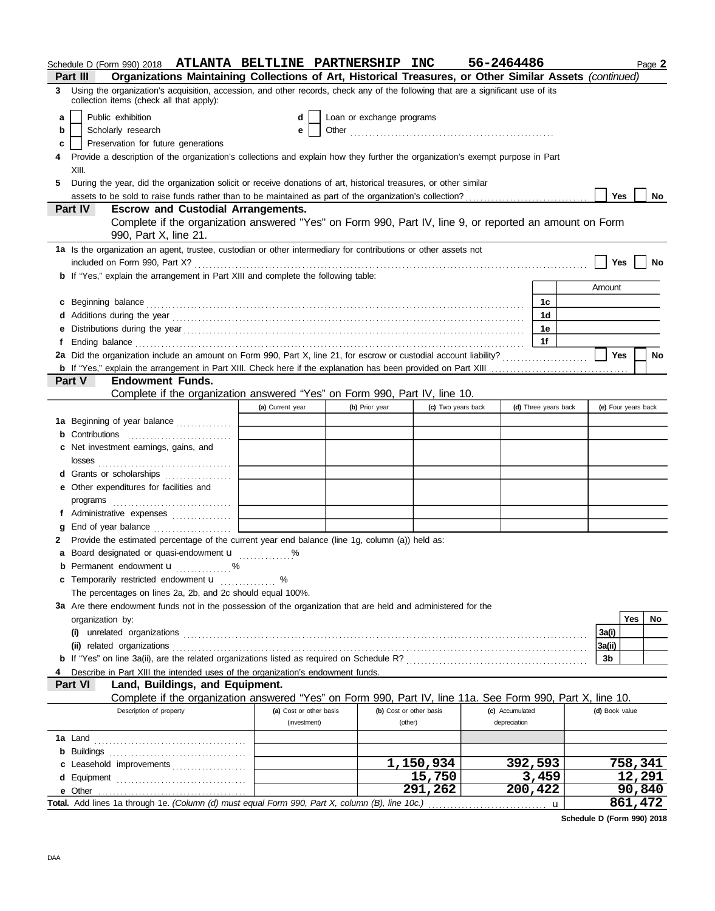Schedule D (Form 990) 2018 **ATLANTA BELTLINE PARTNERSHIP INC 56-2464486** Page **2**

**Part III Organizations Maintaining Collections of Art, Historical Treasures, or Other Similar Assets** *(continued)*

**3** Using the organization's acquisition, accession, and other records, check any of the following that are a significant use of its collection items (check all that apply):

- **a** ☐ Public exhibition
- **b** ☐ Scholarly research
- **c** ☐ Preservation for future generations
- **d** ☐ Loan or exchange programs
- **e** ☐ Other

**4** Provide a description of the organization's collections and explain how they further the organization's exempt purpose in Part XIII.

**5** During the year, did the organization solicit or receive donations of art, historical treasures, or other similar assets to be sold to raise funds rather than to be maintained as part of the organization's collection? ☐ Yes ☐ No

**Part IV Escrow and Custodial Arrangements.**
Complete if the organization answered "Yes" on Form 990, Part IV, line 9, or reported an amount on Form 990, Part X, line 21.

**1a** Is the organization an agent, trustee, custodian or other intermediary for contributions or other assets not included on Form 990, Part X? ☐ Yes ☐ No

**b** If "Yes," explain the arrangement in Part XIII and complete the following table:

| | | Amount |
|---|---|---|
| **c** Beginning balance | 1c | |
| **d** Additions during the year | 1d | |
| **e** Distributions during the year | 1e | |
| **f** Ending balance | 1f | |

**2a** Did the organization include an amount on Form 990, Part X, line 21, for escrow or custodial account liability? ☐ Yes ☐ No

**b** If "Yes," explain the arrangement in Part XIII. Check here if the explanation has been provided on Part XIII ☐

**Part V Endowment Funds.**
Complete if the organization answered "Yes" on Form 990, Part IV, line 10.

| | (a) Current year | (b) Prior year | (c) Two years back | (d) Three years back | (e) Four years back |
|---|---|---|---|---|---|
| **1a** Beginning of year balance | | | | | |
| **b** Contributions | | | | | |
| **c** Net investment earnings, gains, and losses | | | | | |
| **d** Grants or scholarships | | | | | |
| **e** Other expenditures for facilities and programs | | | | | |
| **f** Administrative expenses | | | | | |
| **g** End of year balance | | | | | |

**2** Provide the estimated percentage of the current year end balance (line 1g, column (a)) held as:

- **a** Board designated or quasi-endowment u %
- **b** Permanent endowment u %
- **c** Temporarily restricted endowment u %

The percentages on lines 2a, 2b, and 2c should equal 100%.

**3a** Are there endowment funds not in the possession of the organization that are held and administered for the organization by:

| | | Yes | No |
|---|---|---|---|
| **(i)** unrelated organizations | 3a(i) | | |
| **(ii)** related organizations | 3a(ii) | | |
| **b** If "Yes" on line 3a(ii), are the related organizations listed as required on Schedule R? | 3b | | |

**4** Describe in Part XIII the intended uses of the organization's endowment funds.

**Part VI Land, Buildings, and Equipment.**
Complete if the organization answered "Yes" on Form 990, Part IV, line 11a. See Form 990, Part X, line 10.

| Description of property | (a) Cost or other basis (investment) | (b) Cost or other basis (other) | (c) Accumulated depreciation | (d) Book value |
|---|---|---|---|---|
| **1a** Land | | | | |
| **b** Buildings | | | | |
| **c** Leasehold improvements | | 1,150,934 | 392,593 | 758,341 |
| **d** Equipment | | 15,750 | 3,459 | 12,291 |
| **e** Other | | 291,262 | 200,422 | 90,840 |
| **Total.** Add lines 1a through 1e. *(Column (d) must equal Form 990, Part X, column (B), line 10c.)* u | | | | 861,472 |

**Schedule D (Form 990) 2018**

DAA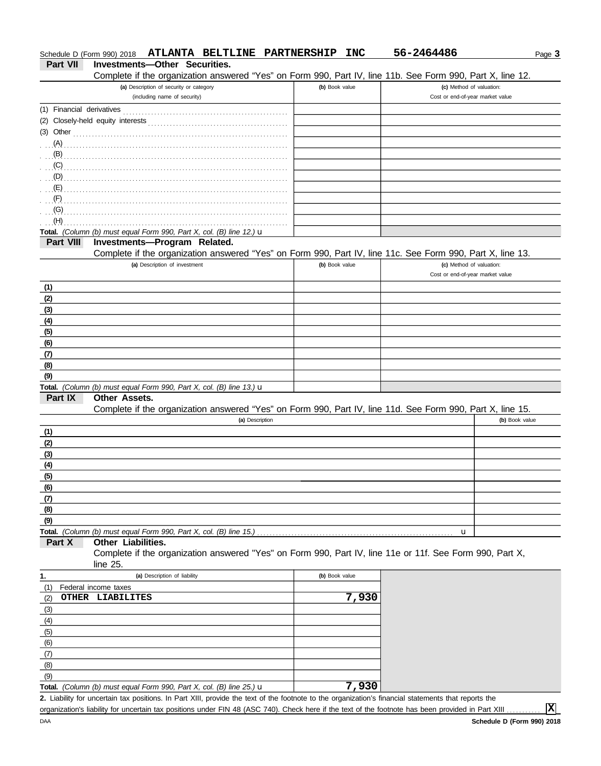Schedule D (Form 990) 2018 **ATLANTA BELTLINE PARTNERSHIP INC** **56-2464486**

**Part VII** **Investments—Other Securities.**

Complete if the organization answered "Yes" on Form 990, Part IV, line 11b. See Form 990, Part X, line 12.

| (a) Description of security or category (including name of security) | (b) Book value | (c) Method of valuation: Cost or end-of-year market value |
|---|---|---|
| (1) Financial derivatives | | |
| (2) Closely-held equity interests | | |
| (3) Other | | |
| (A) | | |
| (B) | | |
| (C) | | |
| (D) | | |
| (E) | | |
| (F) | | |
| (G) | | |
| (H) | | |
| **Total.** *(Column (b) must equal Form 990, Part X, col. (B) line 12.)* u | | |

**Part VIII** **Investments—Program Related.**

Complete if the organization answered "Yes" on Form 990, Part IV, line 11c. See Form 990, Part X, line 13.

| (a) Description of investment | (b) Book value | (c) Method of valuation: Cost or end-of-year market value |
|---|---|---|
| (1) | | |
| (2) | | |
| (3) | | |
| (4) | | |
| (5) | | |
| (6) | | |
| (7) | | |
| (8) | | |
| (9) | | |
| **Total.** *(Column (b) must equal Form 990, Part X, col. (B) line 13.)* u | | |

**Part IX** **Other Assets.**

Complete if the organization answered "Yes" on Form 990, Part IV, line 11d. See Form 990, Part X, line 15.

| (a) Description | (b) Book value |
|---|---|
| (1) | |
| (2) | |
| (3) | |
| (4) | |
| (5) | |
| (6) | |
| (7) | |
| (8) | |
| (9) | |
| **Total.** *(Column (b) must equal Form 990, Part X, col. (B) line 15.)* u | |

**Part X** **Other Liabilities.**

Complete if the organization answered "Yes" on Form 990, Part IV, line 11e or 11f. See Form 990, Part X, line 25.

| 1. (a) Description of liability | (b) Book value |
|---|---|
| (1) Federal income taxes | |
| (2) OTHER LIABILITES | 7,930 |
| (3) | |
| (4) | |
| (5) | |
| (6) | |
| (7) | |
| (8) | |
| (9) | |
| **Total.** *(Column (b) must equal Form 990, Part X, col. (B) line 25.)* u | 7,930 |

**2.** Liability for uncertain tax positions. In Part XIII, provide the text of the footnote to the organization's financial statements that reports the organization's liability for uncertain tax positions under FIN 48 (ASC 740). Check here if the text of the footnote has been provided in Part XIII [X]

DAA **Schedule D (Form 990) 2018**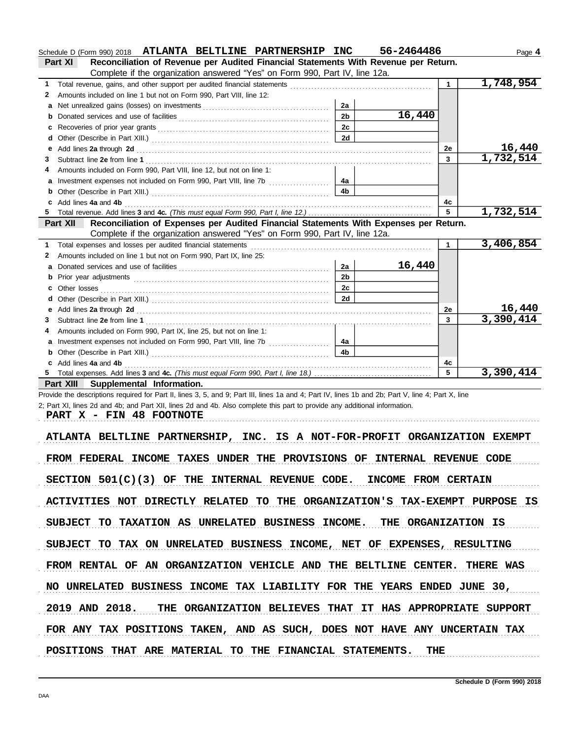Schedule D (Form 990) 2018 **ATLANTA BELTLINE PARTNERSHIP INC 56-2464486** Page **4**

## Part XI Reconciliation of Revenue per Audited Financial Statements With Revenue per Return.

Complete if the organization answered "Yes" on Form 990, Part IV, line 12a.

| | | | | | |
|---|---|---|---|---|---|
| **1** | Total revenue, gains, and other support per audited financial statements | | | 1 | 1,748,954 |
| **2** | Amounts included on line 1 but not on Form 990, Part VIII, line 12: | | | | |
| **a** | Net unrealized gains (losses) on investments | 2a | | | |
| **b** | Donated services and use of facilities | 2b | 16,440 | | |
| **c** | Recoveries of prior year grants | 2c | | | |
| **d** | Other (Describe in Part XIII.) | 2d | | | |
| **e** | Add lines **2a** through **2d** | | | 2e | 16,440 |
| **3** | Subtract line **2e** from line **1** | | | 3 | 1,732,514 |
| **4** | Amounts included on Form 990, Part VIII, line 12, but not on line 1: | | | | |
| **a** | Investment expenses not included on Form 990, Part VIII, line 7b | 4a | | | |
| **b** | Other (Describe in Part XIII.) | 4b | | | |
| **c** | Add lines **4a** and **4b** | | | 4c | |
| **5** | Total revenue. Add lines **3** and **4c.** *(This must equal Form 990, Part I, line 12.)* | | | 5 | 1,732,514 |

## Part XII Reconciliation of Expenses per Audited Financial Statements With Expenses per Return.

Complete if the organization answered "Yes" on Form 990, Part IV, line 12a.

| | | | | | |
|---|---|---|---|---|---|
| **1** | Total expenses and losses per audited financial statements | | | 1 | 3,406,854 |
| **2** | Amounts included on line 1 but not on Form 990, Part IX, line 25: | | | | |
| **a** | Donated services and use of facilities | 2a | 16,440 | | |
| **b** | Prior year adjustments | 2b | | | |
| **c** | Other losses | 2c | | | |
| **d** | Other (Describe in Part XIII.) | 2d | | | |
| **e** | Add lines **2a** through **2d** | | | 2e | 16,440 |
| **3** | Subtract line **2e** from line **1** | | | 3 | 3,390,414 |
| **4** | Amounts included on Form 990, Part IX, line 25, but not on line 1: | | | | |
| **a** | Investment expenses not included on Form 990, Part VIII, line 7b | 4a | | | |
| **b** | Other (Describe in Part XIII.) | 4b | | | |
| **c** | Add lines **4a** and **4b** | | | 4c | |
| **5** | Total expenses. Add lines **3** and **4c.** *(This must equal Form 990, Part I, line 18.)* | | | 5 | 3,390,414 |

## Part XIII Supplemental Information.

Provide the descriptions required for Part II, lines 3, 5, and 9; Part III, lines 1a and 4; Part IV, lines 1b and 2b; Part V, line 4; Part X, line 2; Part XI, lines 2d and 4b; and Part XII, lines 2d and 4b. Also complete this part to provide any additional information.

PART X - FIN 48 FOOTNOTE

ATLANTA BELTLINE PARTNERSHIP, INC. IS A NOT-FOR-PROFIT ORGANIZATION EXEMPT FROM FEDERAL INCOME TAXES UNDER THE PROVISIONS OF INTERNAL REVENUE CODE SECTION 501(C)(3) OF THE INTERNAL REVENUE CODE. INCOME FROM CERTAIN ACTIVITIES NOT DIRECTLY RELATED TO THE ORGANIZATION'S TAX-EXEMPT PURPOSE IS SUBJECT TO TAXATION AS UNRELATED BUSINESS INCOME. THE ORGANIZATION IS SUBJECT TO TAX ON UNRELATED BUSINESS INCOME, NET OF EXPENSES, RESULTING FROM RENTAL OF AN ORGANIZATION VEHICLE AND THE BELTLINE CENTER. THERE WAS NO UNRELATED BUSINESS INCOME TAX LIABILITY FOR THE YEARS ENDED JUNE 30, 2019 AND 2018. THE ORGANIZATION BELIEVES THAT IT HAS APPROPRIATE SUPPORT FOR ANY TAX POSITIONS TAKEN, AND AS SUCH, DOES NOT HAVE ANY UNCERTAIN TAX POSITIONS THAT ARE MATERIAL TO THE FINANCIAL STATEMENTS. THE

DAA **Schedule D (Form 990) 2018**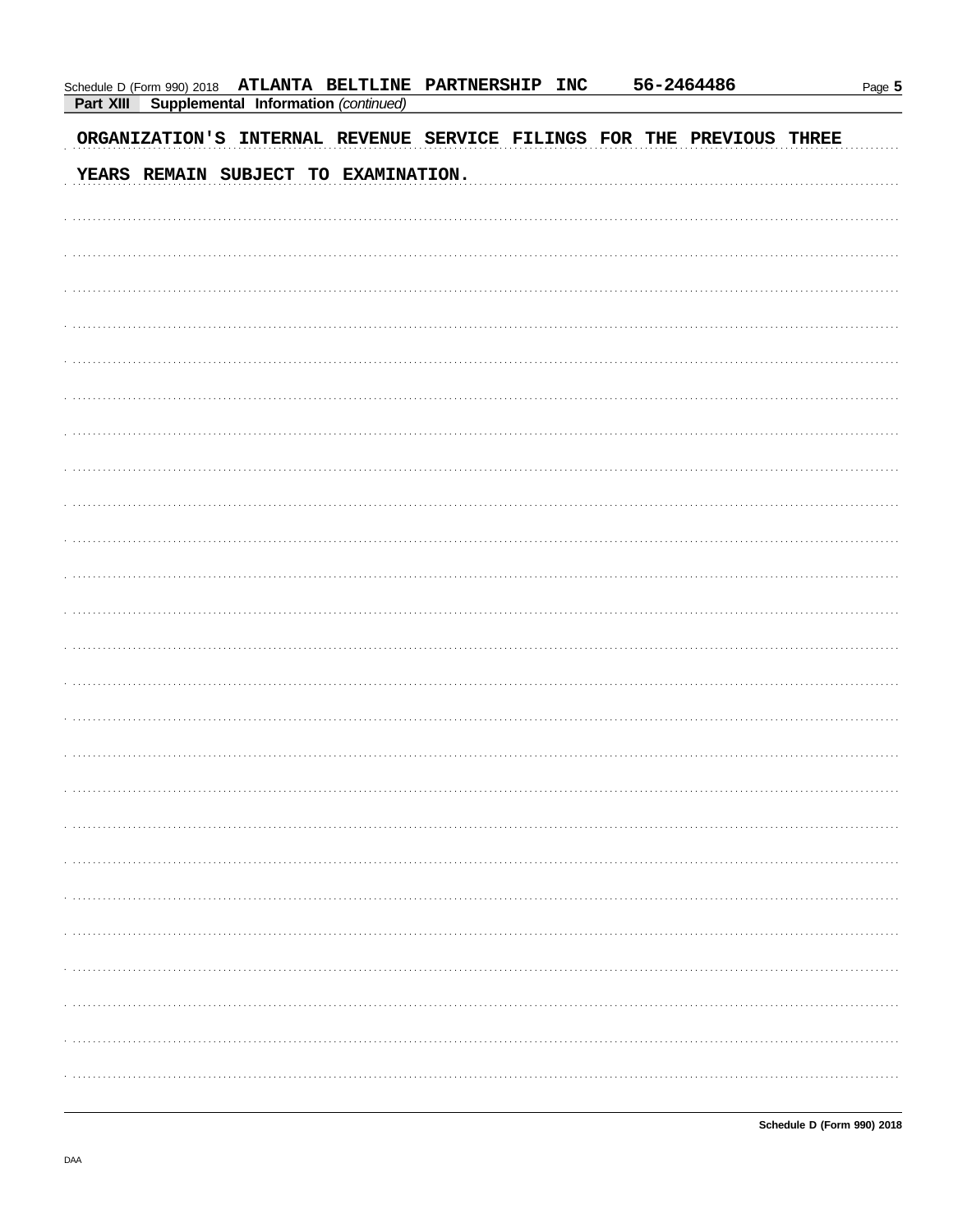Schedule D (Form 990) 2018 ATLANTA BELTLINE PARTNERSHIP INC 56-2464486

**Part XIII Supplemental Information** *(continued)*

ORGANIZATION'S INTERNAL REVENUE SERVICE FILINGS FOR THE PREVIOUS THREE YEARS REMAIN SUBJECT TO EXAMINATION.

Schedule D (Form 990) 2018

DAA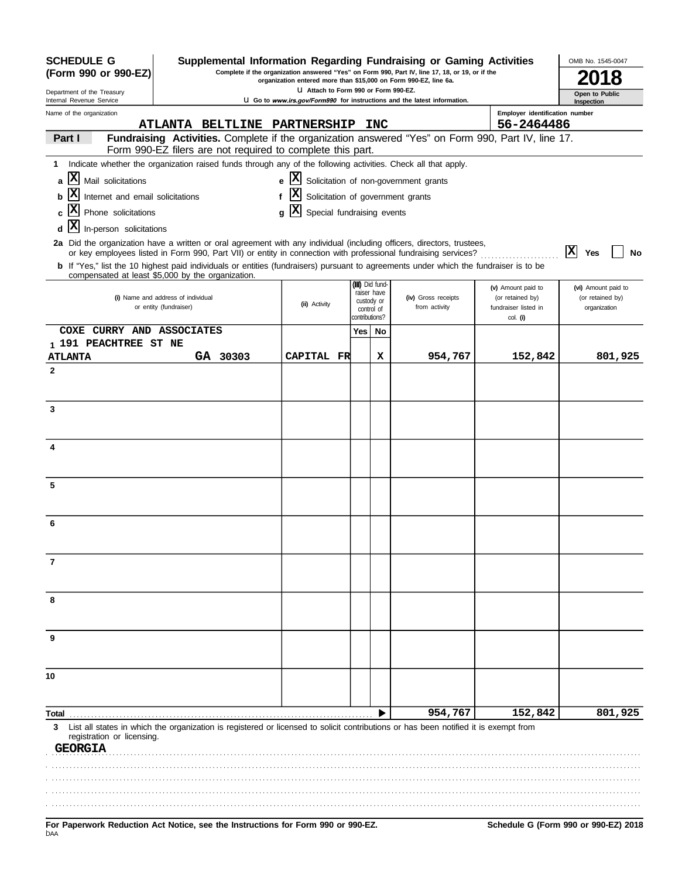**SCHEDULE G (Form 990 or 990-EZ)**

Department of the Treasury
Internal Revenue Service

# Supplemental Information Regarding Fundraising or Gaming Activities

**Complete if the organization answered "Yes" on Form 990, Part IV, line 17, 18, or 19, or if the organization entered more than $15,000 on Form 990-EZ, line 6a.**

u Attach to Form 990 or Form 990-EZ.

u Go to *www.irs.gov/Form990* for instructions and the latest information.

OMB No. 1545-0047

**2018**

**Open to Public Inspection**

Name of the organization: ATLANTA BELTLINE PARTNERSHIP INC

Employer identification number: 56-2464486

**Part I** **Fundraising Activities.** Complete if the organization answered "Yes" on Form 990, Part IV, line 17. Form 990-EZ filers are not required to complete this part.

**1** Indicate whether the organization raised funds through any of the following activities. Check all that apply.

- **a** [X] Mail solicitations
- **b** [X] Internet and email solicitations
- **c** [X] Phone solicitations
- **d** [X] In-person solicitations
- **e** [X] Solicitation of non-government grants
- **f** [X] Solicitation of government grants
- **g** [X] Special fundraising events

**2a** Did the organization have a written or oral agreement with any individual (including officers, directors, trustees, or key employees listed in Form 990, Part VII) or entity in connection with professional fundraising services? [X] Yes [ ] No

**b** If "Yes," list the 10 highest paid individuals or entities (fundraisers) pursuant to agreements under which the fundraiser is to be compensated at least $5,000 by the organization.

| | (i) Name and address of individual or entity (fundraiser) | (ii) Activity | (iii) Did fundraiser have custody or control of contributions? Yes | No | (iv) Gross receipts from activity | (v) Amount paid to (or retained by) fundraiser listed in col. (i) | (vi) Amount paid to (or retained by) organization |
|---|---|---|---|---|---|---|---|
| 1 | COXE CURRY AND ASSOCIATES<br>191 PEACHTREE ST NE<br>ATLANTA GA 30303 | CAPITAL FR | | X | 954,767 | 152,842 | 801,925 |
| 2 | | | | | | | |
| 3 | | | | | | | |
| 4 | | | | | | | |
| 5 | | | | | | | |
| 6 | | | | | | | |
| 7 | | | | | | | |
| 8 | | | | | | | |
| 9 | | | | | | | |
| 10 | | | | | | | |
| **Total** | | | | ▶ | 954,767 | 152,842 | 801,925 |

**3** List all states in which the organization is registered or licensed to solicit contributions or has been notified it is exempt from registration or licensing.

GEORGIA

**For Paperwork Reduction Act Notice, see the Instructions for Form 990 or 990-EZ.**

**Schedule G (Form 990 or 990-EZ) 2018**

DAA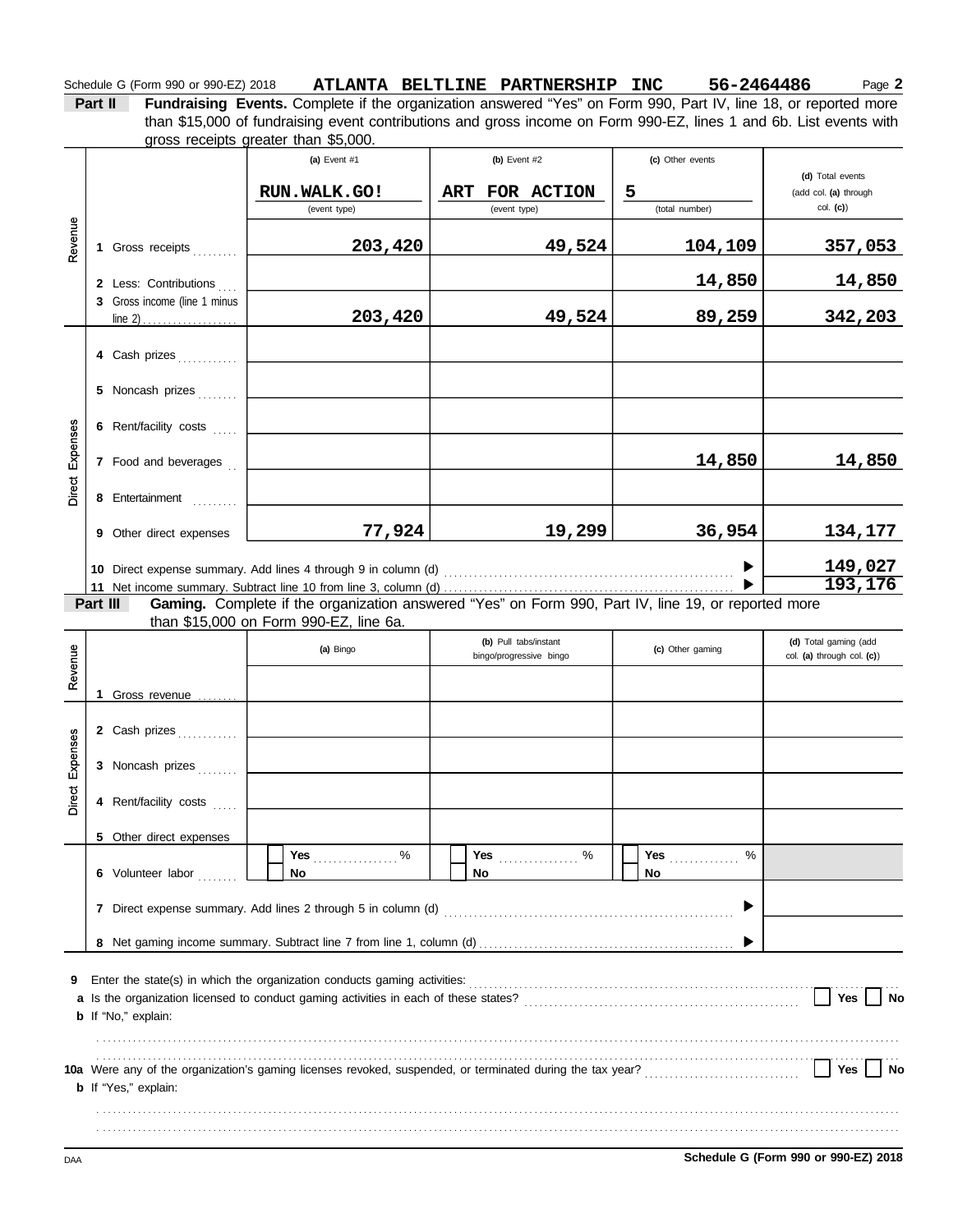Schedule G (Form 990 or 990-EZ) 2018 **ATLANTA BELTLINE PARTNERSHIP INC 56-2464486** Page **2**

**Part II** **Fundraising Events.** Complete if the organization answered "Yes" on Form 990, Part IV, line 18, or reported more than $15,000 of fundraising event contributions and gross income on Form 990-EZ, lines 1 and 6b. List events with gross receipts greater than $5,000.

| | | (a) Event #1 | (b) Event #2 | (c) Other events | (d) Total events (add col. (a) through col. (c)) |
|---|---|---|---|---|---|
| | | RUN.WALK.GO! (event type) | ART FOR ACTION (event type) | 5 (total number) | |
| Revenue | 1 Gross receipts | 203,420 | 49,524 | 104,109 | 357,053 |
| | 2 Less: Contributions | | | 14,850 | 14,850 |
| | 3 Gross income (line 1 minus line 2) | 203,420 | 49,524 | 89,259 | 342,203 |
| Direct Expenses | 4 Cash prizes | | | | |
| | 5 Noncash prizes | | | | |
| | 6 Rent/facility costs | | | | |
| | 7 Food and beverages | | | 14,850 | 14,850 |
| | 8 Entertainment | | | | |
| | 9 Other direct expenses | 77,924 | 19,299 | 36,954 | 134,177 |
| | 10 Direct expense summary. Add lines 4 through 9 in column (d) | | | ▶ | 149,027 |
| | 11 Net income summary. Subtract line 10 from line 3, column (d) | | | ▶ | 193,176 |

**Part III** **Gaming.** Complete if the organization answered "Yes" on Form 990, Part IV, line 19, or reported more than $15,000 on Form 990-EZ, line 6a.

| | | (a) Bingo | (b) Pull tabs/instant bingo/progressive bingo | (c) Other gaming | (d) Total gaming (add col. (a) through col. (c)) |
|---|---|---|---|---|---|
| Revenue | 1 Gross revenue | | | | |
| Direct Expenses | 2 Cash prizes | | | | |
| | 3 Noncash prizes | | | | |
| | 4 Rent/facility costs | | | | |
| | 5 Other direct expenses | | | | |
| | 6 Volunteer labor | ☐ Yes ....... % ☐ No | ☐ Yes ....... % ☐ No | ☐ Yes ....... % ☐ No | |
| | 7 Direct expense summary. Add lines 2 through 5 in column (d) | | | ▶ | |
| | 8 Net gaming income summary. Subtract line 7 from line 1, column (d) | | | ▶ | |

**9** Enter the state(s) in which the organization conducts gaming activities: ...........

**a** Is the organization licensed to conduct gaming activities in each of these states? ☐ Yes ☐ No

**b** If "No," explain:

...........

**10a** Were any of the organization's gaming licenses revoked, suspended, or terminated during the tax year? ☐ Yes ☐ No

**b** If "Yes," explain:

...........

DAA **Schedule G (Form 990 or 990-EZ) 2018**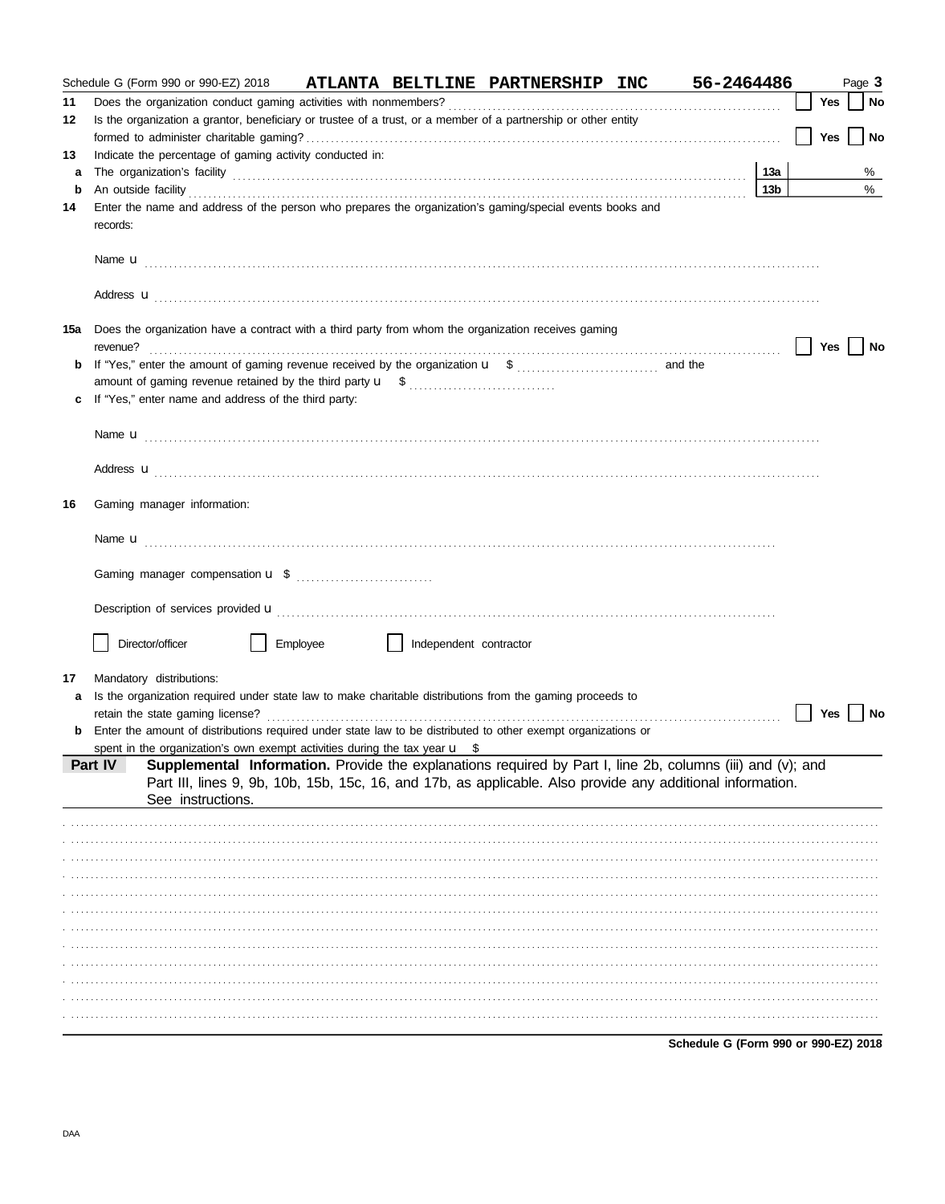Schedule G (Form 990 or 990-EZ) 2018 **ATLANTA BELTLINE PARTNERSHIP INC** **56-2464486** Page **3**

**11** Does the organization conduct gaming activities with nonmembers? ☐ **Yes** ☐ **No**

**12** Is the organization a grantor, beneficiary or trustee of a trust, or a member of a partnership or other entity formed to administer charitable gaming? ☐ **Yes** ☐ **No**

**13** Indicate the percentage of gaming activity conducted in:

**a** The organization's facility **13a** %

**b** An outside facility **13b** %

**14** Enter the name and address of the person who prepares the organization's gaming/special events books and records:

Name u

Address u

**15a** Does the organization have a contract with a third party from whom the organization receives gaming revenue? ☐ **Yes** ☐ **No**

**b** If "Yes," enter the amount of gaming revenue received by the organization u $ and the amount of gaming revenue retained by the third party u $

**c** If "Yes," enter name and address of the third party:

Name u

Address u

**16** Gaming manager information:

Name u

Gaming manager compensation u $

Description of services provided u

☐ Director/officer ☐ Employee ☐ Independent contractor

**17** Mandatory distributions:

**a** Is the organization required under state law to make charitable distributions from the gaming proceeds to retain the state gaming license? ☐ **Yes** ☐ **No**

**b** Enter the amount of distributions required under state law to be distributed to other exempt organizations or spent in the organization's own exempt activities during the tax year u $

**Part IV** **Supplemental Information.** Provide the explanations required by Part I, line 2b, columns (iii) and (v); and Part III, lines 9, 9b, 10b, 15b, 15c, 16, and 17b, as applicable. Also provide any additional information. See instructions.

**Schedule G (Form 990 or 990-EZ) 2018**

DAA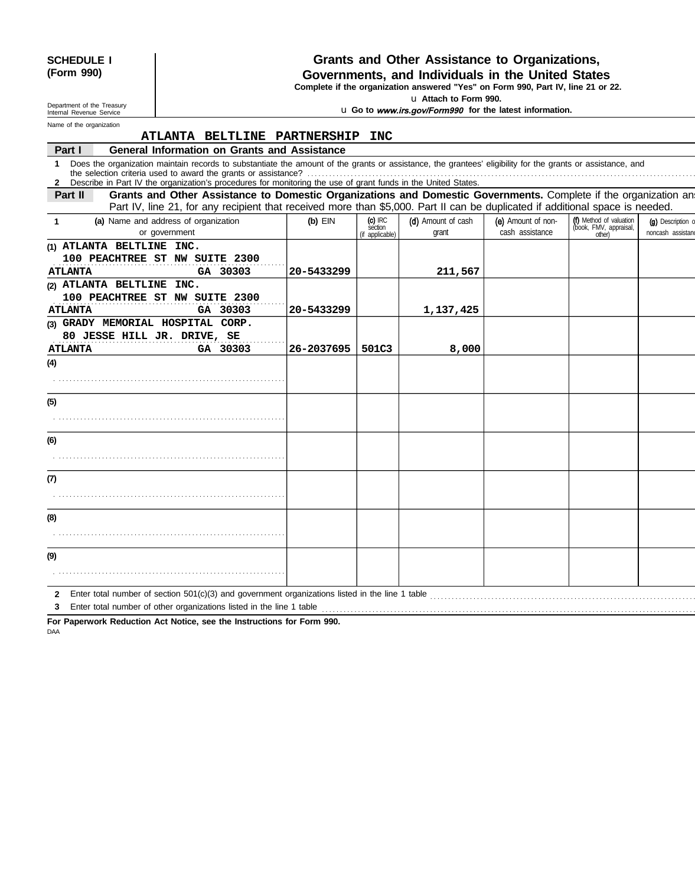**SCHEDULE I (Form 990)**

Department of the Treasury
Internal Revenue Service

# Grants and Other Assistance to Organizations, Governments, and Individuals in the United States

**Complete if the organization answered "Yes" on Form 990, Part IV, line 21 or 22.**

u **Attach to Form 990.**

u **Go to *www.irs.gov/Form990* for the latest information.**

Name of the organization

**ATLANTA BELTLINE PARTNERSHIP INC**

**Part I — General Information on Grants and Assistance**

1 Does the organization maintain records to substantiate the amount of the grants or assistance, the grantees' eligibility for the grants or assistance, and the selection criteria used to award the grants or assistance?

2 Describe in Part IV the organization's procedures for monitoring the use of grant funds in the United States.

**Part II — Grants and Other Assistance to Domestic Organizations and Domestic Governments.** Complete if the organization an Part IV, line 21, for any recipient that received more than $5,000. Part II can be duplicated if additional space is needed.

| 1 (a) Name and address of organization or government | (b) EIN | (c) IRC section (if applicable) | (d) Amount of cash grant | (e) Amount of non-cash assistance | (f) Method of valuation (book, FMV, appraisal, other) | (g) Description o noncash assistan |
|---|---|---|---|---|---|---|
| (1) ATLANTA BELTLINE INC. 100 PEACHTREE ST NW SUITE 2300 ATLANTA GA 30303 | 20-5433299 | | 211,567 | | | |
| (2) ATLANTA BELTLINE INC. 100 PEACHTREE ST NW SUITE 2300 ATLANTA GA 30303 | 20-5433299 | | 1,137,425 | | | |
| (3) GRADY MEMORIAL HOSPITAL CORP. 80 JESSE HILL JR. DRIVE, SE ATLANTA GA 30303 | 26-2037695 | 501C3 | 8,000 | | | |
| (4) | | | | | | |
| (5) | | | | | | |
| (6) | | | | | | |
| (7) | | | | | | |
| (8) | | | | | | |
| (9) | | | | | | |

2 Enter total number of section 501(c)(3) and government organizations listed in the line 1 table

3 Enter total number of other organizations listed in the line 1 table

**For Paperwork Reduction Act Notice, see the Instructions for Form 990.**

DAA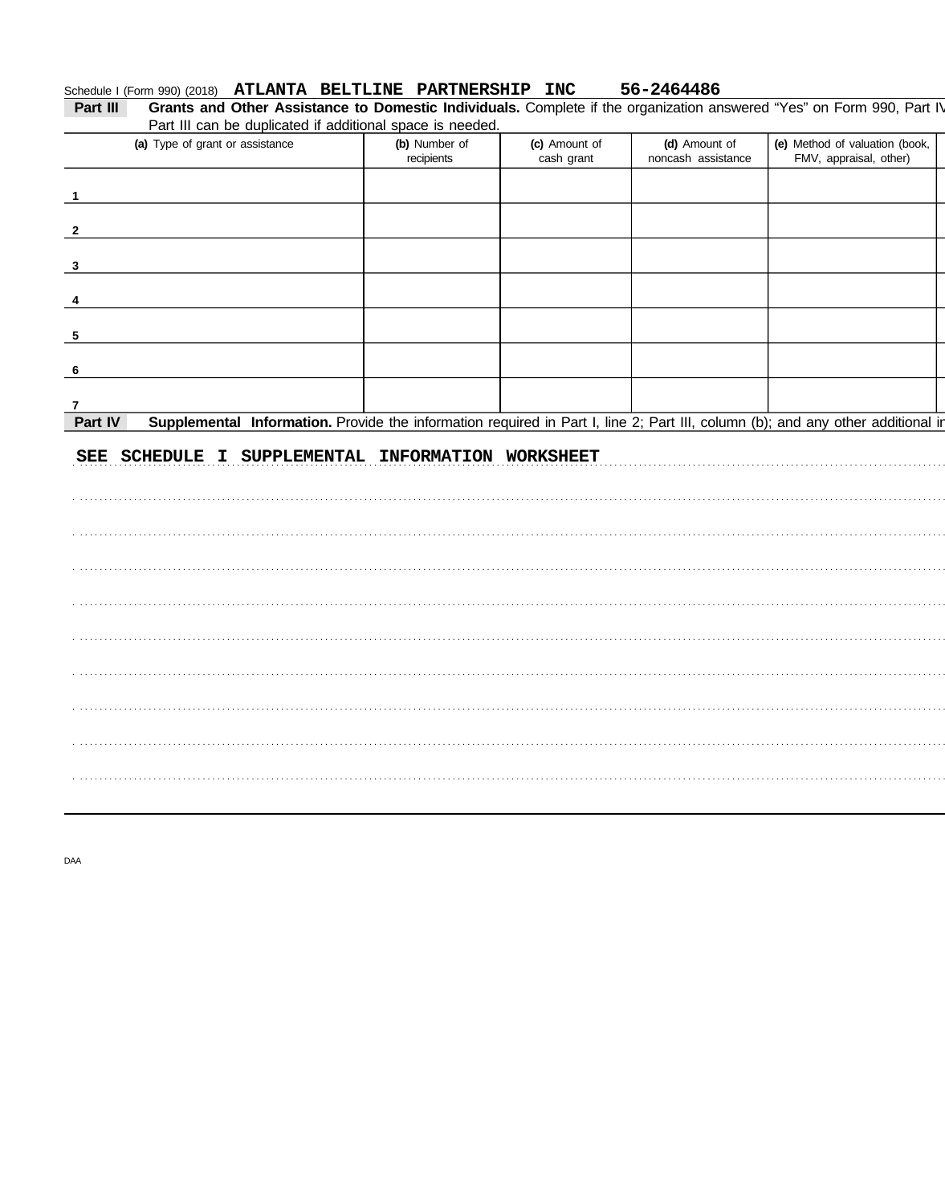Schedule I (Form 990) (2018) **ATLANTA BELTLINE PARTNERSHIP INC** **56-2464486**

**Part III** **Grants and Other Assistance to Domestic Individuals.** Complete if the organization answered "Yes" on Form 990, Part IV Part III can be duplicated if additional space is needed.

| (a) Type of grant or assistance | (b) Number of recipients | (c) Amount of cash grant | (d) Amount of noncash assistance | (e) Method of valuation (book, FMV, appraisal, other) |
|---|---|---|---|---|
| 1 | | | | |
| 2 | | | | |
| 3 | | | | |
| 4 | | | | |
| 5 | | | | |
| 6 | | | | |
| 7 | | | | |

**Part IV** **Supplemental Information.** Provide the information required in Part I, line 2; Part III, column (b); and any other additional in

SEE SCHEDULE I SUPPLEMENTAL INFORMATION WORKSHEET

DAA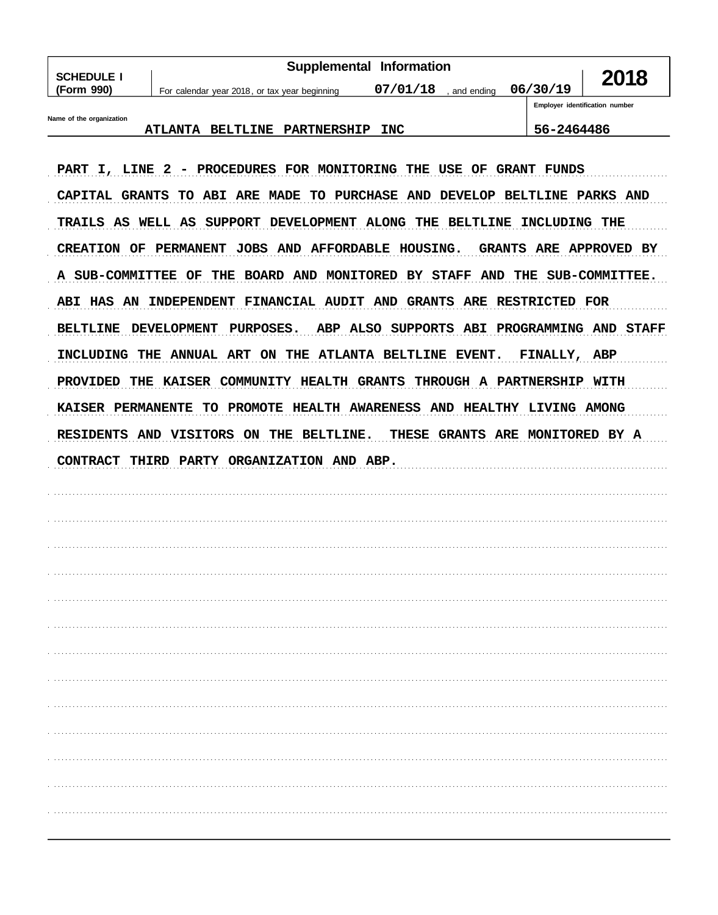**SCHEDULE I (Form 990)**

**Supplemental Information**

For calendar year 2018, or tax year beginning 07/01/18, and ending 06/30/19

**2018**

Name of the organization: ATLANTA BELTLINE PARTNERSHIP INC

Employer identification number: 56-2464486

PART I, LINE 2 - PROCEDURES FOR MONITORING THE USE OF GRANT FUNDS

CAPITAL GRANTS TO ABI ARE MADE TO PURCHASE AND DEVELOP BELTLINE PARKS AND TRAILS AS WELL AS SUPPORT DEVELOPMENT ALONG THE BELTLINE INCLUDING THE CREATION OF PERMANENT JOBS AND AFFORDABLE HOUSING. GRANTS ARE APPROVED BY A SUB-COMMITTEE OF THE BOARD AND MONITORED BY STAFF AND THE SUB-COMMITTEE. ABI HAS AN INDEPENDENT FINANCIAL AUDIT AND GRANTS ARE RESTRICTED FOR BELTLINE DEVELOPMENT PURPOSES. ABP ALSO SUPPORTS ABI PROGRAMMING AND STAFF INCLUDING THE ANNUAL ART ON THE ATLANTA BELTLINE EVENT. FINALLY, ABP PROVIDED THE KAISER COMMUNITY HEALTH GRANTS THROUGH A PARTNERSHIP WITH KAISER PERMANENTE TO PROMOTE HEALTH AWARENESS AND HEALTHY LIVING AMONG RESIDENTS AND VISITORS ON THE BELTLINE. THESE GRANTS ARE MONITORED BY A CONTRACT THIRD PARTY ORGANIZATION AND ABP.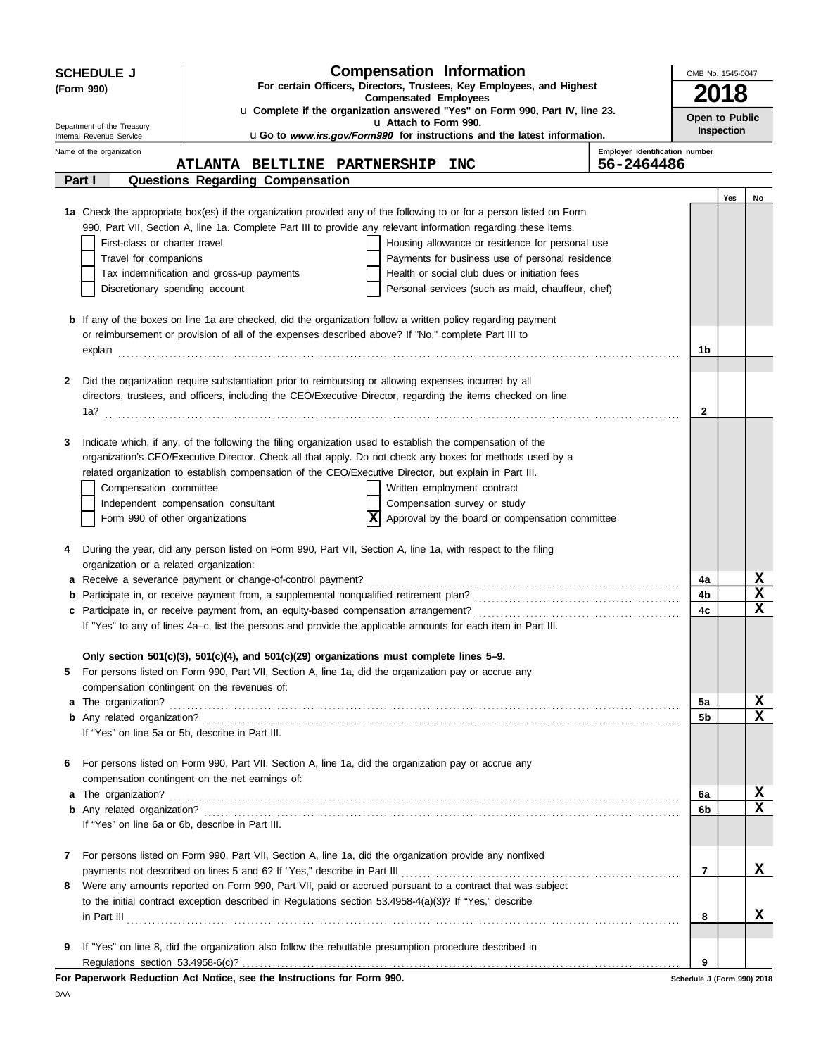**SCHEDULE J** **(Form 990)**

Department of the Treasury
Internal Revenue Service

# Compensation Information

**For certain Officers, Directors, Trustees, Key Employees, and Highest Compensated Employees**

u **Complete if the organization answered "Yes" on Form 990, Part IV, line 23.**
u **Attach to Form 990.**
u **Go to *www.irs.gov/Form990* for instructions and the latest information.**

OMB No. 1545-0047

**2018**

**Open to Public Inspection**

Name of the organization: **ATLANTA BELTLINE PARTNERSHIP INC**

Employer identification number: **56-2464486**

## Part I Questions Regarding Compensation

| | | | Yes | No |
|---|---|---|---|---|
| **1a** | Check the appropriate box(es) if the organization provided any of the following to or for a person listed on Form 990, Part VII, Section A, line 1a. Complete Part III to provide any relevant information regarding these items.<br>☐ First-class or charter travel ☐ Housing allowance or residence for personal use<br>☐ Travel for companions ☐ Payments for business use of personal residence<br>☐ Tax indemnification and gross-up payments ☐ Health or social club dues or initiation fees<br>☐ Discretionary spending account ☐ Personal services (such as maid, chauffeur, chef) | | | |
| **b** | If any of the boxes on line 1a are checked, did the organization follow a written policy regarding payment or reimbursement or provision of all of the expenses described above? If "No," complete Part III to explain | 1b | | |
| **2** | Did the organization require substantiation prior to reimbursing or allowing expenses incurred by all directors, trustees, and officers, including the CEO/Executive Director, regarding the items checked on line 1a? | 2 | | |
| **3** | Indicate which, if any, of the following the filing organization used to establish the compensation of the organization's CEO/Executive Director. Check all that apply. Do not check any boxes for methods used by a related organization to establish compensation of the CEO/Executive Director, but explain in Part III.<br>☐ Compensation committee ☐ Written employment contract<br>☐ Independent compensation consultant ☐ Compensation survey or study<br>☐ Form 990 of other organizations ☒ Approval by the board or compensation committee | | | |
| **4** | During the year, did any person listed on Form 990, Part VII, Section A, line 1a, with respect to the filing organization or a related organization: | | | |
| **a** | Receive a severance payment or change-of-control payment? | 4a | | X |
| **b** | Participate in, or receive payment from, a supplemental nonqualified retirement plan? | 4b | | X |
| **c** | Participate in, or receive payment from, an equity-based compensation arrangement? | 4c | | X |
| | If "Yes" to any of lines 4a–c, list the persons and provide the applicable amounts for each item in Part III. | | | |
| | **Only section 501(c)(3), 501(c)(4), and 501(c)(29) organizations must complete lines 5–9.** | | | |
| **5** | For persons listed on Form 990, Part VII, Section A, line 1a, did the organization pay or accrue any compensation contingent on the revenues of: | | | |
| **a** | The organization? | 5a | | X |
| **b** | Any related organization? | 5b | | X |
| | If "Yes" on line 5a or 5b, describe in Part III. | | | |
| **6** | For persons listed on Form 990, Part VII, Section A, line 1a, did the organization pay or accrue any compensation contingent on the net earnings of: | | | |
| **a** | The organization? | 6a | | X |
| **b** | Any related organization? | 6b | | X |
| | If "Yes" on line 6a or 6b, describe in Part III. | | | |
| **7** | For persons listed on Form 990, Part VII, Section A, line 1a, did the organization provide any nonfixed payments not described on lines 5 and 6? If "Yes," describe in Part III | 7 | | X |
| **8** | Were any amounts reported on Form 990, Part VII, paid or accrued pursuant to a contract that was subject to the initial contract exception described in Regulations section 53.4958-4(a)(3)? If "Yes," describe in Part III | 8 | | X |
| **9** | If "Yes" on line 8, did the organization also follow the rebuttable presumption procedure described in Regulations section 53.4958-6(c)? | 9 | | |

**For Paperwork Reduction Act Notice, see the Instructions for Form 990.**

Schedule J (Form 990) 2018

DAA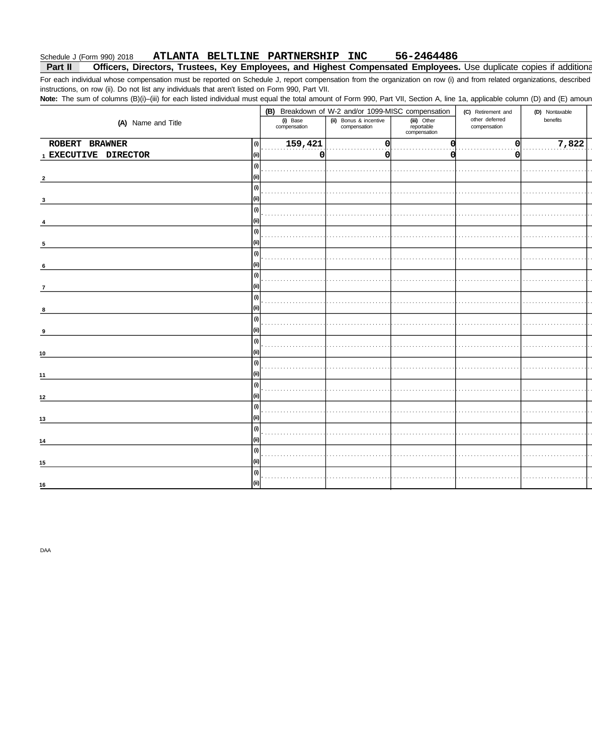Schedule J (Form 990) 2018 **ATLANTA BELTLINE PARTNERSHIP INC 56-2464486**

**Part II Officers, Directors, Trustees, Key Employees, and Highest Compensated Employees.** Use duplicate copies if additiona

For each individual whose compensation must be reported on Schedule J, report compensation from the organization on row (i) and from related organizations, described instructions, on row (ii). Do not list any individuals that aren't listed on Form 990, Part VII.

**Note:** The sum of columns (B)(i)–(iii) for each listed individual must equal the total amount of Form 990, Part VII, Section A, line 1a, applicable column (D) and (E) amoun

| (A) Name and Title | | (B) Breakdown of W-2 and/or 1099-MISC compensation | | | (C) Retirement and other deferred compensation | (D) Nontaxable benefits |
|---|---|---|---|---|---|---|
| | | (i) Base compensation | (ii) Bonus & incentive compensation | (iii) Other reportable compensation | | |
| 1 ROBERT BRAWNER | (i) | 159,421 | 0 | 0 | 0 | 7,822 |
| EXECUTIVE DIRECTOR | (ii) | 0 | 0 | 0 | 0 | |
| 2 | (i) | | | | | |
| | (ii) | | | | | |
| 3 | (i) | | | | | |
| | (ii) | | | | | |
| 4 | (i) | | | | | |
| | (ii) | | | | | |
| 5 | (i) | | | | | |
| | (ii) | | | | | |
| 6 | (i) | | | | | |
| | (ii) | | | | | |
| 7 | (i) | | | | | |
| | (ii) | | | | | |
| 8 | (i) | | | | | |
| | (ii) | | | | | |
| 9 | (i) | | | | | |
| | (ii) | | | | | |
| 10 | (i) | | | | | |
| | (ii) | | | | | |
| 11 | (i) | | | | | |
| | (ii) | | | | | |
| 12 | (i) | | | | | |
| | (ii) | | | | | |
| 13 | (i) | | | | | |
| | (ii) | | | | | |
| 14 | (i) | | | | | |
| | (ii) | | | | | |
| 15 | (i) | | | | | |
| | (ii) | | | | | |
| 16 | (i) | | | | | |
| | (ii) | | | | | |

DAA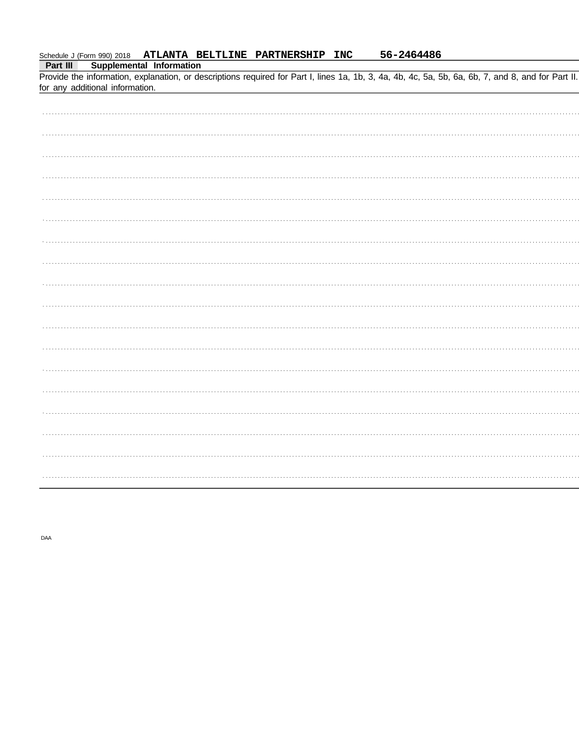Schedule J (Form 990) 2018 **ATLANTA BELTLINE PARTNERSHIP INC** **56-2464486**

**Part III Supplemental Information**

Provide the information, explanation, or descriptions required for Part I, lines 1a, 1b, 3, 4a, 4b, 4c, 5a, 5b, 6a, 6b, 7, and 8, and for Part II. for any additional information.

DAA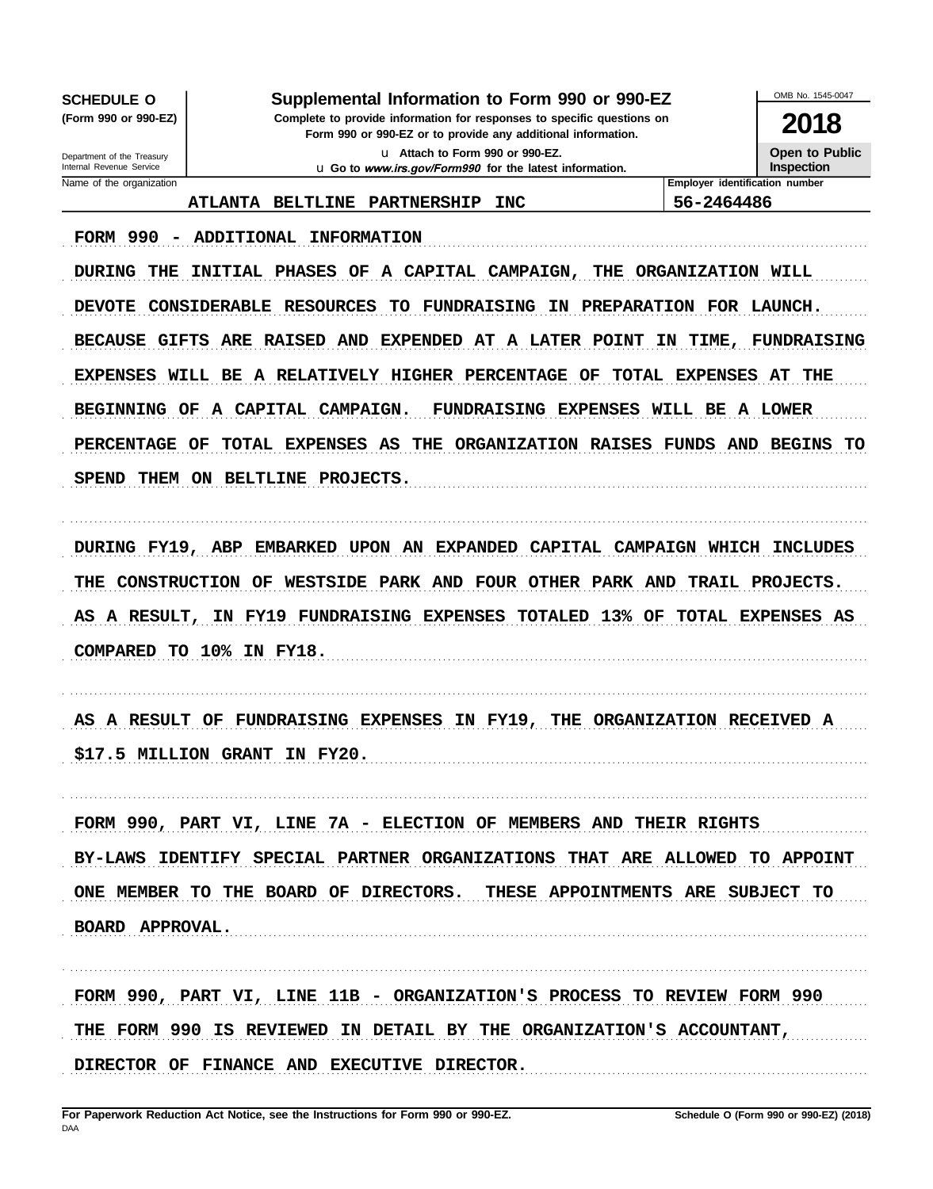**SCHEDULE O (Form 990 or 990-EZ)**

Department of the Treasury
Internal Revenue Service

# Supplemental Information to Form 990 or 990-EZ

**Complete to provide information for responses to specific questions on Form 990 or 990-EZ or to provide any additional information.**

u Attach to Form 990 or 990-EZ.

u Go to *www.irs.gov/Form990* for the latest information.

OMB No. 1545-0047

**2018**

**Open to Public Inspection**

| Name of the organization | Employer identification number |
|---|---|
| ATLANTA BELTLINE PARTNERSHIP INC | 56-2464486 |

FORM 990 - ADDITIONAL INFORMATION

DURING THE INITIAL PHASES OF A CAPITAL CAMPAIGN, THE ORGANIZATION WILL DEVOTE CONSIDERABLE RESOURCES TO FUNDRAISING IN PREPARATION FOR LAUNCH. BECAUSE GIFTS ARE RAISED AND EXPENDED AT A LATER POINT IN TIME, FUNDRAISING EXPENSES WILL BE A RELATIVELY HIGHER PERCENTAGE OF TOTAL EXPENSES AT THE BEGINNING OF A CAPITAL CAMPAIGN. FUNDRAISING EXPENSES WILL BE A LOWER PERCENTAGE OF TOTAL EXPENSES AS THE ORGANIZATION RAISES FUNDS AND BEGINS TO SPEND THEM ON BELTLINE PROJECTS.

DURING FY19, ABP EMBARKED UPON AN EXPANDED CAPITAL CAMPAIGN WHICH INCLUDES THE CONSTRUCTION OF WESTSIDE PARK AND FOUR OTHER PARK AND TRAIL PROJECTS. AS A RESULT, IN FY19 FUNDRAISING EXPENSES TOTALED 13% OF TOTAL EXPENSES AS COMPARED TO 10% IN FY18.

AS A RESULT OF FUNDRAISING EXPENSES IN FY19, THE ORGANIZATION RECEIVED A $17.5 MILLION GRANT IN FY20.

FORM 990, PART VI, LINE 7A - ELECTION OF MEMBERS AND THEIR RIGHTS

BY-LAWS IDENTIFY SPECIAL PARTNER ORGANIZATIONS THAT ARE ALLOWED TO APPOINT ONE MEMBER TO THE BOARD OF DIRECTORS. THESE APPOINTMENTS ARE SUBJECT TO BOARD APPROVAL.

FORM 990, PART VI, LINE 11B - ORGANIZATION'S PROCESS TO REVIEW FORM 990

THE FORM 990 IS REVIEWED IN DETAIL BY THE ORGANIZATION'S ACCOUNTANT, DIRECTOR OF FINANCE AND EXECUTIVE DIRECTOR.

**For Paperwork Reduction Act Notice, see the Instructions for Form 990 or 990-EZ.** DAA **Schedule O (Form 990 or 990-EZ) (2018)**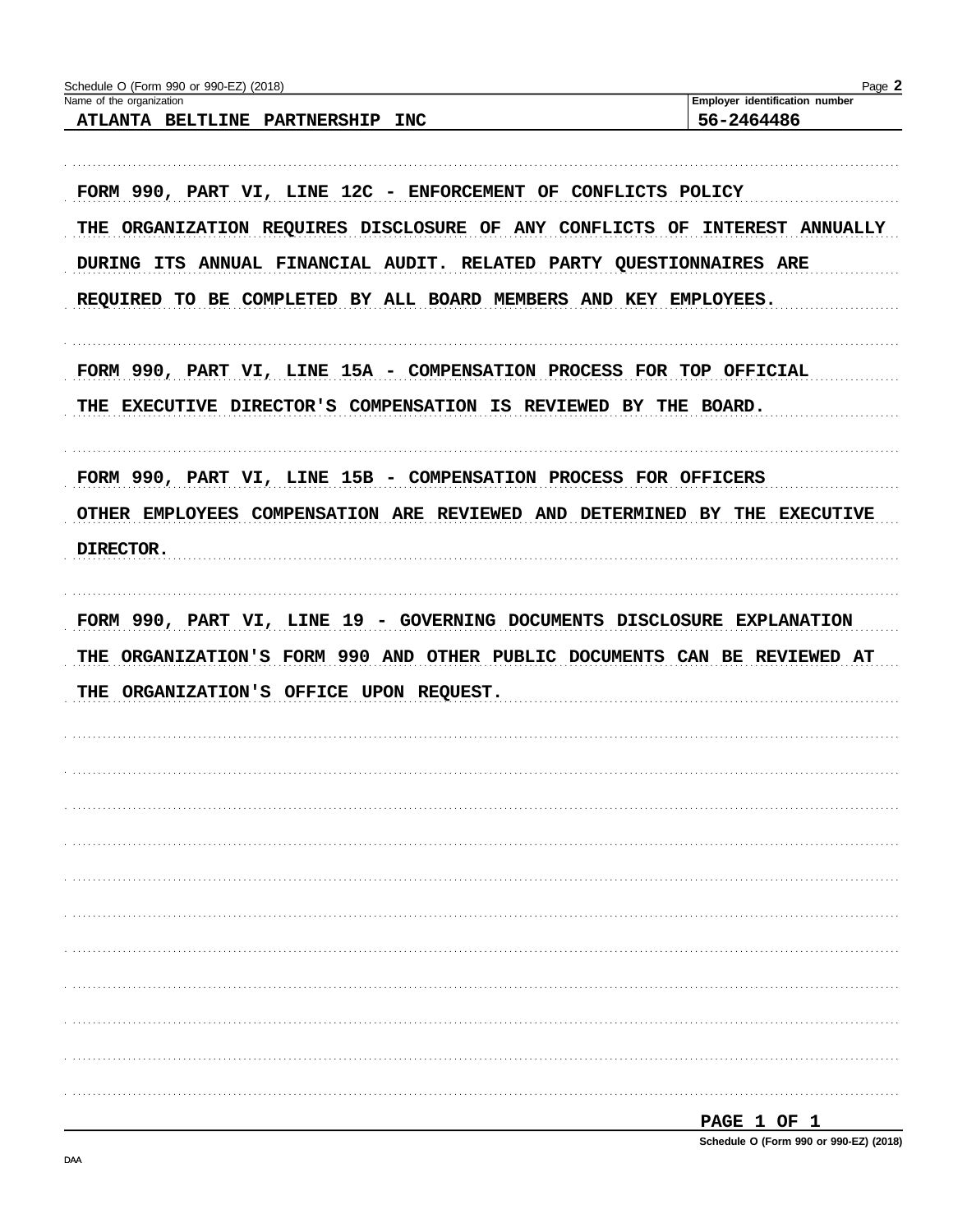Schedule O (Form 990 or 990-EZ) (2018)

| Name of the organization | Employer identification number |
|---|---|
| ATLANTA BELTLINE PARTNERSHIP INC | 56-2464486 |

FORM 990, PART VI, LINE 12C - ENFORCEMENT OF CONFLICTS POLICY

THE ORGANIZATION REQUIRES DISCLOSURE OF ANY CONFLICTS OF INTEREST ANNUALLY DURING ITS ANNUAL FINANCIAL AUDIT. RELATED PARTY QUESTIONNAIRES ARE REQUIRED TO BE COMPLETED BY ALL BOARD MEMBERS AND KEY EMPLOYEES.

FORM 990, PART VI, LINE 15A - COMPENSATION PROCESS FOR TOP OFFICIAL

THE EXECUTIVE DIRECTOR'S COMPENSATION IS REVIEWED BY THE BOARD.

FORM 990, PART VI, LINE 15B - COMPENSATION PROCESS FOR OFFICERS

OTHER EMPLOYEES COMPENSATION ARE REVIEWED AND DETERMINED BY THE EXECUTIVE DIRECTOR.

FORM 990, PART VI, LINE 19 - GOVERNING DOCUMENTS DISCLOSURE EXPLANATION

THE ORGANIZATION'S FORM 990 AND OTHER PUBLIC DOCUMENTS CAN BE REVIEWED AT THE ORGANIZATION'S OFFICE UPON REQUEST.

DAA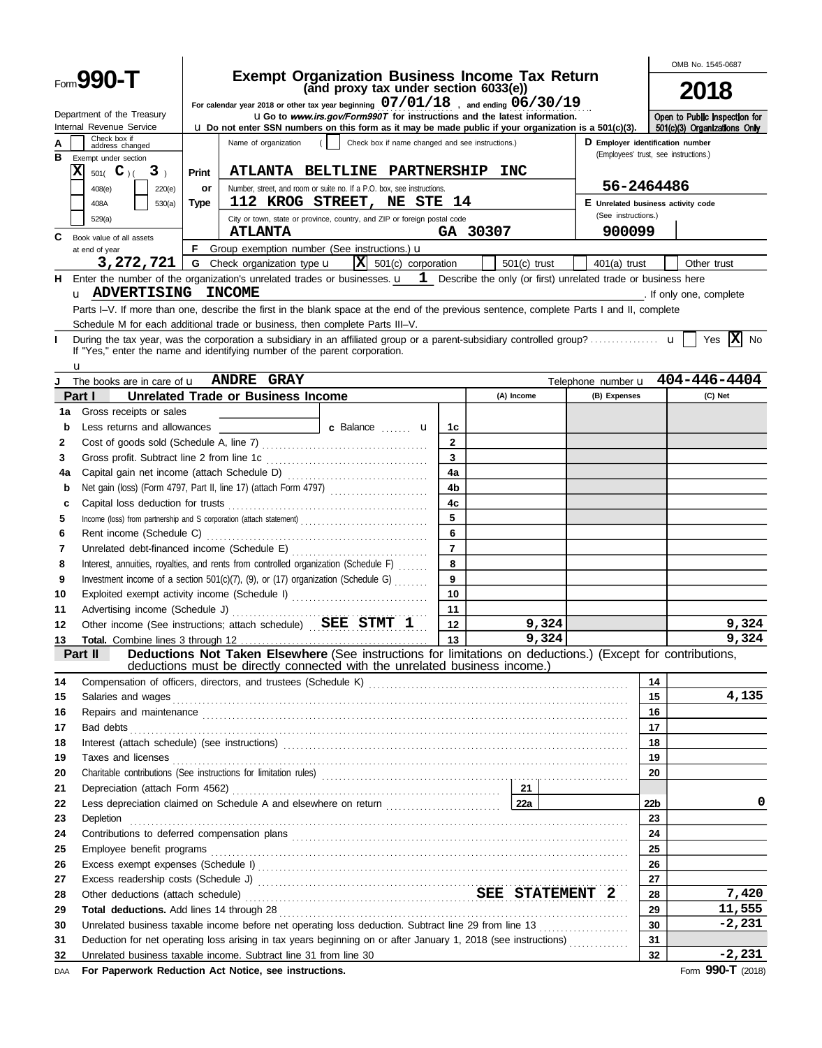Form **990-T**

Department of the Treasury
Internal Revenue Service

# Exempt Organization Business Income Tax Return
**(and proxy tax under section 6033(e))**

For calendar year 2018 or other tax year beginning 07/01/18 , and ending 06/30/19

u Go to *www.irs.gov/Form990T* for instructions and the latest information.

u Do not enter SSN numbers on this form as it may be made public if your organization is a 501(c)(3).

OMB No. 1545-0687

**2018**

Open to Public Inspection for 501(c)(3) Organizations Only

**A** Check box if address changed [ ]

**B** Exempt under section
[X] 501( C )( 3 )
[ ] 408(e) [ ] 220(e)
[ ] 408A [ ] 530(a)
[ ] 529(a)

Print or Type

Name of organization ( [ ] Check box if name changed and see instructions.)
**ATLANTA BELTLINE PARTNERSHIP INC**

Number, street, and room or suite no. If a P.O. box, see instructions.
**112 KROG STREET, NE STE 14**

City or town, state or province, country, and ZIP or foreign postal code
**ATLANTA GA 30307**

**D** Employer identification number (Employees' trust, see instructions.)
**56-2464486**

**E** Unrelated business activity code (See instructions.)
**900099**

**C** Book value of all assets at end of year **3,272,721**

**F** Group exemption number (See instructions.) u

**G** Check organization type u [X] 501(c) corporation [ ] 501(c) trust [ ] 401(a) trust [ ] Other trust

**H** Enter the number of the organization's unrelated trades or businesses. u **1** Describe the only (or first) unrelated trade or business here u **ADVERTISING INCOME** . If only one, complete Parts I–V. If more than one, describe the first in the blank space at the end of the previous sentence, complete Parts I and II, complete Schedule M for each additional trade or business, then complete Parts III–V.

**I** During the tax year, was the corporation a subsidiary in an affiliated group or a parent-subsidiary controlled group? u [ ] Yes [X] No
If "Yes," enter the name and identifying number of the parent corporation. u

**J** The books are in care of u **ANDRE GRAY** Telephone number u **404-446-4404**

## Part I Unrelated Trade or Business Income

| | | | (A) Income | (B) Expenses | (C) Net |
|---|---|---|---|---|---|
| 1a | Gross receipts or sales | | | | |
| b | Less returns and allowances | c Balance u 1c | | | |
| 2 | Cost of goods sold (Schedule A, line 7) | 2 | | | |
| 3 | Gross profit. Subtract line 2 from line 1c | 3 | | | |
| 4a | Capital gain net income (attach Schedule D) | 4a | | | |
| b | Net gain (loss) (Form 4797, Part II, line 17) (attach Form 4797) | 4b | | | |
| c | Capital loss deduction for trusts | 4c | | | |
| 5 | Income (loss) from partnership and S corporation (attach statement) | 5 | | | |
| 6 | Rent income (Schedule C) | 6 | | | |
| 7 | Unrelated debt-financed income (Schedule E) | 7 | | | |
| 8 | Interest, annuities, royalties, and rents from controlled organization (Schedule F) | 8 | | | |
| 9 | Investment income of a section 501(c)(7), (9), or (17) organization (Schedule G) | 9 | | | |
| 10 | Exploited exempt activity income (Schedule I) | 10 | | | |
| 11 | Advertising income (Schedule J) | 11 | | | |
| 12 | Other income (See instructions; attach schedule) SEE STMT 1 | 12 | 9,324 | | 9,324 |
| 13 | **Total.** Combine lines 3 through 12 | 13 | 9,324 | | 9,324 |

## Part II Deductions Not Taken Elsewhere (See instructions for limitations on deductions.) (Except for contributions, deductions must be directly connected with the unrelated business income.)

| | | | |
|---|---|---|---|
| 14 | Compensation of officers, directors, and trustees (Schedule K) | 14 | |
| 15 | Salaries and wages | 15 | 4,135 |
| 16 | Repairs and maintenance | 16 | |
| 17 | Bad debts | 17 | |
| 18 | Interest (attach schedule) (see instructions) | 18 | |
| 19 | Taxes and licenses | 19 | |
| 20 | Charitable contributions (See instructions for limitation rules) | 20 | |
| 21 | Depreciation (attach Form 4562) 21 | | |
| 22 | Less depreciation claimed on Schedule A and elsewhere on return 22a | 22b | 0 |
| 23 | Depletion | 23 | |
| 24 | Contributions to deferred compensation plans | 24 | |
| 25 | Employee benefit programs | 25 | |
| 26 | Excess exempt expenses (Schedule I) | 26 | |
| 27 | Excess readership costs (Schedule J) | 27 | |
| 28 | Other deductions (attach schedule) SEE STATEMENT 2 | 28 | 7,420 |
| 29 | **Total deductions.** Add lines 14 through 28 | 29 | 11,555 |
| 30 | Unrelated business taxable income before net operating loss deduction. Subtract line 29 from line 13 | 30 | -2,231 |
| 31 | Deduction for net operating loss arising in tax years beginning on or after January 1, 2018 (see instructions) | 31 | |
| 32 | Unrelated business taxable income. Subtract line 31 from line 30 | 32 | -2,231 |

DAA **For Paperwork Reduction Act Notice, see instructions.** Form **990-T** (2018)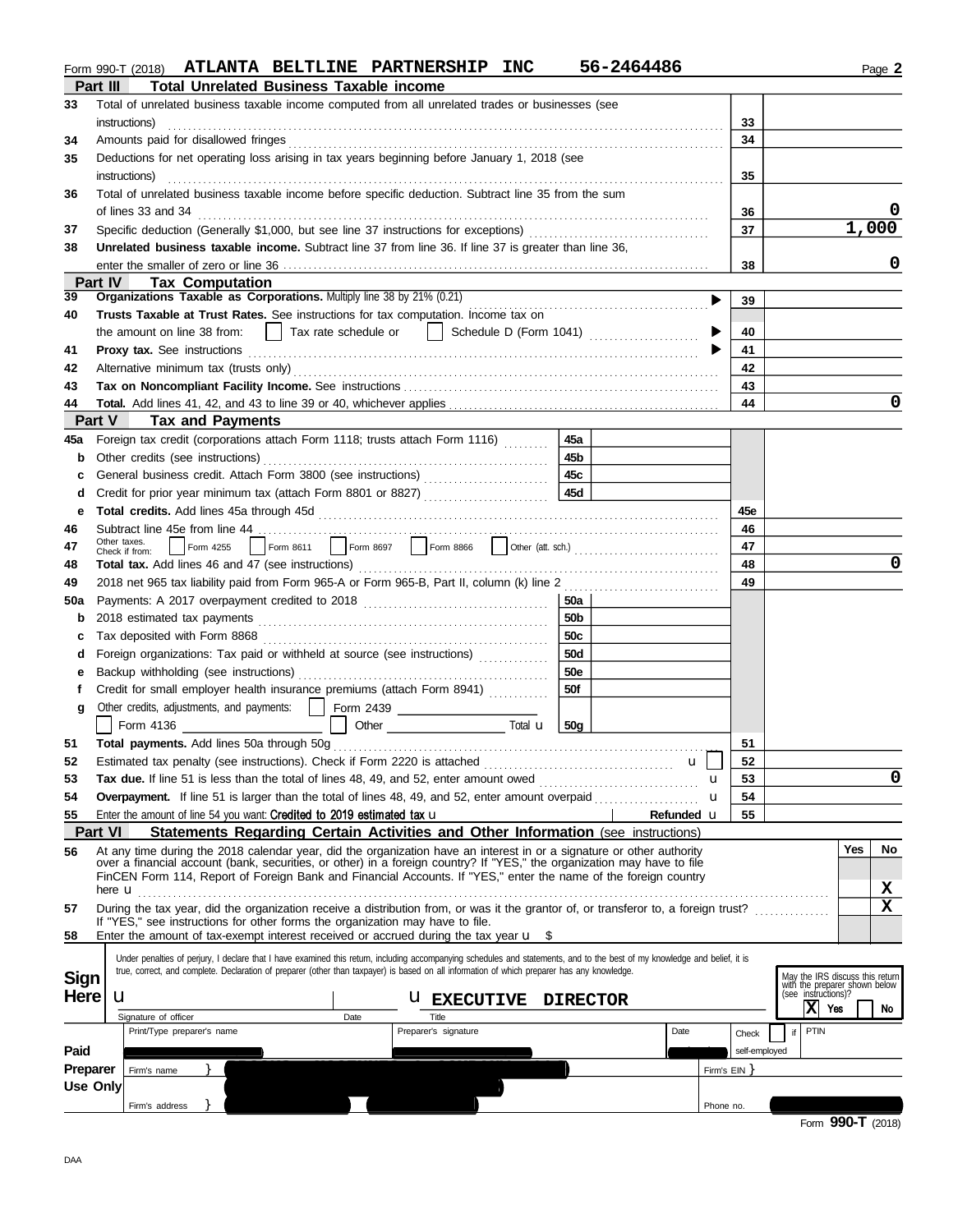Form 990-T (2018) **ATLANTA BELTLINE PARTNERSHIP INC 56-2464486** Page **2**

## Part III Total Unrelated Business Taxable income

| Line | Description | Line No. | Amount |
|---|---|---|---|
| 33 | Total of unrelated business taxable income computed from all unrelated trades or businesses (see instructions) | 33 | |
| 34 | Amounts paid for disallowed fringes | 34 | |
| 35 | Deductions for net operating loss arising in tax years beginning before January 1, 2018 (see instructions) | 35 | |
| 36 | Total of unrelated business taxable income before specific deduction. Subtract line 35 from the sum of lines 33 and 34 | 36 | 0 |
| 37 | Specific deduction (Generally $1,000, but see line 37 instructions for exceptions) | 37 | 1,000 |
| 38 | **Unrelated business taxable income.** Subtract line 37 from line 36. If line 37 is greater than line 36, enter the smaller of zero or line 36 | 38 | 0 |

## Part IV Tax Computation

| Line | Description | Line No. | Amount |
|---|---|---|---|
| 39 | **Organizations Taxable as Corporations.** Multiply line 38 by 21% (0.21) | 39 | |
| 40 | **Trusts Taxable at Trust Rates.** See instructions for tax computation. Income tax on the amount on line 38 from: ☐ Tax rate schedule or ☐ Schedule D (Form 1041) | 40 | |
| 41 | **Proxy tax.** See instructions | 41 | |
| 42 | Alternative minimum tax (trusts only) | 42 | |
| 43 | **Tax on Noncompliant Facility Income.** See instructions | 43 | |
| 44 | **Total.** Add lines 41, 42, and 43 to line 39 or 40, whichever applies | 44 | 0 |

## Part V Tax and Payments

| Line | Description | Sub-line | Sub-amount | Line No. | Amount |
|---|---|---|---|---|---|
| 45a | Foreign tax credit (corporations attach Form 1118; trusts attach Form 1116) | 45a | | | |
| b | Other credits (see instructions) | 45b | | | |
| c | General business credit. Attach Form 3800 (see instructions) | 45c | | | |
| d | Credit for prior year minimum tax (attach Form 8801 or 8827) | 45d | | | |
| e | **Total credits.** Add lines 45a through 45d | | | 45e | |
| 46 | Subtract line 45e from line 44 | | | 46 | |
| 47 | Other taxes. Check if from: ☐ Form 4255 ☐ Form 8611 ☐ Form 8697 ☐ Form 8866 ☐ Other (att. sch.) | | | 47 | |
| 48 | **Total tax.** Add lines 46 and 47 (see instructions) | | | 48 | 0 |
| 49 | 2018 net 965 tax liability paid from Form 965-A or Form 965-B, Part II, column (k) line 2 | | | 49 | |
| 50a | Payments: A 2017 overpayment credited to 2018 | 50a | | | |
| b | 2018 estimated tax payments | 50b | | | |
| c | Tax deposited with Form 8868 | 50c | | | |
| d | Foreign organizations: Tax paid or withheld at source (see instructions) | 50d | | | |
| e | Backup withholding (see instructions) | 50e | | | |
| f | Credit for small employer health insurance premiums (attach Form 8941) | 50f | | | |
| g | Other credits, adjustments, and payments: ☐ Form 2439 ☐ Form 4136 ☐ Other Total | 50g | | | |
| 51 | **Total payments.** Add lines 50a through 50g | | | 51 | |
| 52 | Estimated tax penalty (see instructions). Check if Form 2220 is attached ☐ | | | 52 | |
| 53 | **Tax due.** If line 51 is less than the total of lines 48, 49, and 52, enter amount owed | | | 53 | 0 |
| 54 | **Overpayment.** If line 51 is larger than the total of lines 48, 49, and 52, enter amount overpaid | | | 54 | |
| 55 | Enter the amount of line 54 you want: **Credited to 2019 estimated tax** | | Refunded | 55 | |

## Part VI Statements Regarding Certain Activities and Other Information (see instructions)

| Line | Question | Yes | No |
|---|---|---|---|
| 56 | At any time during the 2018 calendar year, did the organization have an interest in or a signature or other authority over a financial account (bank, securities, or other) in a foreign country? If "YES," the organization may have to file FinCEN Form 114, Report of Foreign Bank and Financial Accounts. If "YES," enter the name of the foreign country here | | X |
| 57 | During the tax year, did the organization receive a distribution from, or was it the grantor of, or transferor to, a foreign trust? If "YES," see instructions for other forms the organization may have to file. | | X |
| 58 | Enter the amount of tax-exempt interest received or accrued during the tax year $ | | |

**Sign Here**

Under penalties of perjury, I declare that I have examined this return, including accompanying schedules and statements, and to the best of my knowledge and belief, it is true, correct, and complete. Declaration of preparer (other than taxpayer) is based on all information of which preparer has any knowledge.

Signature of officer | Date | Title: **EXECUTIVE DIRECTOR**

May the IRS discuss this return with the preparer shown below (see instructions)? ☒ Yes ☐ No

**Paid Preparer Use Only**

| Print/Type preparer's name | Preparer's signature | Date | Check ☐ if self-employed | PTIN |
|---|---|---|---|---|
| | | | | |
| Firm's name | | | Firm's EIN | |
| Firm's address | | | Phone no. | |

Form **990-T** (2018)

DAA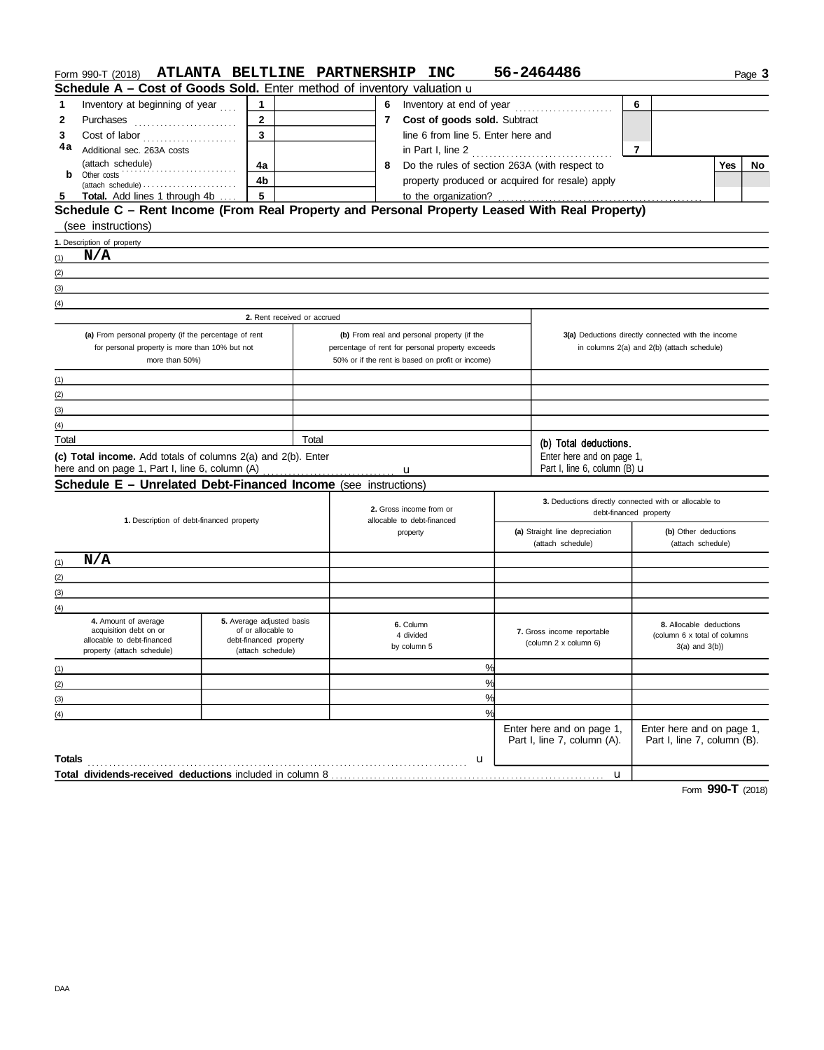Form 990-T (2018) **ATLANTA BELTLINE PARTNERSHIP INC** **56-2464486** Page **3**

## Schedule A – Cost of Goods Sold. Enter method of inventory valuation u

| | | | | | | | |
|---|---|---|---|---|---|---|---|
| **1** | Inventory at beginning of year | **1** | | **6** | Inventory at end of year | **6** | |
| **2** | Purchases | **2** | | **7** | **Cost of goods sold.** Subtract line 6 from line 5. Enter here and in Part I, line 2 | **7** | |
| **3** | Cost of labor | **3** | | | | | |
| **4a** | Additional sec. 263A costs (attach schedule) | **4a** | | **8** | Do the rules of section 263A (with respect to property produced or acquired for resale) apply to the organization? | **Yes** | **No** |
| **b** | Other costs (attach schedule) | **4b** | | | | | |
| **5** | **Total.** Add lines 1 through 4b | **5** | | | | | |

## Schedule C – Rent Income (From Real Property and Personal Property Leased With Real Property) (see instructions)

**1.** Description of property

(1) **N/A**

(2)

(3)

(4)

| 2. Rent received or accrued | | |
|---|---|---|
| **(a)** From personal property (if the percentage of rent for personal property is more than 10% but not more than 50%) | **(b)** From real and personal property (if the percentage of rent for personal property exceeds 50% or if the rent is based on profit or income) | **3(a)** Deductions directly connected with the income in columns 2(a) and 2(b) (attach schedule) |
| (1) | | |
| (2) | | |
| (3) | | |
| (4) | | |
| Total | Total | (b) Total deductions. Enter here and on page 1, Part I, line 6, column (B) u |

**(c) Total income.** Add totals of columns 2(a) and 2(b). Enter here and on page 1, Part I, line 6, column (A) u

## Schedule E – Unrelated Debt-Financed Income (see instructions)

| 1. Description of debt-financed property | 2. Gross income from or allocable to debt-financed property | 3. Deductions directly connected with or allocable to debt-financed property | |
|---|---|---|---|
| | | **(a)** Straight line depreciation (attach schedule) | **(b)** Other deductions (attach schedule) |
| (1) **N/A** | | | |
| (2) | | | |
| (3) | | | |
| (4) | | | |

| 4. Amount of average acquisition debt on or allocable to debt-financed property (attach schedule) | 5. Average adjusted basis of or allocable to debt-financed property (attach schedule) | 6. Column 4 divided by column 5 | 7. Gross income reportable (column 2 x column 6) | 8. Allocable deductions (column 6 x total of columns 3(a) and 3(b)) |
|---|---|---|---|---|
| (1) | | % | | |
| (2) | | % | | |
| (3) | | % | | |
| (4) | | % | | |
| | | | Enter here and on page 1, Part I, line 7, column (A). | Enter here and on page 1, Part I, line 7, column (B). |
| **Totals** | | u | | |
| **Total dividends-received deductions** included in column 8 | | | u | |

Form **990-T** (2018)

DAA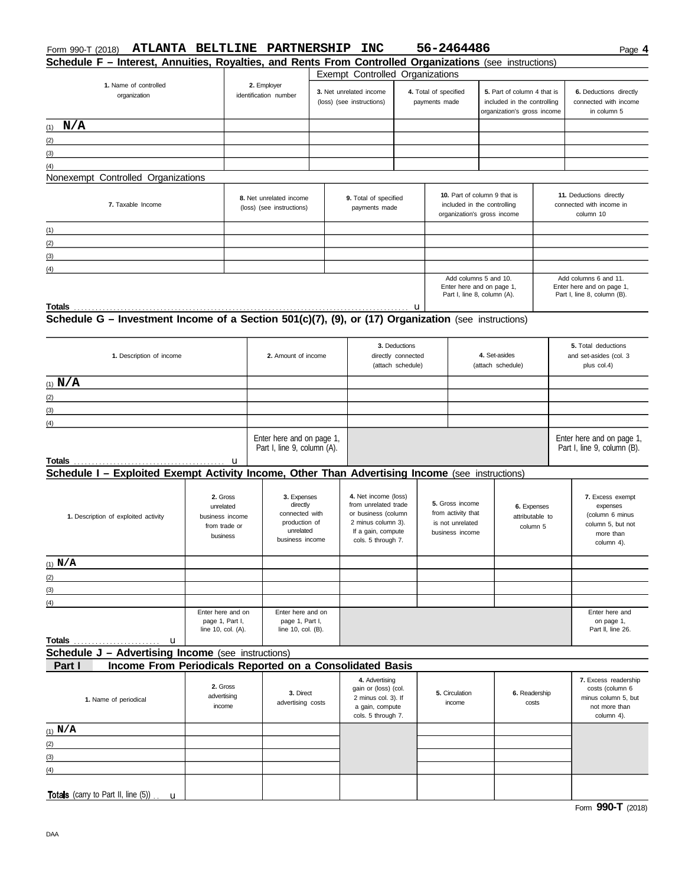Form 990-T (2018) **ATLANTA BELTLINE PARTNERSHIP INC** **56-2464486** Page **4**

## Schedule F – Interest, Annuities, Royalties, and Rents From Controlled Organizations (see instructions)

| 1. Name of controlled organization | 2. Employer identification number | Exempt Controlled Organizations | | | |
|---|---|---|---|---|---|
| | | 3. Net unrelated income (loss) (see instructions) | 4. Total of specified payments made | 5. Part of column 4 that is included in the controlling organization's gross income | 6. Deductions directly connected with income in column 5 |
| (1) **N/A** | | | | | |
| (2) | | | | | |
| (3) | | | | | |
| (4) | | | | | |

Nonexempt Controlled Organizations

| 7. Taxable Income | 8. Net unrelated income (loss) (see instructions) | 9. Total of specified payments made | 10. Part of column 9 that is included in the controlling organization's gross income | 11. Deductions directly connected with income in column 10 |
|---|---|---|---|---|
| (1) | | | | |
| (2) | | | | |
| (3) | | | | |
| (4) | | | | |
| | | | Add columns 5 and 10. Enter here and on page 1, Part I, line 8, column (A). | Add columns 6 and 11. Enter here and on page 1, Part I, line 8, column (B). |
| **Totals** . . . . . u | | | | |

## Schedule G – Investment Income of a Section 501(c)(7), (9), or (17) Organization (see instructions)

| 1. Description of income | 2. Amount of income | 3. Deductions directly connected (attach schedule) | 4. Set-asides (attach schedule) | 5. Total deductions and set-asides (col. 3 plus col.4) |
|---|---|---|---|---|
| (1) **N/A** | | | | |
| (2) | | | | |
| (3) | | | | |
| (4) | | | | |
| **Totals** . . . . . u | Enter here and on page 1, Part I, line 9, column (A). | | | Enter here and on page 1, Part I, line 9, column (B). |

## Schedule I – Exploited Exempt Activity Income, Other Than Advertising Income (see instructions)

| 1. Description of exploited activity | 2. Gross unrelated business income from trade or business | 3. Expenses directly connected with production of unrelated business income | 4. Net income (loss) from unrelated trade or business (column 2 minus column 3). If a gain, compute cols. 5 through 7. | 5. Gross income from activity that is not unrelated business income | 6. Expenses attributable to column 5 | 7. Excess exempt expenses (column 6 minus column 5, but not more than column 4). |
|---|---|---|---|---|---|---|
| (1) **N/A** | | | | | | |
| (2) | | | | | | |
| (3) | | | | | | |
| (4) | | | | | | |
| **Totals** . . . . . u | Enter here and on page 1, Part I, line 10, col. (A). | Enter here and on page 1, Part I, line 10, col. (B). | | | | Enter here and on page 1, Part II, line 26. |

## Schedule J – Advertising Income (see instructions)

### Part I — Income From Periodicals Reported on a Consolidated Basis

| 1. Name of periodical | 2. Gross advertising income | 3. Direct advertising costs | 4. Advertising gain or (loss) (col. 2 minus col. 3). If a gain, compute cols. 5 through 7. | 5. Circulation income | 6. Readership costs | 7. Excess readership costs (column 6 minus column 5, but not more than column 4). |
|---|---|---|---|---|---|---|
| (1) **N/A** | | | | | | |
| (2) | | | | | | |
| (3) | | | | | | |
| (4) | | | | | | |
| **Totals** (carry to Part II, line (5)) . . u | | | | | | |

Form **990-T** (2018)

DAA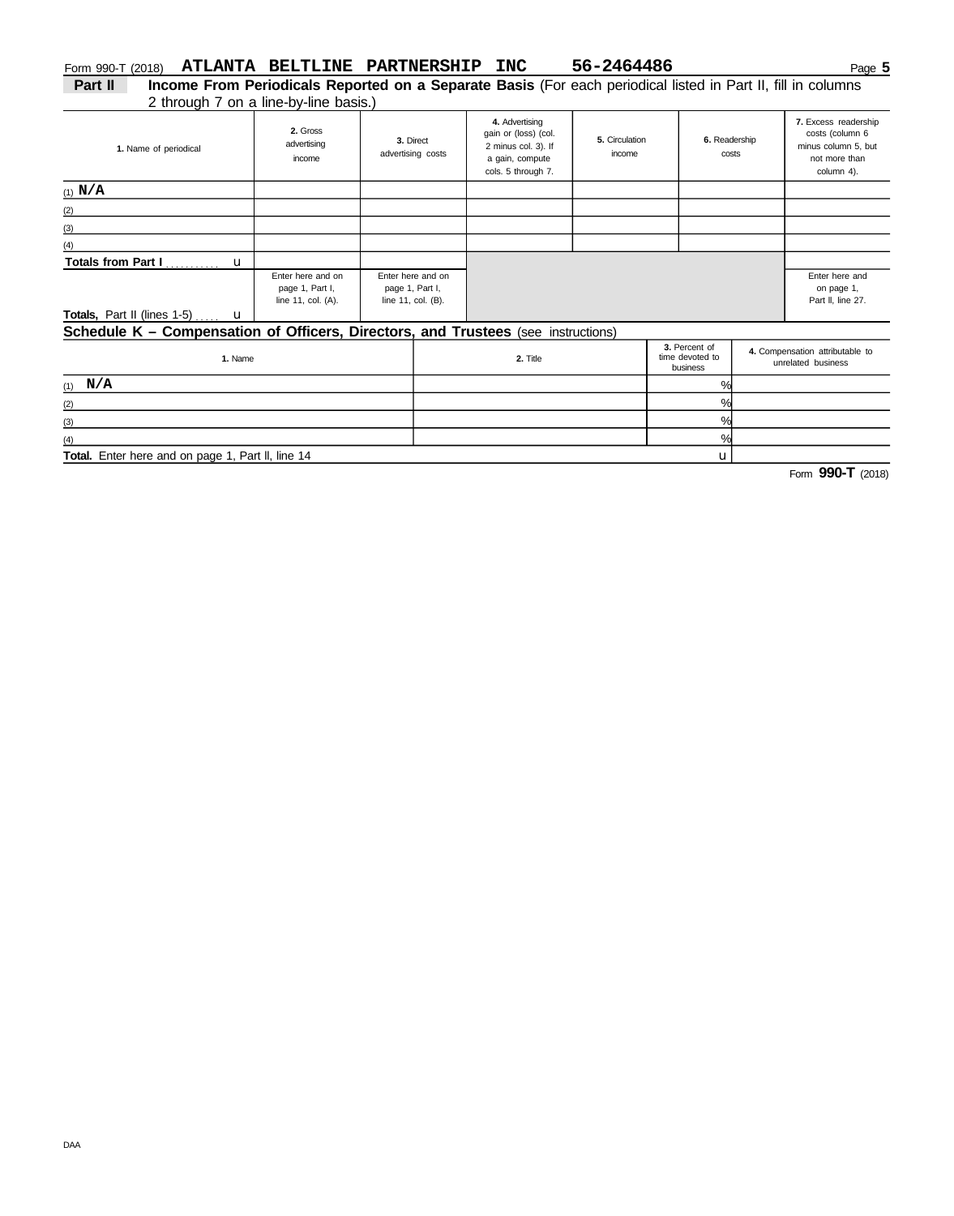Form 990-T (2018) **ATLANTA BELTLINE PARTNERSHIP INC** **56-2464486**

**Part II** **Income From Periodicals Reported on a Separate Basis** (For each periodical listed in Part II, fill in columns 2 through 7 on a line-by-line basis.)

| 1. Name of periodical | 2. Gross advertising income | 3. Direct advertising costs | 4. Advertising gain or (loss) (col. 2 minus col. 3). If a gain, compute cols. 5 through 7. | 5. Circulation income | 6. Readership costs | 7. Excess readership costs (column 6 minus column 5, but not more than column 4). |
|---|---|---|---|---|---|---|
| (1) N/A | | | | | | |
| (2) | | | | | | |
| (3) | | | | | | |
| (4) | | | | | | |
| Totals from Part I ..... u | | | | | | |
| Totals, Part II (lines 1-5) ..... u | Enter here and on page 1, Part I, line 11, col. (A). | Enter here and on page 1, Part I, line 11, col. (B). | | | | Enter here and on page 1, Part II, line 27. |

## Schedule K – Compensation of Officers, Directors, and Trustees (see instructions)

| 1. Name | 2. Title | 3. Percent of time devoted to business | 4. Compensation attributable to unrelated business |
|---|---|---|---|
| (1) N/A | | % | |
| (2) | | % | |
| (3) | | % | |
| (4) | | % | |
| **Total.** Enter here and on page 1, Part II, line 14 | | u | |

Form **990-T** (2018)

DAA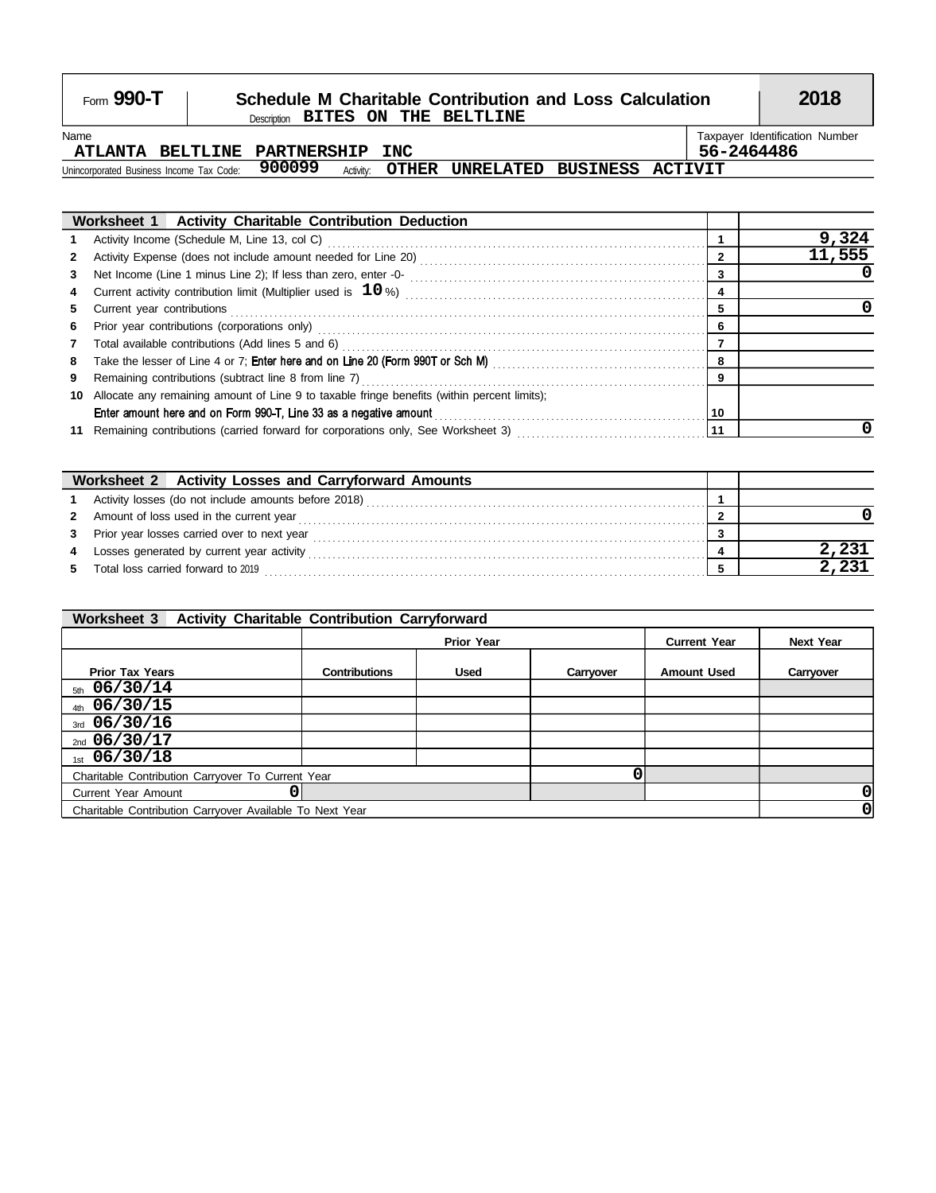Form **990-T**

# Schedule M Charitable Contribution and Loss Calculation

**2018**

Description **BITES ON THE BELTLINE**

Name: **ATLANTA BELTLINE PARTNERSHIP INC**

Taxpayer Identification Number: **56-2464486**

Unincorporated Business Income Tax Code: **900099** Activity: **OTHER UNRELATED BUSINESS ACTIVIT**

| Worksheet 1 Activity Charitable Contribution Deduction | | |
|---|---|---|
| 1 Activity Income (Schedule M, Line 13, col C) | 1 | 9,324 |
| 2 Activity Expense (does not include amount needed for Line 20) | 2 | 11,555 |
| 3 Net Income (Line 1 minus Line 2); If less than zero, enter -0- | 3 | 0 |
| 4 Current activity contribution limit (Multiplier used is **10** %) | 4 | |
| 5 Current year contributions | 5 | 0 |
| 6 Prior year contributions (corporations only) | 6 | |
| 7 Total available contributions (Add lines 5 and 6) | 7 | |
| 8 Take the lesser of Line 4 or 7; Enter here and on Line 20 (Form 990T or Sch M) | 8 | |
| 9 Remaining contributions (subtract line 8 from line 7) | 9 | |
| 10 Allocate any remaining amount of Line 9 to taxable fringe benefits (within percent limits); Enter amount here and on Form 990-T, Line 33 as a negative amount | 10 | |
| 11 Remaining contributions (carried forward for corporations only, See Worksheet 3) | 11 | 0 |

| Worksheet 2 Activity Losses and Carryforward Amounts | | |
|---|---|---|
| 1 Activity losses (do not include amounts before 2018) | 1 | |
| 2 Amount of loss used in the current year | 2 | 0 |
| 3 Prior year losses carried over to next year | 3 | |
| 4 Losses generated by current year activity | 4 | 2,231 |
| 5 Total loss carried forward to 2019 | 5 | 2,231 |

**Worksheet 3 Activity Charitable Contribution Carryforward**

| | Prior Year | | | Current Year | Next Year |
|---|---|---|---|---|---|
| Prior Tax Years | Contributions | Used | Carryover | Amount Used | Carryover |
| 5th 06/30/14 | | | | | |
| 4th 06/30/15 | | | | | |
| 3rd 06/30/16 | | | | | |
| 2nd 06/30/17 | | | | | |
| 1st 06/30/18 | | | | | |
| Charitable Contribution Carryover To Current Year | | | 0 | | |
| Current Year Amount | 0 | | | | 0 |
| Charitable Contribution Carryover Available To Next Year | | | | | 0 |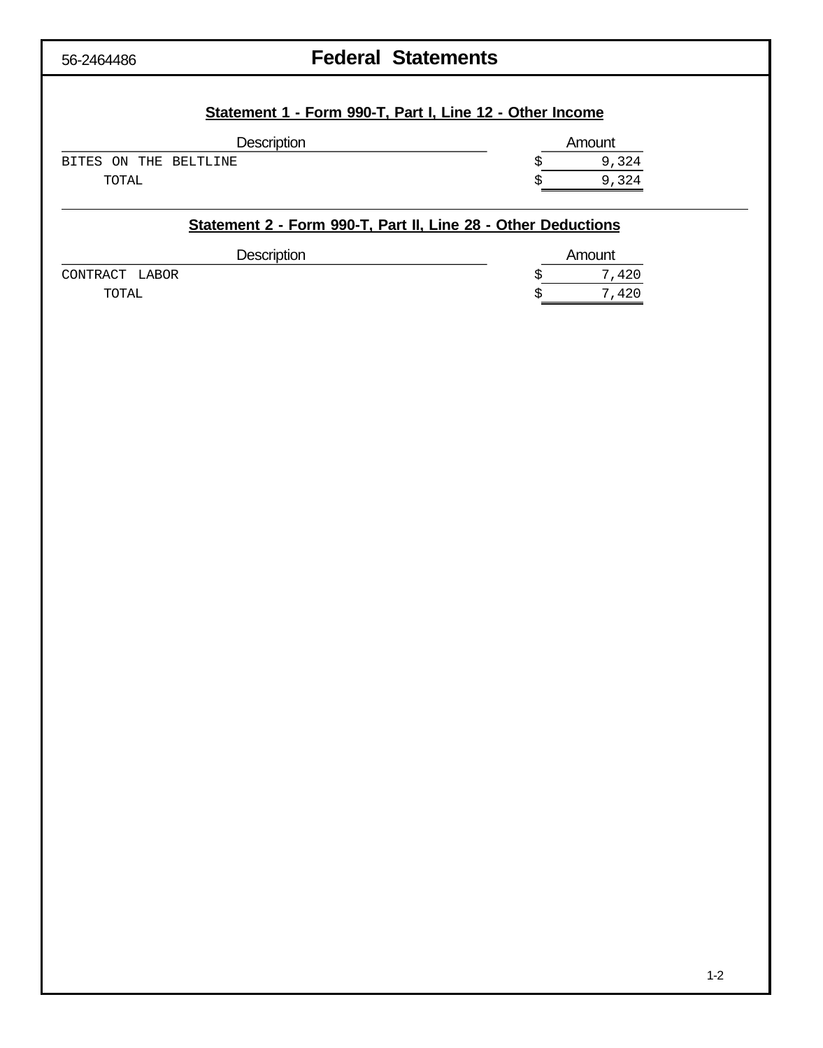56-2464486

# Federal Statements

## Statement 1 - Form 990-T, Part I, Line 12 - Other Income

| Description | Amount |
|---|---|
| BITES ON THE BELTLINE | $ 9,324 |
| TOTAL | $ 9,324 |

## Statement 2 - Form 990-T, Part II, Line 28 - Other Deductions

| Description | Amount |
|---|---|
| CONTRACT LABOR | $ 7,420 |
| TOTAL | $ 7,420 |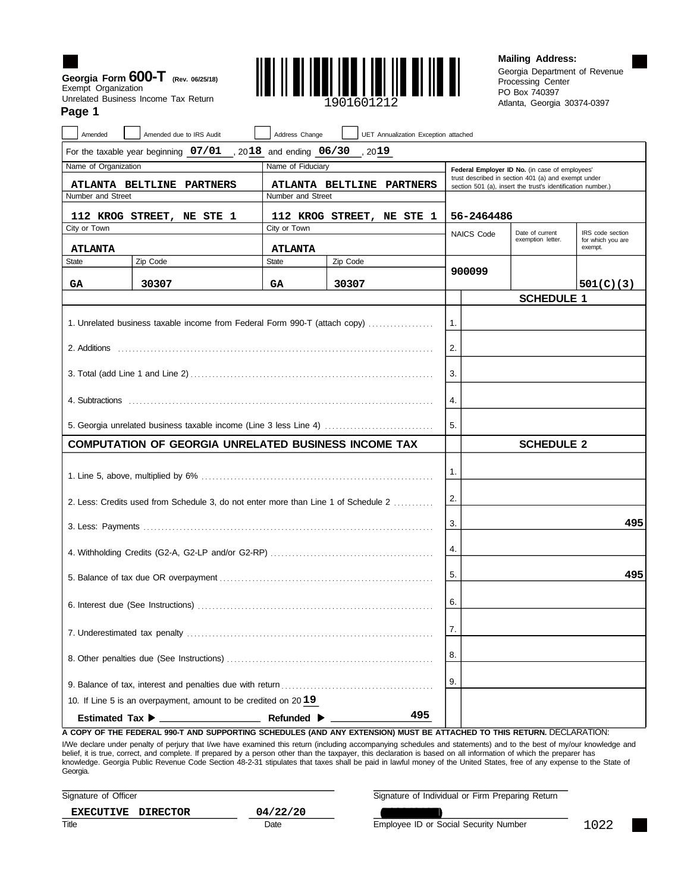**Georgia Form 600-T** (Rev. 06/25/18)
Exempt Organization
Unrelated Business Income Tax Return
**Page 1**

1901601212

**Mailing Address:**
Georgia Department of Revenue
Processing Center
PO Box 740397
Atlanta, Georgia 30374-0397

☐ Amended ☐ Amended due to IRS Audit ☐ Address Change ☐ UET Annualization Exception attached

For the taxable year beginning **07/01**, 20**18** and ending **06/30**, 20**19**

| Name of Organization | | Name of Fiduciary | | Federal Employer ID No. (in case of employees' trust described in section 401 (a) and exempt under section 501 (a), insert the trust's identification number.) | | |
|---|---|---|---|---|---|---|
| ATLANTA BELTLINE PARTNERS | | ATLANTA BELTLINE PARTNERS | | | | |
| Number and Street | | Number and Street | | | | |
| 112 KROG STREET, NE STE 1 | | 112 KROG STREET, NE STE 1 | | 56-2464486 | | |
| City or Town | | City or Town | | NAICS Code | Date of current exemption letter. | IRS code section for which you are exempt. |
| ATLANTA | | ATLANTA | | | | |
| State | Zip Code | State | Zip Code | | | |
| GA | 30307 | GA | 30307 | 900099 | | 501(C)(3) |

## SCHEDULE 1

| | | |
|---|---|---|
| 1. Unrelated business taxable income from Federal Form 990-T (attach copy) | 1. | |
| 2. Additions | 2. | |
| 3. Total (add Line 1 and Line 2) | 3. | |
| 4. Subtractions | 4. | |
| 5. Georgia unrelated business taxable income (Line 3 less Line 4) | 5. | |

## COMPUTATION OF GEORGIA UNRELATED BUSINESS INCOME TAX — SCHEDULE 2

| | | |
|---|---|---|
| 1. Line 5, above, multiplied by 6% | 1. | |
| 2. Less: Credits used from Schedule 3, do not enter more than Line 1 of Schedule 2 | 2. | |
| 3. Less: Payments | 3. | 495 |
| 4. Withholding Credits (G2-A, G2-LP and/or G2-RP) | 4. | |
| 5. Balance of tax due OR overpayment | 5. | 495 |
| 6. Interest due (See Instructions) | 6. | |
| 7. Underestimated tax penalty | 7. | |
| 8. Other penalties due (See Instructions) | 8. | |
| 9. Balance of tax, interest and penalties due with return | 9. | |

10. If Line 5 is an overpayment, amount to be credited on 20**19**

**Estimated Tax ▶** ________ **Refunded ▶** 495

**A COPY OF THE FEDERAL 990-T AND SUPPORTING SCHEDULES (AND ANY EXTENSION) MUST BE ATTACHED TO THIS RETURN.** DECLARATION:

I/We declare under penalty of perjury that I/we have examined this return (including accompanying schedules and statements) and to the best of my/our knowledge and belief, it is true, correct, and complete. If prepared by a person other than the taxpayer, this declaration is based on all information of which the preparer has knowledge. Georgia Public Revenue Code Section 48-2-31 stipulates that taxes shall be paid in lawful money of the United States, free of any expense to the State of Georgia.

Signature of Officer

Signature of Individual or Firm Preparing Return

**EXECUTIVE DIRECTOR** — **04/22/20**

Title — Date

Employee ID or Social Security Number

1022